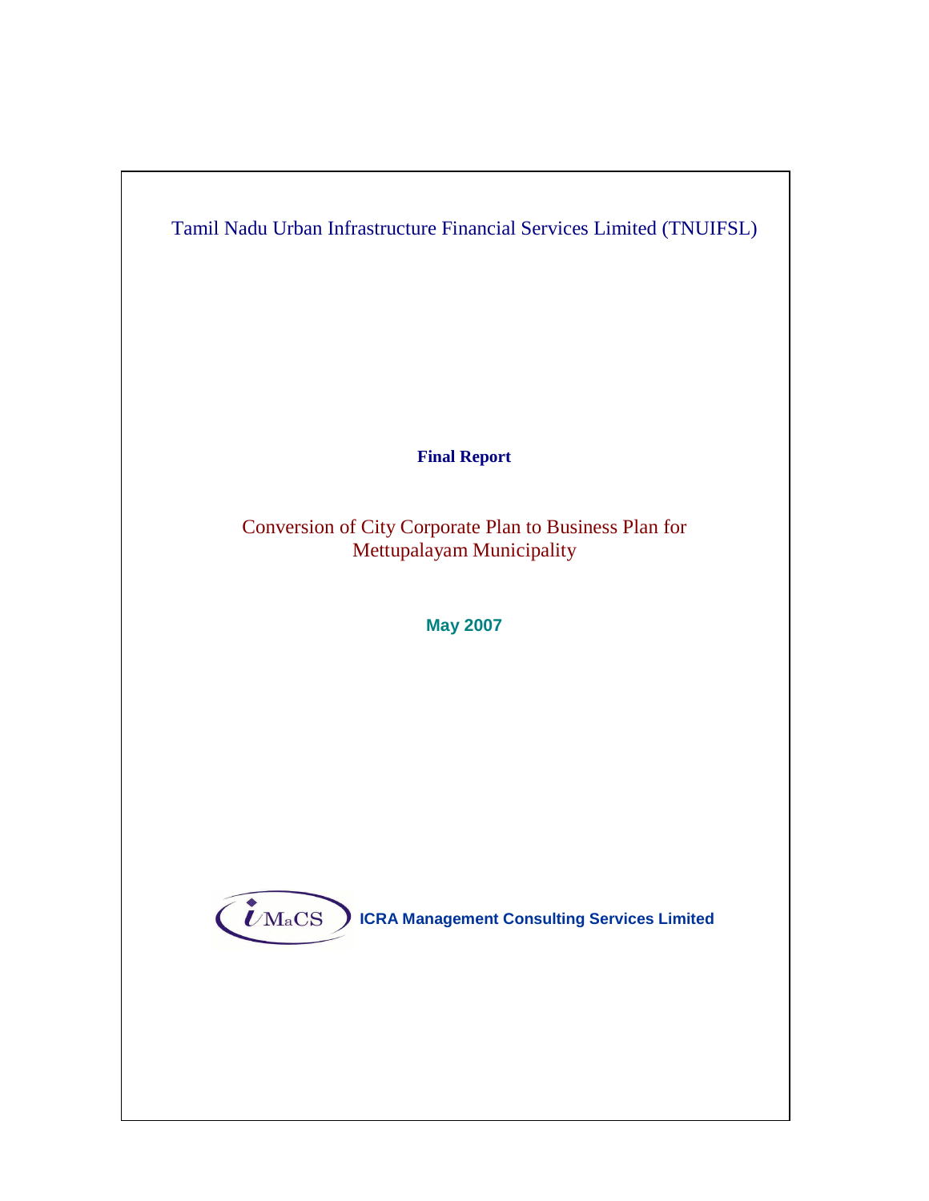Tamil Nadu Urban Infrastructure Financial Services Limited (TNUIFSL)

**Final Report**

# Conversion of City Corporate Plan to Business Plan for Mettupalayam Municipality

**May 2007**

iMaCS

**ICRA Management Consulting Services Limited**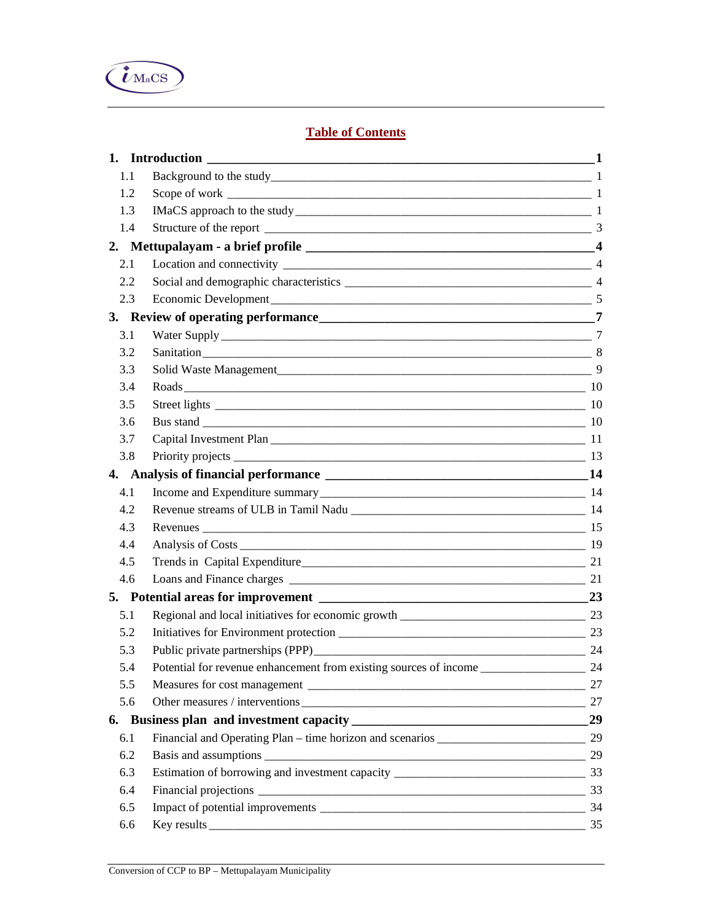## Table of Contents

| | | |
|---|---|---|
| **1.** | **Introduction** | **1** |
| 1.1 | Background to the study | 1 |
| 1.2 | Scope of work | 1 |
| 1.3 | IMaCS approach to the study | 1 |
| 1.4 | Structure of the report | 3 |
| **2.** | **Mettupalayam - a brief profile** | **4** |
| 2.1 | Location and connectivity | 4 |
| 2.2 | Social and demographic characteristics | 4 |
| 2.3 | Economic Development | 5 |
| **3.** | **Review of operating performance** | **7** |
| 3.1 | Water Supply | 7 |
| 3.2 | Sanitation | 8 |
| 3.3 | Solid Waste Management | 9 |
| 3.4 | Roads | 10 |
| 3.5 | Street lights | 10 |
| 3.6 | Bus stand | 10 |
| 3.7 | Capital Investment Plan | 11 |
| 3.8 | Priority projects | 13 |
| **4.** | **Analysis of financial performance** | **14** |
| 4.1 | Income and Expenditure summary | 14 |
| 4.2 | Revenue streams of ULB in Tamil Nadu | 14 |
| 4.3 | Revenues | 15 |
| 4.4 | Analysis of Costs | 19 |
| 4.5 | Trends in Capital Expenditure | 21 |
| 4.6 | Loans and Finance charges | 21 |
| **5.** | **Potential areas for improvement** | **23** |
| 5.1 | Regional and local initiatives for economic growth | 23 |
| 5.2 | Initiatives for Environment protection | 23 |
| 5.3 | Public private partnerships (PPP) | 24 |
| 5.4 | Potential for revenue enhancement from existing sources of income | 24 |
| 5.5 | Measures for cost management | 27 |
| 5.6 | Other measures / interventions | 27 |
| **6.** | **Business plan and investment capacity** | **29** |
| 6.1 | Financial and Operating Plan – time horizon and scenarios | 29 |
| 6.2 | Basis and assumptions | 29 |
| 6.3 | Estimation of borrowing and investment capacity | 33 |
| 6.4 | Financial projections | 33 |
| 6.5 | Impact of potential improvements | 34 |
| 6.6 | Key results | 35 |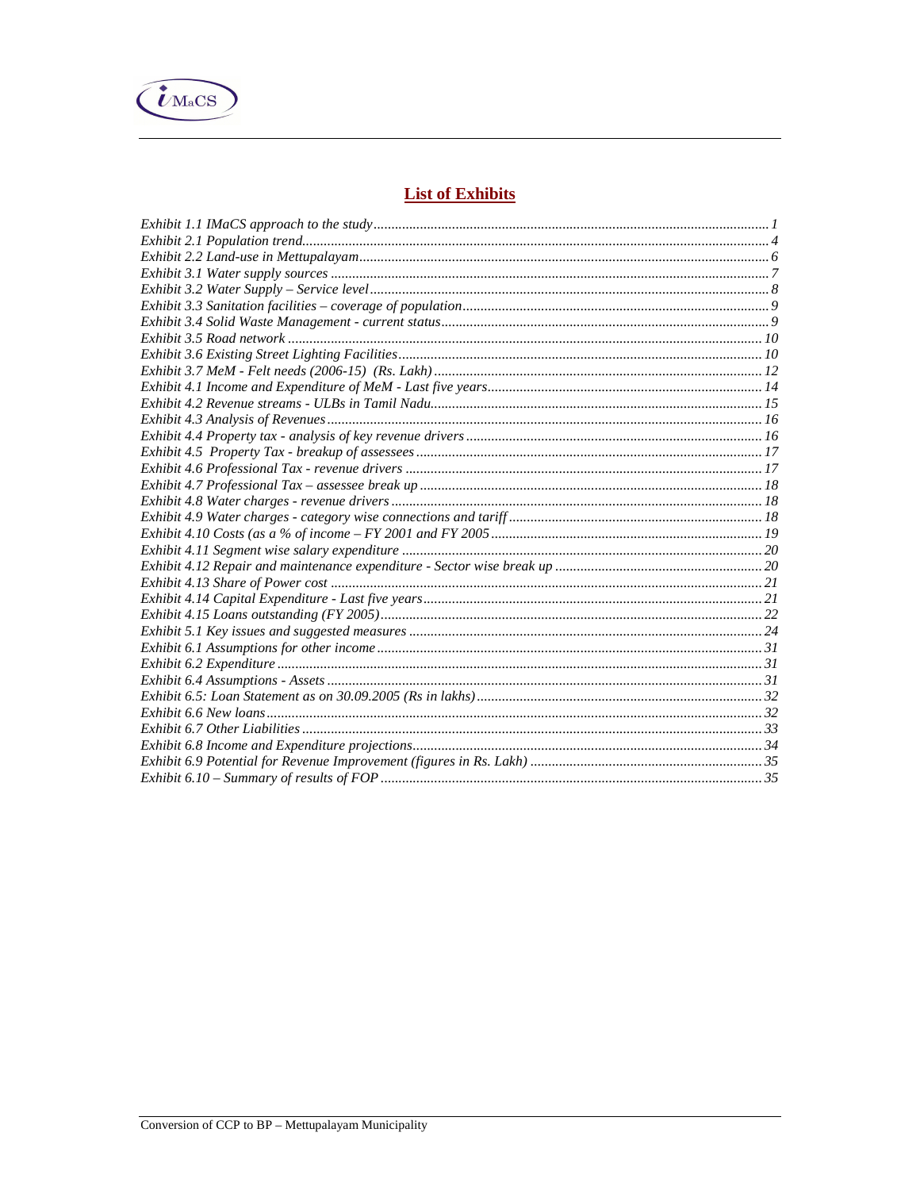## List of Exhibits

*Exhibit 1.1 IMaCS approach to the study* ........ *1*
*Exhibit 2.1 Population trend* ........ *4*
*Exhibit 2.2 Land-use in Mettupalayam* ........ *6*
*Exhibit 3.1 Water supply sources* ........ *7*
*Exhibit 3.2 Water Supply – Service level* ........ *8*
*Exhibit 3.3 Sanitation facilities – coverage of population* ........ *9*
*Exhibit 3.4 Solid Waste Management - current status* ........ *9*
*Exhibit 3.5 Road network* ........ *10*
*Exhibit 3.6 Existing Street Lighting Facilities* ........ *10*
*Exhibit 3.7 MeM - Felt needs (2006-15) (Rs. Lakh)* ........ *12*
*Exhibit 4.1 Income and Expenditure of MeM - Last five years* ........ *14*
*Exhibit 4.2 Revenue streams - ULBs in Tamil Nadu* ........ *15*
*Exhibit 4.3 Analysis of Revenues* ........ *16*
*Exhibit 4.4 Property tax - analysis of key revenue drivers* ........ *16*
*Exhibit 4.5 Property Tax - breakup of assessees* ........ *17*
*Exhibit 4.6 Professional Tax - revenue drivers* ........ *17*
*Exhibit 4.7 Professional Tax – assessee break up* ........ *18*
*Exhibit 4.8 Water charges - revenue drivers* ........ *18*
*Exhibit 4.9 Water charges - category wise connections and tariff* ........ *18*
*Exhibit 4.10 Costs (as a % of income – FY 2001 and FY 2005* ........ *19*
*Exhibit 4.11 Segment wise salary expenditure* ........ *20*
*Exhibit 4.12 Repair and maintenance expenditure - Sector wise break up* ........ *20*
*Exhibit 4.13 Share of Power cost* ........ *21*
*Exhibit 4.14 Capital Expenditure - Last five years* ........ *21*
*Exhibit 4.15 Loans outstanding (FY 2005)* ........ *22*
*Exhibit 5.1 Key issues and suggested measures* ........ *24*
*Exhibit 6.1 Assumptions for other income* ........ *31*
*Exhibit 6.2 Expenditure* ........ *31*
*Exhibit 6.4 Assumptions - Assets* ........ *31*
*Exhibit 6.5: Loan Statement as on 30.09.2005 (Rs in lakhs)* ........ *32*
*Exhibit 6.6 New loans* ........ *32*
*Exhibit 6.7 Other Liabilities* ........ *33*
*Exhibit 6.8 Income and Expenditure projections* ........ *34*
*Exhibit 6.9 Potential for Revenue Improvement (figures in Rs. Lakh)* ........ *35*
*Exhibit 6.10 – Summary of results of FOP* ........ *35*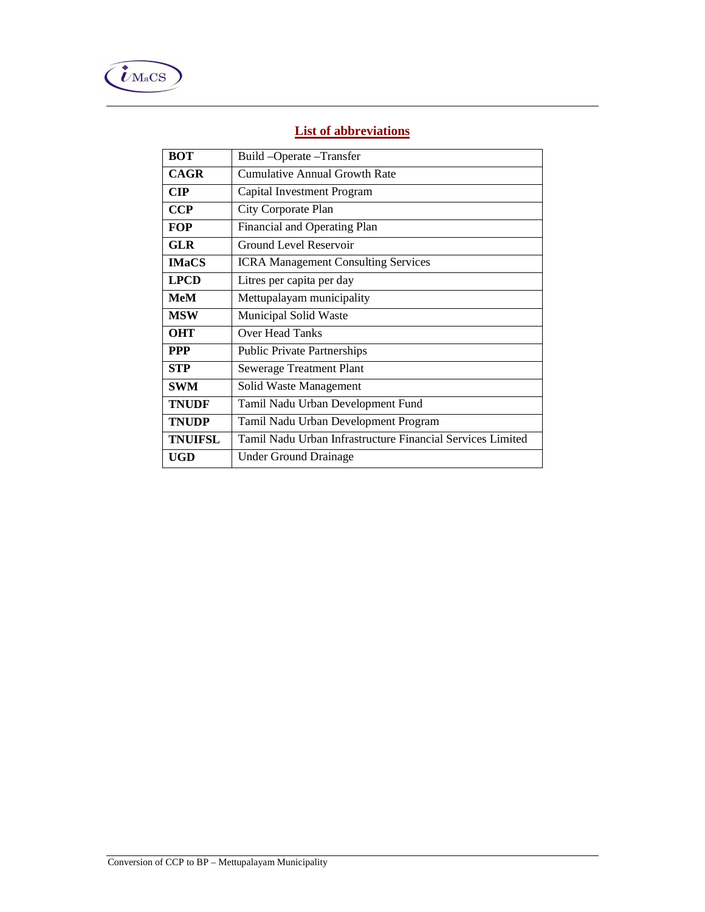## List of abbreviations

| | |
|---|---|
| **BOT** | Build –Operate –Transfer |
| **CAGR** | Cumulative Annual Growth Rate |
| **CIP** | Capital Investment Program |
| **CCP** | City Corporate Plan |
| **FOP** | Financial and Operating Plan |
| **GLR** | Ground Level Reservoir |
| **IMaCS** | ICRA Management Consulting Services |
| **LPCD** | Litres per capita per day |
| **MeM** | Mettupalayam municipality |
| **MSW** | Municipal Solid Waste |
| **OHT** | Over Head Tanks |
| **PPP** | Public Private Partnerships |
| **STP** | Sewerage Treatment Plant |
| **SWM** | Solid Waste Management |
| **TNUDF** | Tamil Nadu Urban Development Fund |
| **TNUDP** | Tamil Nadu Urban Development Program |
| **TNUIFSL** | Tamil Nadu Urban Infrastructure Financial Services Limited |
| **UGD** | Under Ground Drainage |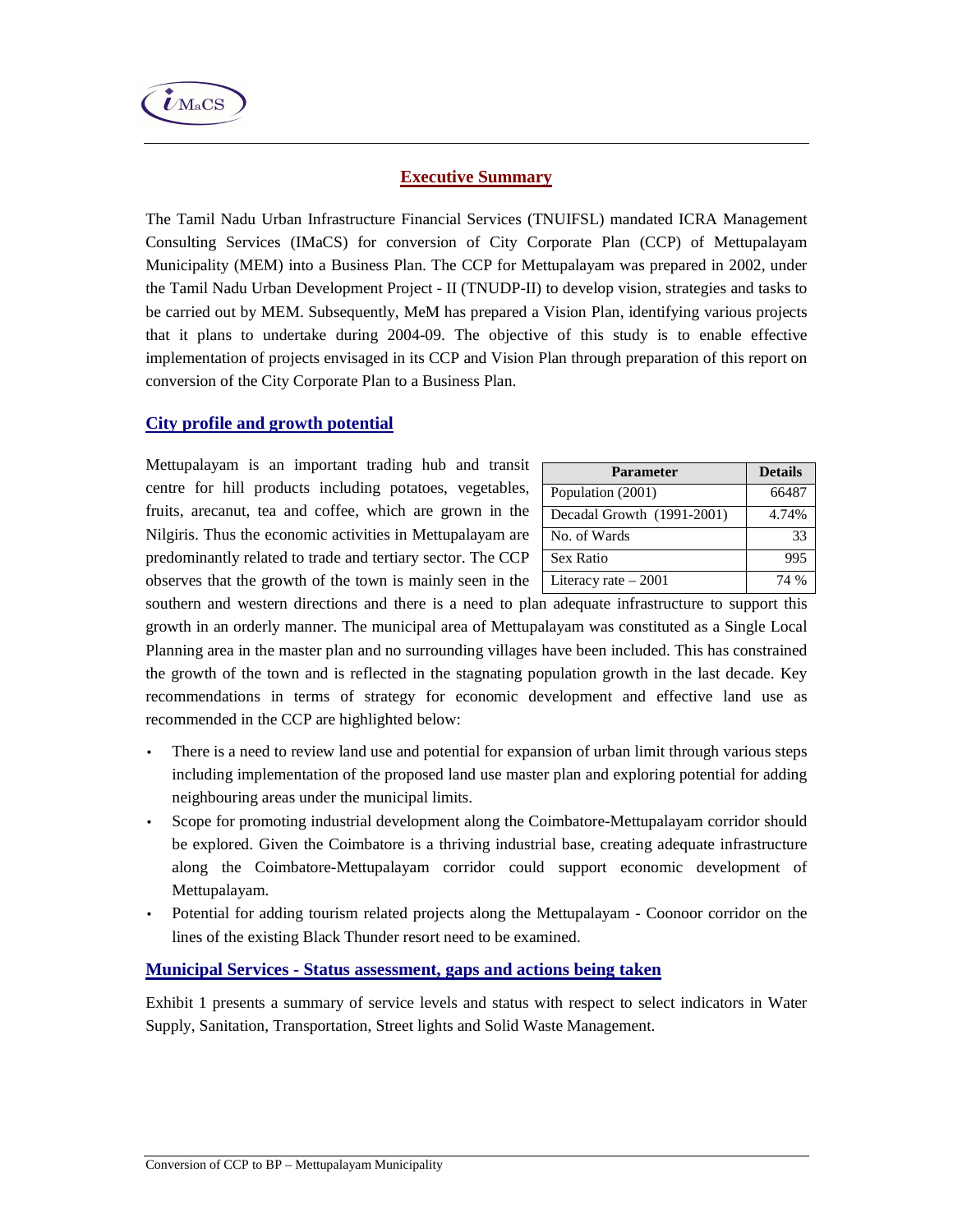## Executive Summary

The Tamil Nadu Urban Infrastructure Financial Services (TNUIFSL) mandated ICRA Management Consulting Services (IMaCS) for conversion of City Corporate Plan (CCP) of Mettupalayam Municipality (MEM) into a Business Plan. The CCP for Mettupalayam was prepared in 2002, under the Tamil Nadu Urban Development Project - II (TNUDP-II) to develop vision, strategies and tasks to be carried out by MEM. Subsequently, MeM has prepared a Vision Plan, identifying various projects that it plans to undertake during 2004-09. The objective of this study is to enable effective implementation of projects envisaged in its CCP and Vision Plan through preparation of this report on conversion of the City Corporate Plan to a Business Plan.

### City profile and growth potential

| Parameter | Details |
|---|---|
| Population (2001) | 66487 |
| Decadal Growth (1991-2001) | 4.74% |
| No. of Wards | 33 |
| Sex Ratio | 995 |
| Literacy rate – 2001 | 74 % |

Mettupalayam is an important trading hub and transit centre for hill products including potatoes, vegetables, fruits, arecanut, tea and coffee, which are grown in the Nilgiris. Thus the economic activities in Mettupalayam are predominantly related to trade and tertiary sector. The CCP observes that the growth of the town is mainly seen in the southern and western directions and there is a need to plan adequate infrastructure to support this growth in an orderly manner. The municipal area of Mettupalayam was constituted as a Single Local Planning area in the master plan and no surrounding villages have been included. This has constrained the growth of the town and is reflected in the stagnating population growth in the last decade. Key recommendations in terms of strategy for economic development and effective land use as recommended in the CCP are highlighted below:

- There is a need to review land use and potential for expansion of urban limit through various steps including implementation of the proposed land use master plan and exploring potential for adding neighbouring areas under the municipal limits.
- Scope for promoting industrial development along the Coimbatore-Mettupalayam corridor should be explored. Given the Coimbatore is a thriving industrial base, creating adequate infrastructure along the Coimbatore-Mettupalayam corridor could support economic development of Mettupalayam.
- Potential for adding tourism related projects along the Mettupalayam - Coonoor corridor on the lines of the existing Black Thunder resort need to be examined.

### Municipal Services - Status assessment, gaps and actions being taken

Exhibit 1 presents a summary of service levels and status with respect to select indicators in Water Supply, Sanitation, Transportation, Street lights and Solid Waste Management.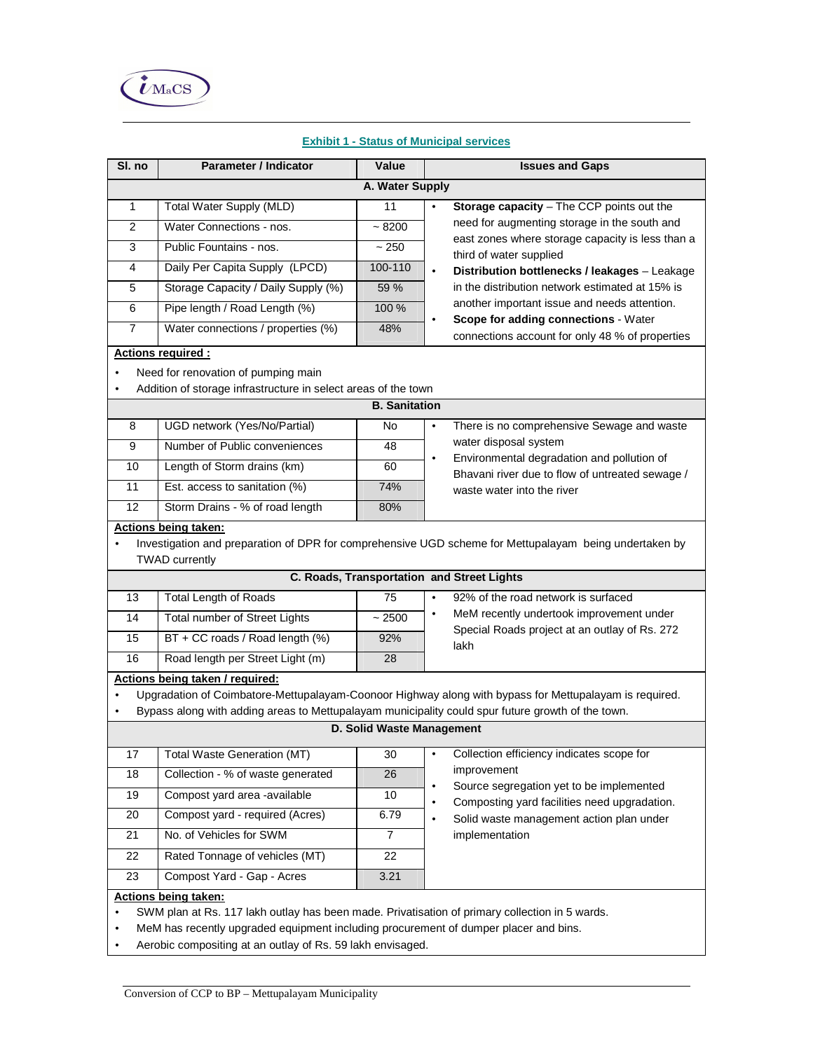**Exhibit 1 - Status of Municipal services**

| Sl. no | Parameter / Indicator | Value | Issues and Gaps |
|---|---|---|---|
| **A. Water Supply** | | | |
| 1 | Total Water Supply (MLD) | 11 | • **Storage capacity** – The CCP points out the need for augmenting storage in the south and east zones where storage capacity is less than a third of water supplied<br>• **Distribution bottlenecks / leakages** – Leakage in the distribution network estimated at 15% is another important issue and needs attention.<br>• **Scope for adding connections** - Water connections account for only 48 % of properties |
| 2 | Water Connections - nos. | ~ 8200 | |
| 3 | Public Fountains - nos. | ~ 250 | |
| 4 | Daily Per Capita Supply (LPCD) | 100-110 | |
| 5 | Storage Capacity / Daily Supply (%) | 59 % | |
| 6 | Pipe length / Road Length (%) | 100 % | |
| 7 | Water connections / properties (%) | 48% | |
| **Actions required :**<br>• Need for renovation of pumping main<br>• Addition of storage infrastructure in select areas of the town | | | |
| **B. Sanitation** | | | |
| 8 | UGD network (Yes/No/Partial) | No | • There is no comprehensive Sewage and waste water disposal system<br>• Environmental degradation and pollution of Bhavani river due to flow of untreated sewage / waste water into the river |
| 9 | Number of Public conveniences | 48 | |
| 10 | Length of Storm drains (km) | 60 | |
| 11 | Est. access to sanitation (%) | 74% | |
| 12 | Storm Drains - % of road length | 80% | |
| **Actions being taken:**<br>• Investigation and preparation of DPR for comprehensive UGD scheme for Mettupalayam being undertaken by TWAD currently | | | |
| **C. Roads, Transportation and Street Lights** | | | |
| 13 | Total Length of Roads | 75 | • 92% of the road network is surfaced<br>• MeM recently undertook improvement under Special Roads project at an outlay of Rs. 272 lakh |
| 14 | Total number of Street Lights | ~ 2500 | |
| 15 | BT + CC roads / Road length (%) | 92% | |
| 16 | Road length per Street Light (m) | 28 | |
| **Actions being taken / required:**<br>• Upgradation of Coimbatore-Mettupalayam-Coonoor Highway along with bypass for Mettupalayam is required.<br>• Bypass along with adding areas to Mettupalayam municipality could spur future growth of the town. | | | |
| **D. Solid Waste Management** | | | |
| 17 | Total Waste Generation (MT) | 30 | • Collection efficiency indicates scope for improvement<br>• Source segregation yet to be implemented<br>• Composting yard facilities need upgradation.<br>• Solid waste management action plan under implementation |
| 18 | Collection - % of waste generated | 26 | |
| 19 | Compost yard area -available | 10 | |
| 20 | Compost yard - required (Acres) | 6.79 | |
| 21 | No. of Vehicles for SWM | 7 | |
| 22 | Rated Tonnage of vehicles (MT) | 22 | |
| 23 | Compost Yard - Gap - Acres | 3.21 | |
| **Actions being taken:**<br>• SWM plan at Rs. 117 lakh outlay has been made. Privatisation of primary collection in 5 wards.<br>• MeM has recently upgraded equipment including procurement of dumper placer and bins.<br>• Aerobic compositing at an outlay of Rs. 59 lakh envisaged. | | | |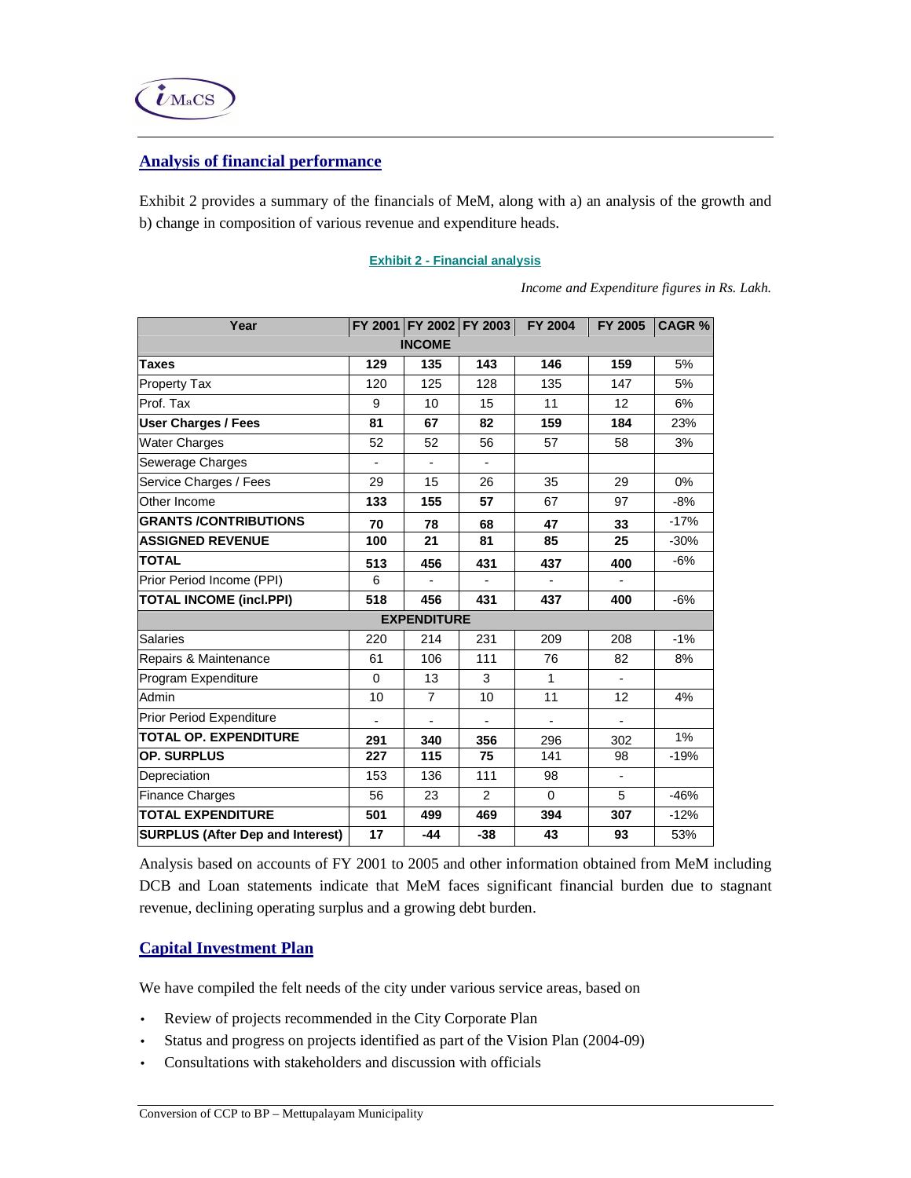## Analysis of financial performance

Exhibit 2 provides a summary of the financials of MeM, along with a) an analysis of the growth and b) change in composition of various revenue and expenditure heads.

**Exhibit 2 - Financial analysis**

*Income and Expenditure figures in Rs. Lakh.*

| Year | FY 2001 | FY 2002 | FY 2003 | FY 2004 | FY 2005 | CAGR % |
|---|---|---|---|---|---|---|
| **INCOME** | | | | | | |
| **Taxes** | **129** | **135** | **143** | **146** | **159** | 5% |
| Property Tax | 120 | 125 | 128 | 135 | 147 | 5% |
| Prof. Tax | 9 | 10 | 15 | 11 | 12 | 6% |
| **User Charges / Fees** | **81** | **67** | **82** | **159** | **184** | 23% |
| Water Charges | 52 | 52 | 56 | 57 | 58 | 3% |
| Sewerage Charges | - | - | - | | | |
| Service Charges / Fees | 29 | 15 | 26 | 35 | 29 | 0% |
| Other Income | **133** | **155** | **57** | 67 | 97 | -8% |
| **GRANTS /CONTRIBUTIONS** | **70** | **78** | **68** | **47** | **33** | -17% |
| **ASSIGNED REVENUE** | **100** | **21** | **81** | **85** | **25** | -30% |
| **TOTAL** | **513** | **456** | **431** | **437** | **400** | -6% |
| Prior Period Income (PPI) | 6 | - | - | - | - | |
| **TOTAL INCOME (incl.PPI)** | **518** | **456** | **431** | **437** | **400** | -6% |
| **EXPENDITURE** | | | | | | |
| Salaries | 220 | 214 | 231 | 209 | 208 | -1% |
| Repairs & Maintenance | 61 | 106 | 111 | 76 | 82 | 8% |
| Program Expenditure | 0 | 13 | 3 | 1 | - | |
| Admin | 10 | 7 | 10 | 11 | 12 | 4% |
| Prior Period Expenditure | - | - | - | - | - | |
| **TOTAL OP. EXPENDITURE** | **291** | **340** | **356** | 296 | 302 | 1% |
| **OP. SURPLUS** | **227** | **115** | **75** | 141 | 98 | -19% |
| Depreciation | 153 | 136 | 111 | 98 | - | |
| Finance Charges | 56 | 23 | 2 | 0 | 5 | -46% |
| **TOTAL EXPENDITURE** | **501** | **499** | **469** | **394** | **307** | -12% |
| **SURPLUS (After Dep and Interest)** | **17** | **-44** | **-38** | **43** | **93** | 53% |

Analysis based on accounts of FY 2001 to 2005 and other information obtained from MeM including DCB and Loan statements indicate that MeM faces significant financial burden due to stagnant revenue, declining operating surplus and a growing debt burden.

## Capital Investment Plan

We have compiled the felt needs of the city under various service areas, based on

- Review of projects recommended in the City Corporate Plan
- Status and progress on projects identified as part of the Vision Plan (2004-09)
- Consultations with stakeholders and discussion with officials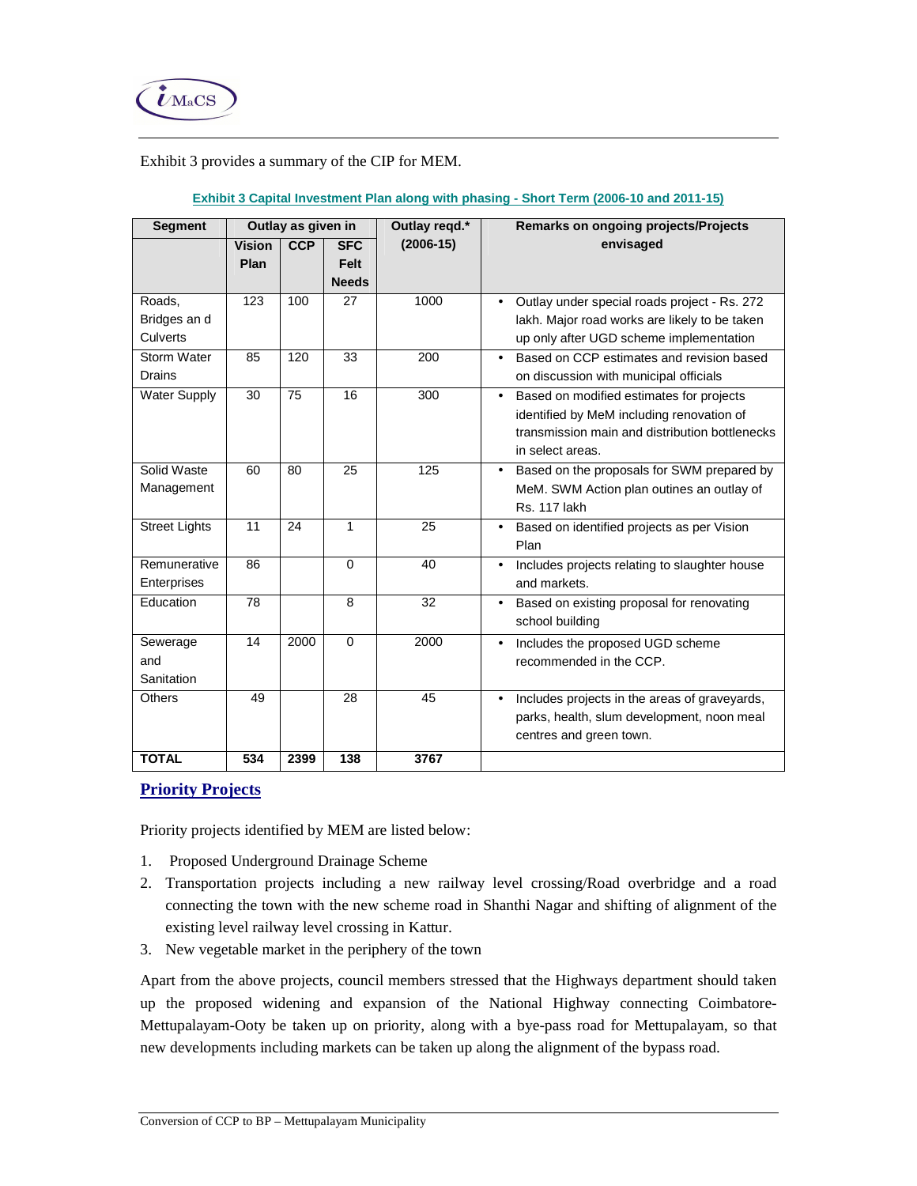Exhibit 3 provides a summary of the CIP for MEM.

**Exhibit 3 Capital Investment Plan along with phasing - Short Term (2006-10 and 2011-15)**

| Segment | Outlay as given in | | | Outlay reqd.* (2006-15) | Remarks on ongoing projects/Projects envisaged |
|---|---|---|---|---|---|
| | Vision Plan | CCP | SFC Felt Needs | | |
| Roads, Bridges an d Culverts | 123 | 100 | 27 | 1000 | • Outlay under special roads project - Rs. 272 lakh. Major road works are likely to be taken up only after UGD scheme implementation |
| Storm Water Drains | 85 | 120 | 33 | 200 | • Based on CCP estimates and revision based on discussion with municipal officials |
| Water Supply | 30 | 75 | 16 | 300 | • Based on modified estimates for projects identified by MeM including renovation of transmission main and distribution bottlenecks in select areas. |
| Solid Waste Management | 60 | 80 | 25 | 125 | • Based on the proposals for SWM prepared by MeM. SWM Action plan outines an outlay of Rs. 117 lakh |
| Street Lights | 11 | 24 | 1 | 25 | • Based on identified projects as per Vision Plan |
| Remunerative Enterprises | 86 | | 0 | 40 | • Includes projects relating to slaughter house and markets. |
| Education | 78 | | 8 | 32 | • Based on existing proposal for renovating school building |
| Sewerage and Sanitation | 14 | 2000 | 0 | 2000 | • Includes the proposed UGD scheme recommended in the CCP. |
| Others | 49 | | 28 | 45 | • Includes projects in the areas of graveyards, parks, health, slum development, noon meal centres and green town. |
| **TOTAL** | **534** | **2399** | **138** | **3767** | |

## Priority Projects

Priority projects identified by MEM are listed below:

1. Proposed Underground Drainage Scheme
2. Transportation projects including a new railway level crossing/Road overbridge and a road connecting the town with the new scheme road in Shanthi Nagar and shifting of alignment of the existing level railway level crossing in Kattur.
3. New vegetable market in the periphery of the town

Apart from the above projects, council members stressed that the Highways department should taken up the proposed widening and expansion of the National Highway connecting Coimbatore-Mettupalayam-Ooty be taken up on priority, along with a bye-pass road for Mettupalayam, so that new developments including markets can be taken up along the alignment of the bypass road.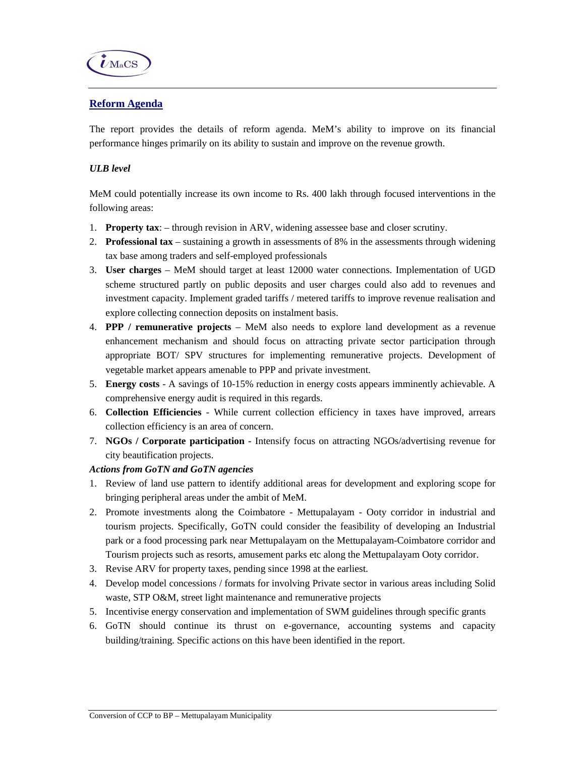## Reform Agenda

The report provides the details of reform agenda. MeM's ability to improve on its financial performance hinges primarily on its ability to sustain and improve on the revenue growth.

### *ULB level*

MeM could potentially increase its own income to Rs. 400 lakh through focused interventions in the following areas:

1. **Property tax**: – through revision in ARV, widening assessee base and closer scrutiny.
2. **Professional tax** – sustaining a growth in assessments of 8% in the assessments through widening tax base among traders and self-employed professionals
3. **User charges** – MeM should target at least 12000 water connections. Implementation of UGD scheme structured partly on public deposits and user charges could also add to revenues and investment capacity. Implement graded tariffs / metered tariffs to improve revenue realisation and explore collecting connection deposits on instalment basis.
4. **PPP / remunerative projects** – MeM also needs to explore land development as a revenue enhancement mechanism and should focus on attracting private sector participation through appropriate BOT/ SPV structures for implementing remunerative projects. Development of vegetable market appears amenable to PPP and private investment.
5. **Energy costs** - A savings of 10-15% reduction in energy costs appears imminently achievable. A comprehensive energy audit is required in this regards.
6. **Collection Efficiencies** - While current collection efficiency in taxes have improved, arrears collection efficiency is an area of concern.
7. **NGOs / Corporate participation -** Intensify focus on attracting NGOs/advertising revenue for city beautification projects.

### *Actions from GoTN and GoTN agencies*

1. Review of land use pattern to identify additional areas for development and exploring scope for bringing peripheral areas under the ambit of MeM.
2. Promote investments along the Coimbatore - Mettupalayam - Ooty corridor in industrial and tourism projects. Specifically, GoTN could consider the feasibility of developing an Industrial park or a food processing park near Mettupalayam on the Mettupalayam-Coimbatore corridor and Tourism projects such as resorts, amusement parks etc along the Mettupalayam Ooty corridor.
3. Revise ARV for property taxes, pending since 1998 at the earliest.
4. Develop model concessions / formats for involving Private sector in various areas including Solid waste, STP O&M, street light maintenance and remunerative projects
5. Incentivise energy conservation and implementation of SWM guidelines through specific grants
6. GoTN should continue its thrust on e-governance, accounting systems and capacity building/training. Specific actions on this have been identified in the report.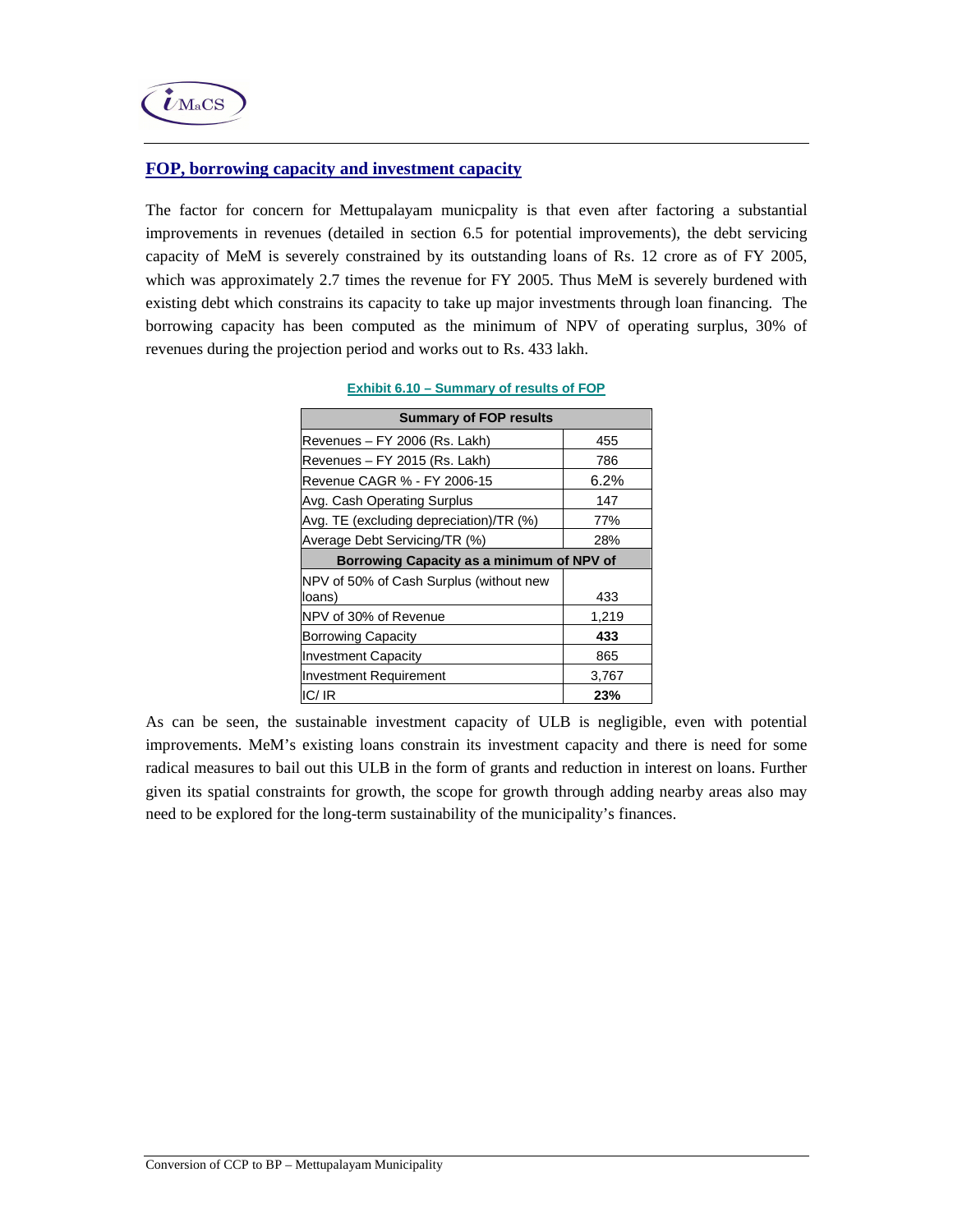## FOP, borrowing capacity and investment capacity

The factor for concern for Mettupalayam municpality is that even after factoring a substantial improvements in revenues (detailed in section 6.5 for potential improvements), the debt servicing capacity of MeM is severely constrained by its outstanding loans of Rs. 12 crore as of FY 2005, which was approximately 2.7 times the revenue for FY 2005. Thus MeM is severely burdened with existing debt which constrains its capacity to take up major investments through loan financing. The borrowing capacity has been computed as the minimum of NPV of operating surplus, 30% of revenues during the projection period and works out to Rs. 433 lakh.

**Exhibit 6.10 – Summary of results of FOP**

| Summary of FOP results | |
|---|---|
| Revenues – FY 2006 (Rs. Lakh) | 455 |
| Revenues – FY 2015 (Rs. Lakh) | 786 |
| Revenue CAGR % - FY 2006-15 | 6.2% |
| Avg. Cash Operating Surplus | 147 |
| Avg. TE (excluding depreciation)/TR (%) | 77% |
| Average Debt Servicing/TR (%) | 28% |
| **Borrowing Capacity as a minimum of NPV of** | |
| NPV of 50% of Cash Surplus (without new loans) | 433 |
| NPV of 30% of Revenue | 1,219 |
| Borrowing Capacity | **433** |
| Investment Capacity | 865 |
| Investment Requirement | 3,767 |
| IC/ IR | **23%** |

As can be seen, the sustainable investment capacity of ULB is negligible, even with potential improvements. MeM's existing loans constrain its investment capacity and there is need for some radical measures to bail out this ULB in the form of grants and reduction in interest on loans. Further given its spatial constraints for growth, the scope for growth through adding nearby areas also may need to be explored for the long-term sustainability of the municipality's finances.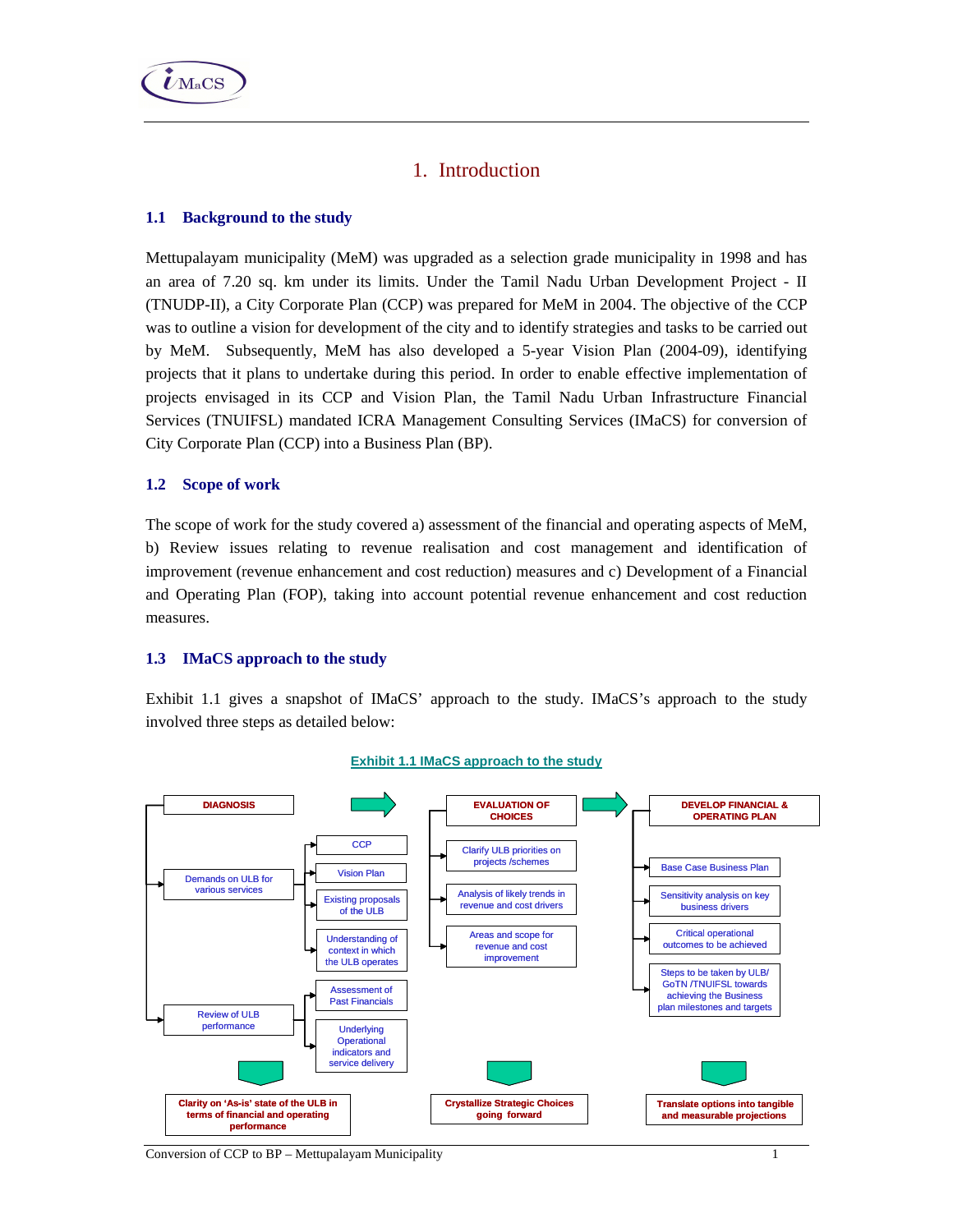# 1. Introduction

## 1.1 Background to the study

Mettupalayam municipality (MeM) was upgraded as a selection grade municipality in 1998 and has an area of 7.20 sq. km under its limits. Under the Tamil Nadu Urban Development Project - II (TNUDP-II), a City Corporate Plan (CCP) was prepared for MeM in 2004. The objective of the CCP was to outline a vision for development of the city and to identify strategies and tasks to be carried out by MeM. Subsequently, MeM has also developed a 5-year Vision Plan (2004-09), identifying projects that it plans to undertake during this period. In order to enable effective implementation of projects envisaged in its CCP and Vision Plan, the Tamil Nadu Urban Infrastructure Financial Services (TNUIFSL) mandated ICRA Management Consulting Services (IMaCS) for conversion of City Corporate Plan (CCP) into a Business Plan (BP).

## 1.2 Scope of work

The scope of work for the study covered a) assessment of the financial and operating aspects of MeM, b) Review issues relating to revenue realisation and cost management and identification of improvement (revenue enhancement and cost reduction) measures and c) Development of a Financial and Operating Plan (FOP), taking into account potential revenue enhancement and cost reduction measures.

## 1.3 IMaCS approach to the study

Exhibit 1.1 gives a snapshot of IMaCS' approach to the study. IMaCS's approach to the study involved three steps as detailed below:

**Exhibit 1.1 IMaCS approach to the study**

**DIAGNOSIS**
- Demands on ULB for various services
  - CCP
  - Vision Plan
  - Existing proposals of the ULB
  - Understanding of context in which the ULB operates
- Review of ULB performance
  - Assessment of Past Financials
  - Underlying Operational indicators and service delivery

→ **Clarity on 'As-is' state of the ULB in terms of financial and operating performance**

**EVALUATION OF CHOICES**
- Clarify ULB priorities on projects /schemes
- Analysis of likely trends in revenue and cost drivers
- Areas and scope for revenue and cost improvement

→ **Crystallize Strategic Choices going forward**

**DEVELOP FINANCIAL & OPERATING PLAN**
- Base Case Business Plan
- Sensitivity analysis on key business drivers
- Critical operational outcomes to be achieved
- Steps to be taken by ULB/ GoTN /TNUIFSL towards achieving the Business plan milestones and targets

→ **Translate options into tangible and measurable projections**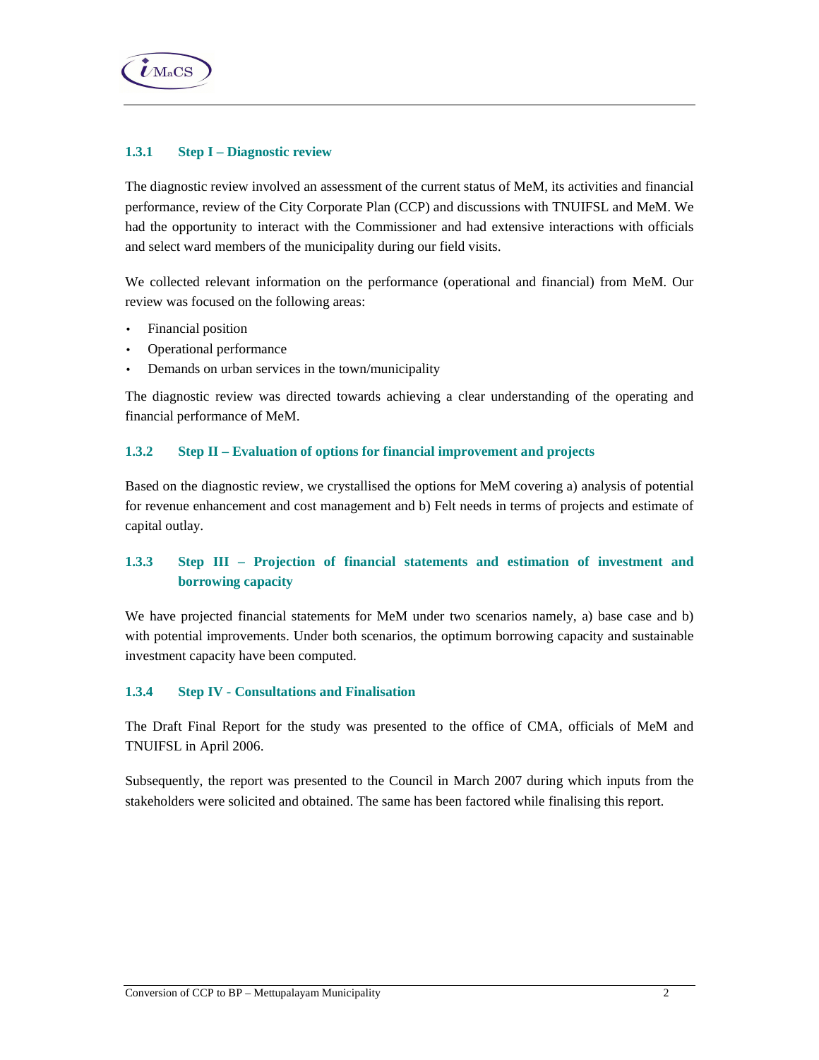### 1.3.1 Step I – Diagnostic review

The diagnostic review involved an assessment of the current status of MeM, its activities and financial performance, review of the City Corporate Plan (CCP) and discussions with TNUIFSL and MeM. We had the opportunity to interact with the Commissioner and had extensive interactions with officials and select ward members of the municipality during our field visits.

We collected relevant information on the performance (operational and financial) from MeM. Our review was focused on the following areas:

- Financial position
- Operational performance
- Demands on urban services in the town/municipality

The diagnostic review was directed towards achieving a clear understanding of the operating and financial performance of MeM.

### 1.3.2 Step II – Evaluation of options for financial improvement and projects

Based on the diagnostic review, we crystallised the options for MeM covering a) analysis of potential for revenue enhancement and cost management and b) Felt needs in terms of projects and estimate of capital outlay.

### 1.3.3 Step III – Projection of financial statements and estimation of investment and borrowing capacity

We have projected financial statements for MeM under two scenarios namely, a) base case and b) with potential improvements. Under both scenarios, the optimum borrowing capacity and sustainable investment capacity have been computed.

### 1.3.4 Step IV - Consultations and Finalisation

The Draft Final Report for the study was presented to the office of CMA, officials of MeM and TNUIFSL in April 2006.

Subsequently, the report was presented to the Council in March 2007 during which inputs from the stakeholders were solicited and obtained. The same has been factored while finalising this report.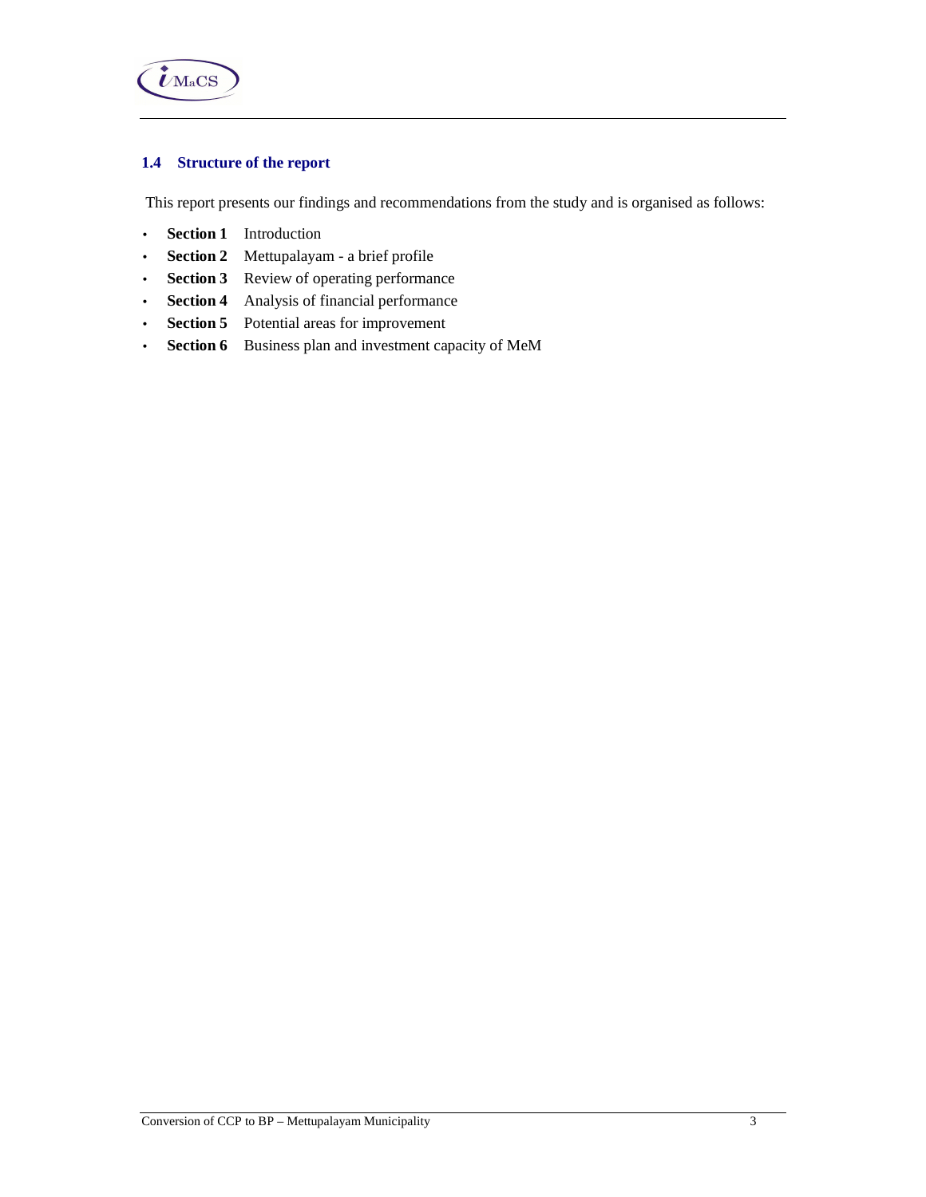### 1.4 Structure of the report

This report presents our findings and recommendations from the study and is organised as follows:

- **Section 1** Introduction
- **Section 2** Mettupalayam - a brief profile
- **Section 3** Review of operating performance
- **Section 4** Analysis of financial performance
- **Section 5** Potential areas for improvement
- **Section 6** Business plan and investment capacity of MeM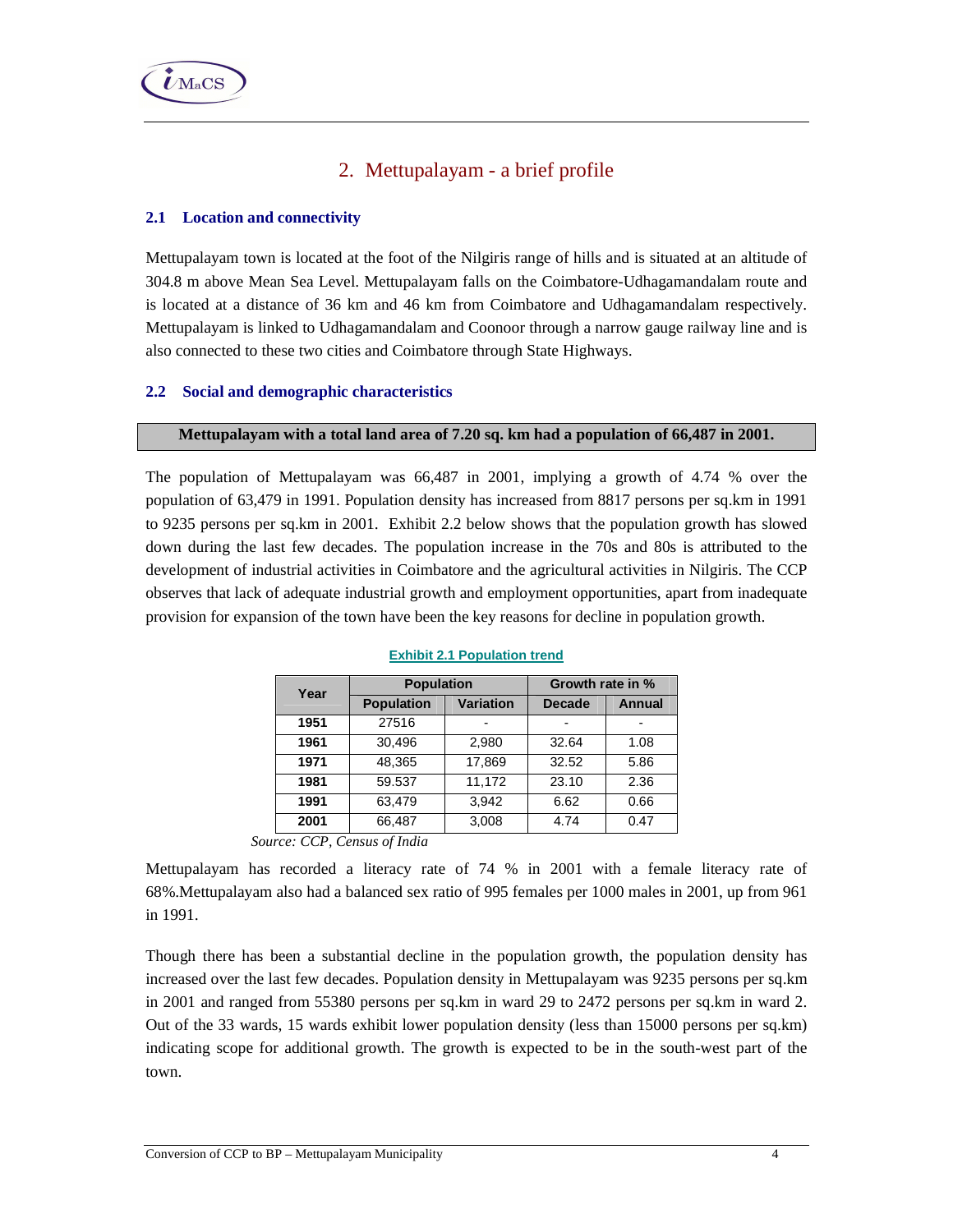# 2. Mettupalayam - a brief profile

## 2.1 Location and connectivity

Mettupalayam town is located at the foot of the Nilgiris range of hills and is situated at an altitude of 304.8 m above Mean Sea Level. Mettupalayam falls on the Coimbatore-Udhagamandalam route and is located at a distance of 36 km and 46 km from Coimbatore and Udhagamandalam respectively. Mettupalayam is linked to Udhagamandalam and Coonoor through a narrow gauge railway line and is also connected to these two cities and Coimbatore through State Highways.

## 2.2 Social and demographic characteristics

**Mettupalayam with a total land area of 7.20 sq. km had a population of 66,487 in 2001.**

The population of Mettupalayam was 66,487 in 2001, implying a growth of 4.74 % over the population of 63,479 in 1991. Population density has increased from 8817 persons per sq.km in 1991 to 9235 persons per sq.km in 2001. Exhibit 2.2 below shows that the population growth has slowed down during the last few decades. The population increase in the 70s and 80s is attributed to the development of industrial activities in Coimbatore and the agricultural activities in Nilgiris. The CCP observes that lack of adequate industrial growth and employment opportunities, apart from inadequate provision for expansion of the town have been the key reasons for decline in population growth.

**Exhibit 2.1 Population trend**

| Year | Population | | Growth rate in % | |
|---|---|---|---|---|
| | Population | Variation | Decade | Annual |
| 1951 | 27516 | - | - | - |
| 1961 | 30,496 | 2,980 | 32.64 | 1.08 |
| 1971 | 48,365 | 17,869 | 32.52 | 5.86 |
| 1981 | 59.537 | 11,172 | 23.10 | 2.36 |
| 1991 | 63,479 | 3,942 | 6.62 | 0.66 |
| 2001 | 66,487 | 3,008 | 4.74 | 0.47 |

*Source: CCP, Census of India*

Mettupalayam has recorded a literacy rate of 74 % in 2001 with a female literacy rate of 68%.Mettupalayam also had a balanced sex ratio of 995 females per 1000 males in 2001, up from 961 in 1991.

Though there has been a substantial decline in the population growth, the population density has increased over the last few decades. Population density in Mettupalayam was 9235 persons per sq.km in 2001 and ranged from 55380 persons per sq.km in ward 29 to 2472 persons per sq.km in ward 2. Out of the 33 wards, 15 wards exhibit lower population density (less than 15000 persons per sq.km) indicating scope for additional growth. The growth is expected to be in the south-west part of the town.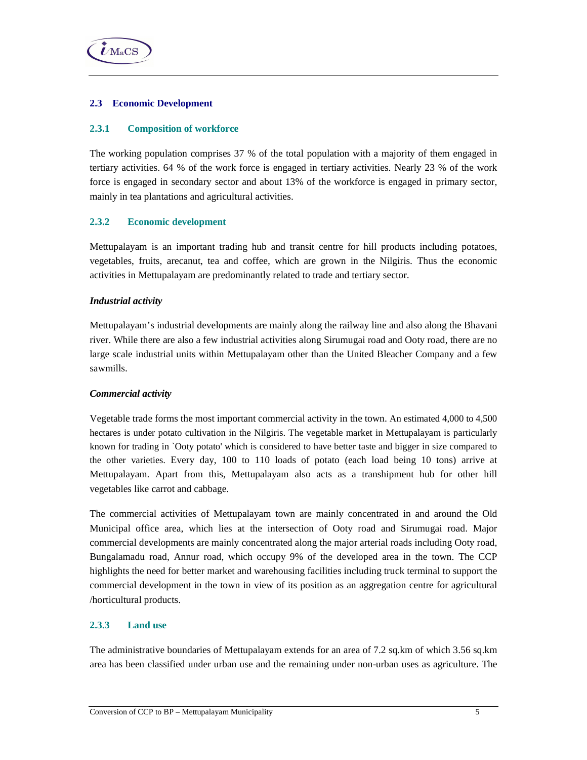## 2.3 Economic Development

### 2.3.1 Composition of workforce

The working population comprises 37 % of the total population with a majority of them engaged in tertiary activities. 64 % of the work force is engaged in tertiary activities. Nearly 23 % of the work force is engaged in secondary sector and about 13% of the workforce is engaged in primary sector, mainly in tea plantations and agricultural activities.

### 2.3.2 Economic development

Mettupalayam is an important trading hub and transit centre for hill products including potatoes, vegetables, fruits, arecanut, tea and coffee, which are grown in the Nilgiris. Thus the economic activities in Mettupalayam are predominantly related to trade and tertiary sector.

***Industrial activity***

Mettupalayam's industrial developments are mainly along the railway line and also along the Bhavani river. While there are also a few industrial activities along Sirumugai road and Ooty road, there are no large scale industrial units within Mettupalayam other than the United Bleacher Company and a few sawmills.

***Commercial activity***

Vegetable trade forms the most important commercial activity in the town. An estimated 4,000 to 4,500 hectares is under potato cultivation in the Nilgiris. The vegetable market in Mettupalayam is particularly known for trading in `Ooty potato' which is considered to have better taste and bigger in size compared to the other varieties. Every day, 100 to 110 loads of potato (each load being 10 tons) arrive at Mettupalayam. Apart from this, Mettupalayam also acts as a transhipment hub for other hill vegetables like carrot and cabbage.

The commercial activities of Mettupalayam town are mainly concentrated in and around the Old Municipal office area, which lies at the intersection of Ooty road and Sirumugai road. Major commercial developments are mainly concentrated along the major arterial roads including Ooty road, Bungalamadu road, Annur road, which occupy 9% of the developed area in the town. The CCP highlights the need for better market and warehousing facilities including truck terminal to support the commercial development in the town in view of its position as an aggregation centre for agricultural /horticultural products.

### 2.3.3 Land use

The administrative boundaries of Mettupalayam extends for an area of 7.2 sq.km of which 3.56 sq.km area has been classified under urban use and the remaining under non-urban uses as agriculture. The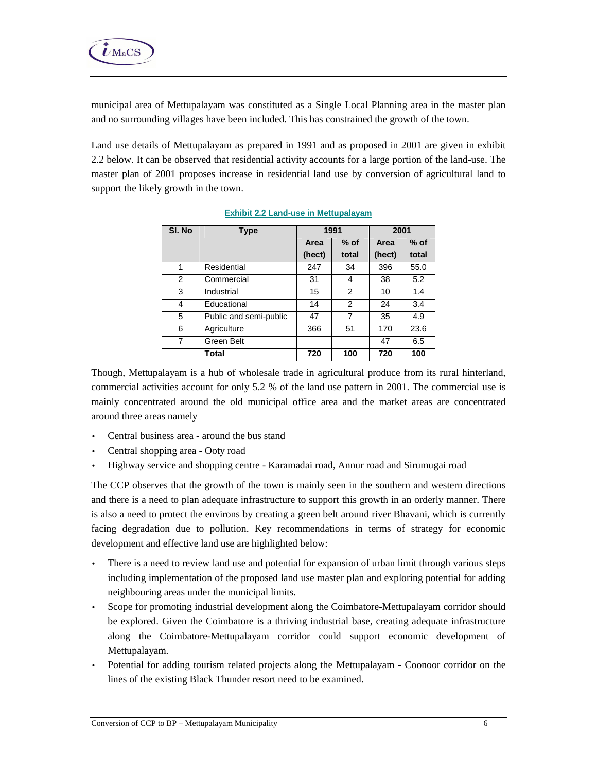municipal area of Mettupalayam was constituted as a Single Local Planning area in the master plan and no surrounding villages have been included. This has constrained the growth of the town.

Land use details of Mettupalayam as prepared in 1991 and as proposed in 2001 are given in exhibit 2.2 below. It can be observed that residential activity accounts for a large portion of the land-use. The master plan of 2001 proposes increase in residential land use by conversion of agricultural land to support the likely growth in the town.

**Exhibit 2.2 Land-use in Mettupalayam**

| Sl. No | Type | 1991 | | 2001 | |
|---|---|---|---|---|---|
| | | Area (hect) | % of total | Area (hect) | % of total |
| 1 | Residential | 247 | 34 | 396 | 55.0 |
| 2 | Commercial | 31 | 4 | 38 | 5.2 |
| 3 | Industrial | 15 | 2 | 10 | 1.4 |
| 4 | Educational | 14 | 2 | 24 | 3.4 |
| 5 | Public and semi-public | 47 | 7 | 35 | 4.9 |
| 6 | Agriculture | 366 | 51 | 170 | 23.6 |
| 7 | Green Belt | | | 47 | 6.5 |
| | **Total** | **720** | **100** | **720** | **100** |

Though, Mettupalayam is a hub of wholesale trade in agricultural produce from its rural hinterland, commercial activities account for only 5.2 % of the land use pattern in 2001. The commercial use is mainly concentrated around the old municipal office area and the market areas are concentrated around three areas namely

- Central business area - around the bus stand
- Central shopping area - Ooty road
- Highway service and shopping centre - Karamadai road, Annur road and Sirumugai road

The CCP observes that the growth of the town is mainly seen in the southern and western directions and there is a need to plan adequate infrastructure to support this growth in an orderly manner. There is also a need to protect the environs by creating a green belt around river Bhavani, which is currently facing degradation due to pollution. Key recommendations in terms of strategy for economic development and effective land use are highlighted below:

- There is a need to review land use and potential for expansion of urban limit through various steps including implementation of the proposed land use master plan and exploring potential for adding neighbouring areas under the municipal limits.
- Scope for promoting industrial development along the Coimbatore-Mettupalayam corridor should be explored. Given the Coimbatore is a thriving industrial base, creating adequate infrastructure along the Coimbatore-Mettupalayam corridor could support economic development of Mettupalayam.
- Potential for adding tourism related projects along the Mettupalayam - Coonoor corridor on the lines of the existing Black Thunder resort need to be examined.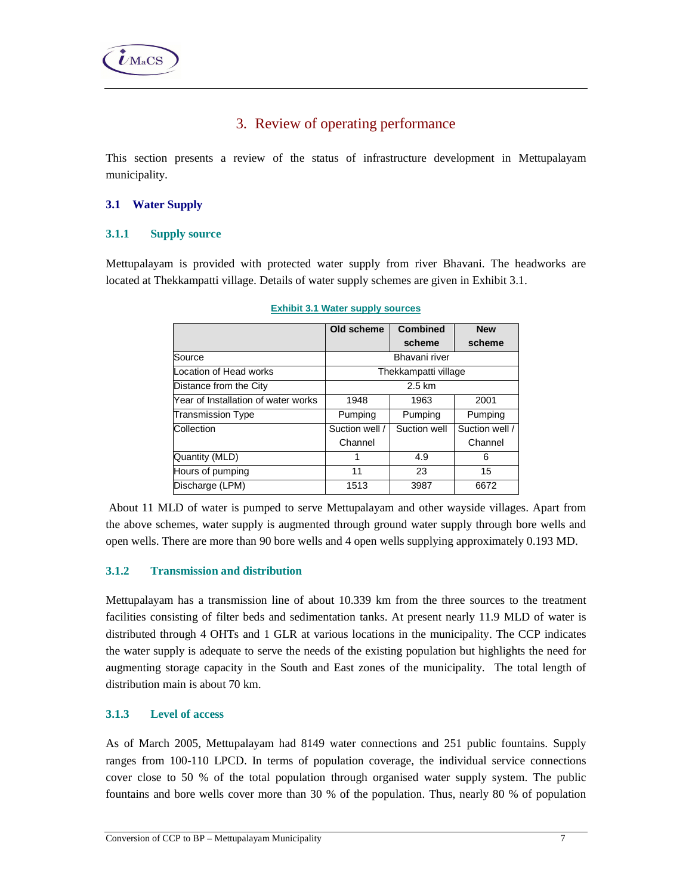# 3. Review of operating performance

This section presents a review of the status of infrastructure development in Mettupalayam municipality.

## 3.1 Water Supply

### 3.1.1 Supply source

Mettupalayam is provided with protected water supply from river Bhavani. The headworks are located at Thekkampatti village. Details of water supply schemes are given in Exhibit 3.1.

**Exhibit 3.1 Water supply sources**

| | Old scheme | Combined scheme | New scheme |
|---|---|---|---|
| Source | Bhavani river | | |
| Location of Head works | Thekkampatti village | | |
| Distance from the City | 2.5 km | | |
| Year of Installation of water works | 1948 | 1963 | 2001 |
| Transmission Type | Pumping | Pumping | Pumping |
| Collection | Suction well / Channel | Suction well | Suction well / Channel |
| Quantity (MLD) | 1 | 4.9 | 6 |
| Hours of pumping | 11 | 23 | 15 |
| Discharge (LPM) | 1513 | 3987 | 6672 |

About 11 MLD of water is pumped to serve Mettupalayam and other wayside villages. Apart from the above schemes, water supply is augmented through ground water supply through bore wells and open wells. There are more than 90 bore wells and 4 open wells supplying approximately 0.193 MD.

### 3.1.2 Transmission and distribution

Mettupalayam has a transmission line of about 10.339 km from the three sources to the treatment facilities consisting of filter beds and sedimentation tanks. At present nearly 11.9 MLD of water is distributed through 4 OHTs and 1 GLR at various locations in the municipality. The CCP indicates the water supply is adequate to serve the needs of the existing population but highlights the need for augmenting storage capacity in the South and East zones of the municipality. The total length of distribution main is about 70 km.

### 3.1.3 Level of access

As of March 2005, Mettupalayam had 8149 water connections and 251 public fountains. Supply ranges from 100-110 LPCD. In terms of population coverage, the individual service connections cover close to 50 % of the total population through organised water supply system. The public fountains and bore wells cover more than 30 % of the population. Thus, nearly 80 % of population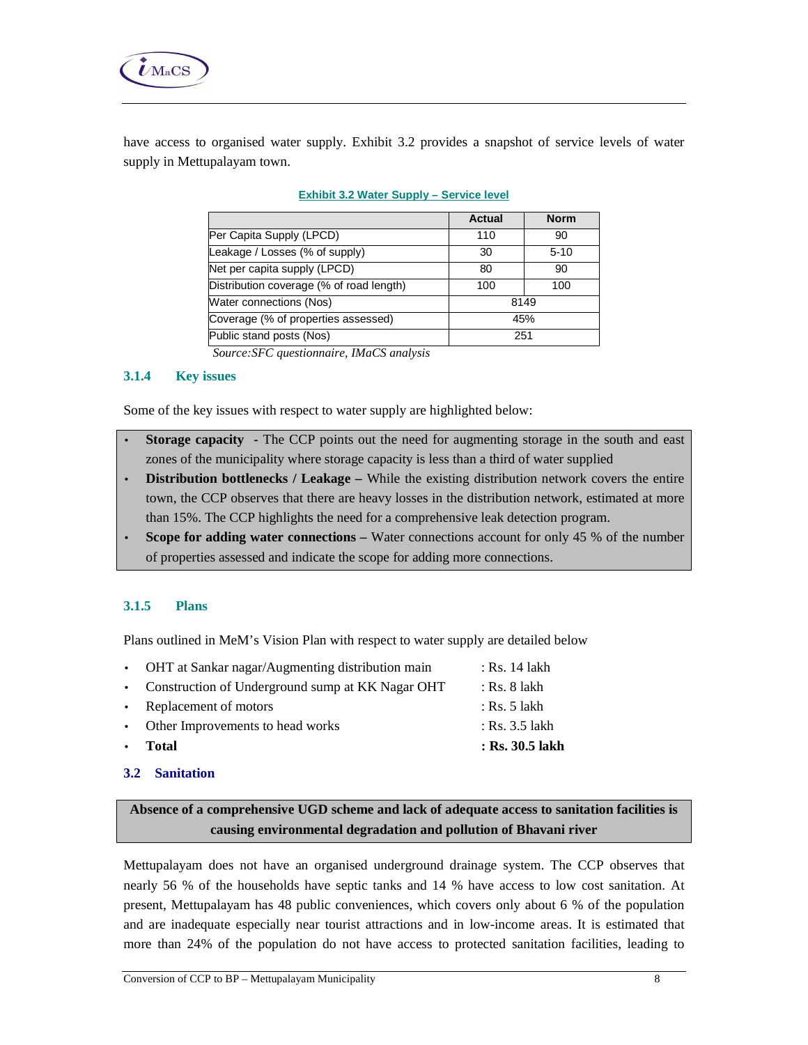have access to organised water supply. Exhibit 3.2 provides a snapshot of service levels of water supply in Mettupalayam town.

**Exhibit 3.2 Water Supply – Service level**

| | Actual | Norm |
|---|---|---|
| Per Capita Supply (LPCD) | 110 | 90 |
| Leakage / Losses (% of supply) | 30 | 5-10 |
| Net per capita supply (LPCD) | 80 | 90 |
| Distribution coverage (% of road length) | 100 | 100 |
| Water connections (Nos) | 8149 | |
| Coverage (% of properties assessed) | 45% | |
| Public stand posts (Nos) | 251 | |

*Source:SFC questionnaire, IMaCS analysis*

### 3.1.4 Key issues

Some of the key issues with respect to water supply are highlighted below:

- **Storage capacity** - The CCP points out the need for augmenting storage in the south and east zones of the municipality where storage capacity is less than a third of water supplied
- **Distribution bottlenecks / Leakage –** While the existing distribution network covers the entire town, the CCP observes that there are heavy losses in the distribution network, estimated at more than 15%. The CCP highlights the need for a comprehensive leak detection program.
- **Scope for adding water connections –** Water connections account for only 45 % of the number of properties assessed and indicate the scope for adding more connections.

### 3.1.5 Plans

Plans outlined in MeM's Vision Plan with respect to water supply are detailed below

- OHT at Sankar nagar/Augmenting distribution main : Rs. 14 lakh
- Construction of Underground sump at KK Nagar OHT : Rs. 8 lakh
- Replacement of motors : Rs. 5 lakh
- Other Improvements to head works : Rs. 3.5 lakh
- **Total : Rs. 30.5 lakh**

## 3.2 Sanitation

**Absence of a comprehensive UGD scheme and lack of adequate access to sanitation facilities is causing environmental degradation and pollution of Bhavani river**

Mettupalayam does not have an organised underground drainage system. The CCP observes that nearly 56 % of the households have septic tanks and 14 % have access to low cost sanitation. At present, Mettupalayam has 48 public conveniences, which covers only about 6 % of the population and are inadequate especially near tourist attractions and in low-income areas. It is estimated that more than 24% of the population do not have access to protected sanitation facilities, leading to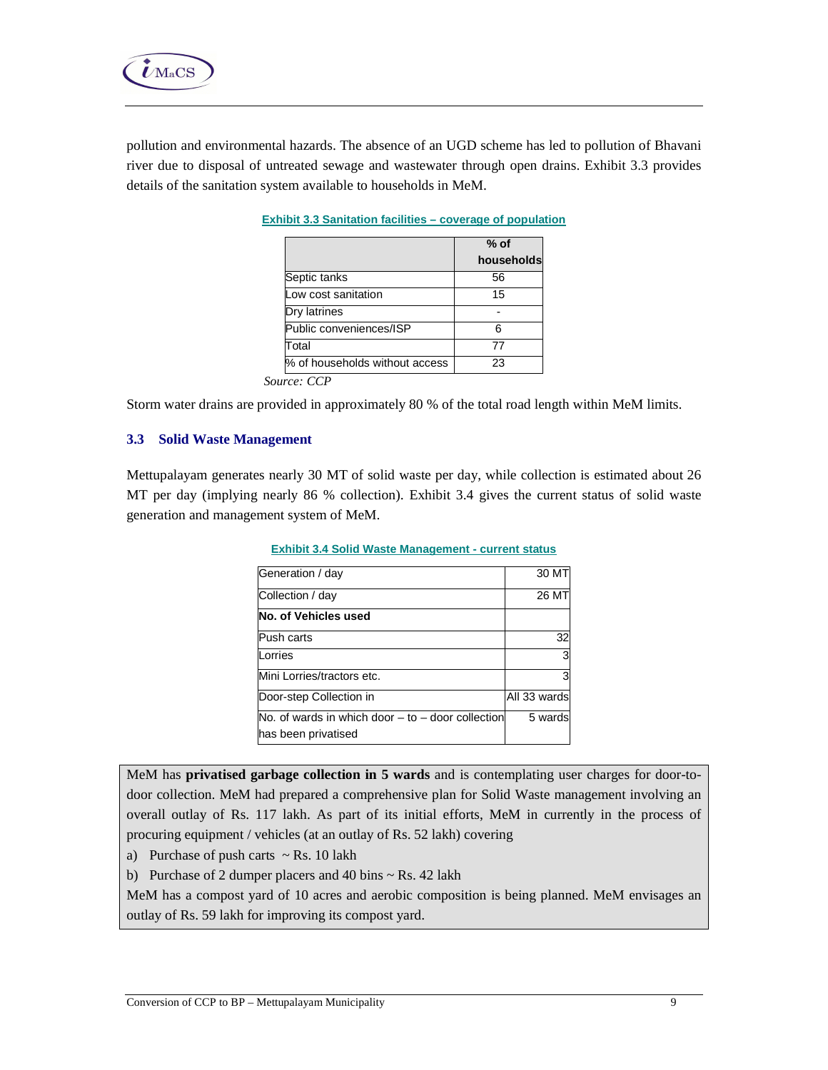pollution and environmental hazards. The absence of an UGD scheme has led to pollution of Bhavani river due to disposal of untreated sewage and wastewater through open drains. Exhibit 3.3 provides details of the sanitation system available to households in MeM.

**Exhibit 3.3 Sanitation facilities – coverage of population**

| | % of households |
|---|---|
| Septic tanks | 56 |
| Low cost sanitation | 15 |
| Dry latrines | - |
| Public conveniences/ISP | 6 |
| Total | 77 |
| % of households without access | 23 |

*Source: CCP*

Storm water drains are provided in approximately 80 % of the total road length within MeM limits.

### 3.3 Solid Waste Management

Mettupalayam generates nearly 30 MT of solid waste per day, while collection is estimated about 26 MT per day (implying nearly 86 % collection). Exhibit 3.4 gives the current status of solid waste generation and management system of MeM.

**Exhibit 3.4 Solid Waste Management - current status**

| | |
|---|---|
| Generation / day | 30 MT |
| Collection / day | 26 MT |
| **No. of Vehicles used** | |
| Push carts | 32 |
| Lorries | 3 |
| Mini Lorries/tractors etc. | 3 |
| Door-step Collection in | All 33 wards |
| No. of wards in which door – to – door collection has been privatised | 5 wards |

MeM has **privatised garbage collection in 5 wards** and is contemplating user charges for door-to-door collection. MeM had prepared a comprehensive plan for Solid Waste management involving an overall outlay of Rs. 117 lakh. As part of its initial efforts, MeM in currently in the process of procuring equipment / vehicles (at an outlay of Rs. 52 lakh) covering

a) Purchase of push carts ~ Rs. 10 lakh

b) Purchase of 2 dumper placers and 40 bins ~ Rs. 42 lakh

MeM has a compost yard of 10 acres and aerobic composition is being planned. MeM envisages an outlay of Rs. 59 lakh for improving its compost yard.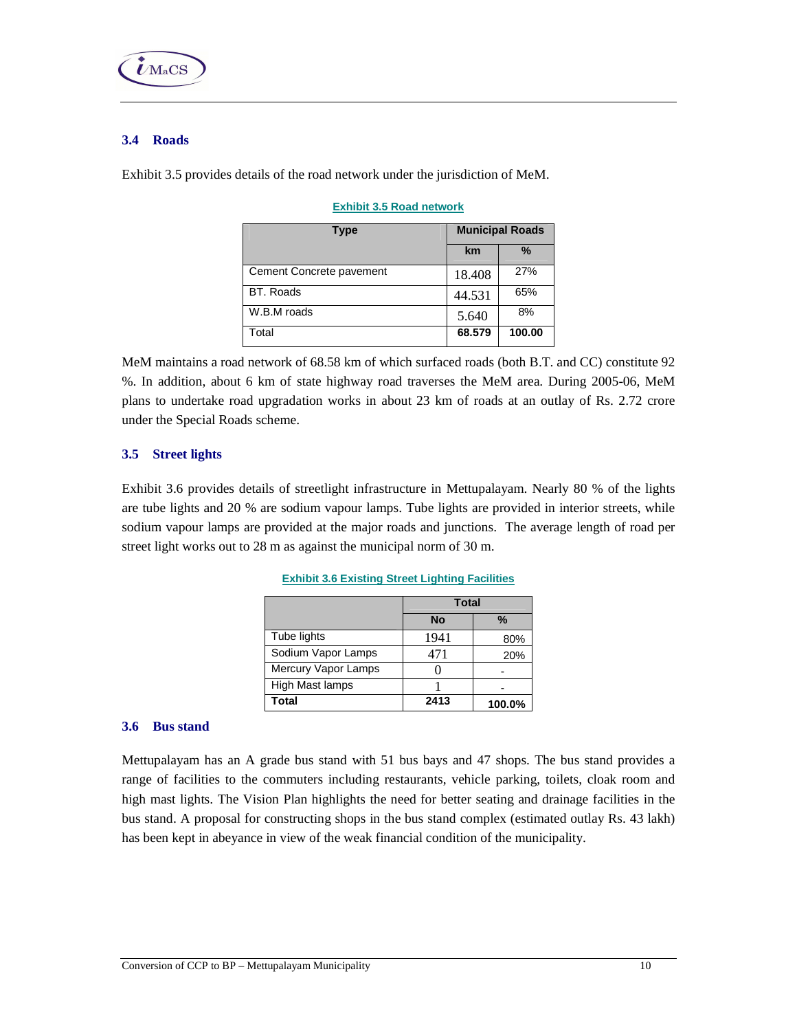## 3.4 Roads

Exhibit 3.5 provides details of the road network under the jurisdiction of MeM.

**Exhibit 3.5 Road network**

| Type | Municipal Roads | |
|---|---|---|
| | km | % |
| Cement Concrete pavement | 18.408 | 27% |
| BT. Roads | 44.531 | 65% |
| W.B.M roads | 5.640 | 8% |
| Total | **68.579** | **100.00** |

MeM maintains a road network of 68.58 km of which surfaced roads (both B.T. and CC) constitute 92 %. In addition, about 6 km of state highway road traverses the MeM area. During 2005-06, MeM plans to undertake road upgradation works in about 23 km of roads at an outlay of Rs. 2.72 crore under the Special Roads scheme.

## 3.5 Street lights

Exhibit 3.6 provides details of streetlight infrastructure in Mettupalayam. Nearly 80 % of the lights are tube lights and 20 % are sodium vapour lamps. Tube lights are provided in interior streets, while sodium vapour lamps are provided at the major roads and junctions. The average length of road per street light works out to 28 m as against the municipal norm of 30 m.

**Exhibit 3.6 Existing Street Lighting Facilities**

| | Total | |
|---|---|---|
| | No | % |
| Tube lights | 1941 | 80% |
| Sodium Vapor Lamps | 471 | 20% |
| Mercury Vapor Lamps | 0 | - |
| High Mast lamps | 1 | - |
| **Total** | **2413** | **100.0%** |

## 3.6 Bus stand

Mettupalayam has an A grade bus stand with 51 bus bays and 47 shops. The bus stand provides a range of facilities to the commuters including restaurants, vehicle parking, toilets, cloak room and high mast lights. The Vision Plan highlights the need for better seating and drainage facilities in the bus stand. A proposal for constructing shops in the bus stand complex (estimated outlay Rs. 43 lakh) has been kept in abeyance in view of the weak financial condition of the municipality.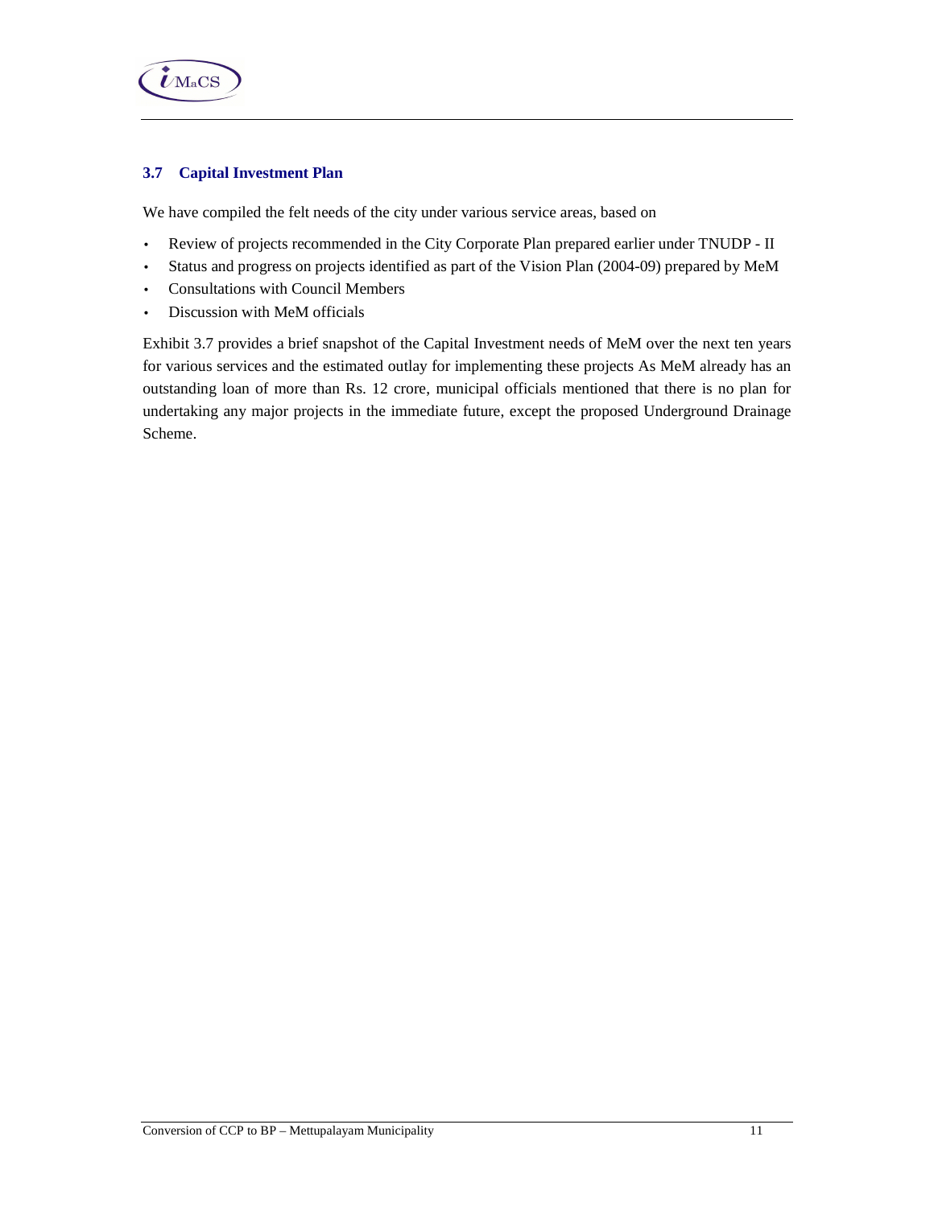### 3.7 Capital Investment Plan

We have compiled the felt needs of the city under various service areas, based on

- Review of projects recommended in the City Corporate Plan prepared earlier under TNUDP - II
- Status and progress on projects identified as part of the Vision Plan (2004-09) prepared by MeM
- Consultations with Council Members
- Discussion with MeM officials

Exhibit 3.7 provides a brief snapshot of the Capital Investment needs of MeM over the next ten years for various services and the estimated outlay for implementing these projects As MeM already has an outstanding loan of more than Rs. 12 crore, municipal officials mentioned that there is no plan for undertaking any major projects in the immediate future, except the proposed Underground Drainage Scheme.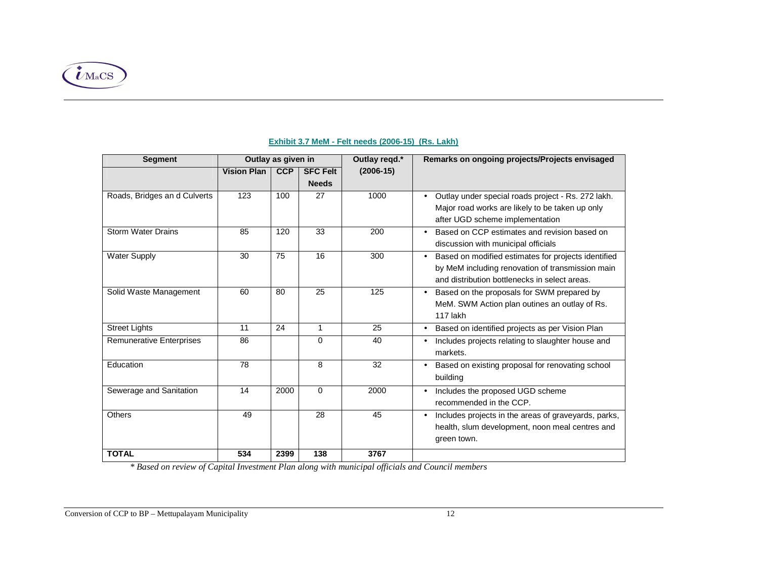**Exhibit 3.7 MeM - Felt needs (2006-15) (Rs. Lakh)**

| Segment | Outlay as given in | | | Outlay reqd.* | Remarks on ongoing projects/Projects envisaged |
|---|---|---|---|---|---|
| | Vision Plan | CCP | SFC Felt Needs | (2006-15) | |
| Roads, Bridges an d Culverts | 123 | 100 | 27 | 1000 | • Outlay under special roads project - Rs. 272 lakh. Major road works are likely to be taken up only after UGD scheme implementation |
| Storm Water Drains | 85 | 120 | 33 | 200 | • Based on CCP estimates and revision based on discussion with municipal officials |
| Water Supply | 30 | 75 | 16 | 300 | • Based on modified estimates for projects identified by MeM including renovation of transmission main and distribution bottlenecks in select areas. |
| Solid Waste Management | 60 | 80 | 25 | 125 | • Based on the proposals for SWM prepared by MeM. SWM Action plan outines an outlay of Rs. 117 lakh |
| Street Lights | 11 | 24 | 1 | 25 | • Based on identified projects as per Vision Plan |
| Remunerative Enterprises | 86 | | 0 | 40 | • Includes projects relating to slaughter house and markets. |
| Education | 78 | | 8 | 32 | • Based on existing proposal for renovating school building |
| Sewerage and Sanitation | 14 | 2000 | 0 | 2000 | • Includes the proposed UGD scheme recommended in the CCP. |
| Others | 49 | | 28 | 45 | • Includes projects in the areas of graveyards, parks, health, slum development, noon meal centres and green town. |
| **TOTAL** | **534** | **2399** | **138** | **3767** | |

*\* Based on review of Capital Investment Plan along with municipal officials and Council members*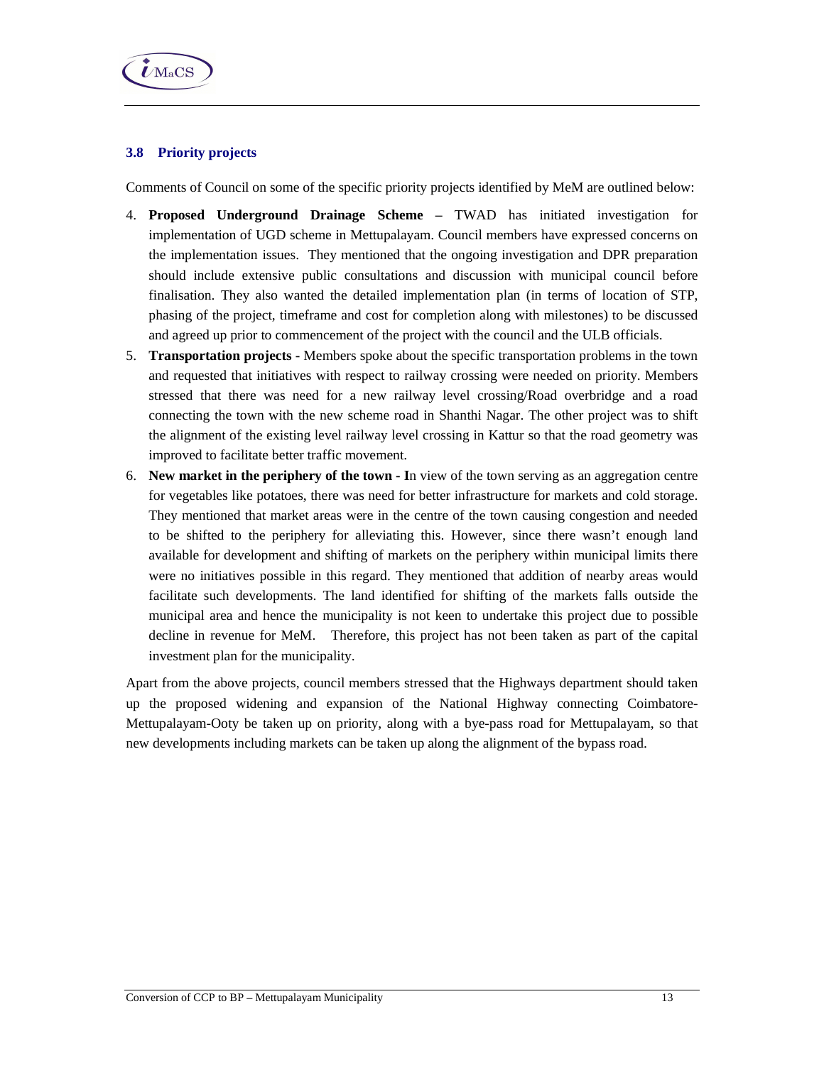### 3.8 Priority projects

Comments of Council on some of the specific priority projects identified by MeM are outlined below:

4. **Proposed Underground Drainage Scheme –** TWAD has initiated investigation for implementation of UGD scheme in Mettupalayam. Council members have expressed concerns on the implementation issues. They mentioned that the ongoing investigation and DPR preparation should include extensive public consultations and discussion with municipal council before finalisation. They also wanted the detailed implementation plan (in terms of location of STP, phasing of the project, timeframe and cost for completion along with milestones) to be discussed and agreed up prior to commencement of the project with the council and the ULB officials.
5. **Transportation projects -** Members spoke about the specific transportation problems in the town and requested that initiatives with respect to railway crossing were needed on priority. Members stressed that there was need for a new railway level crossing/Road overbridge and a road connecting the town with the new scheme road in Shanthi Nagar. The other project was to shift the alignment of the existing level railway level crossing in Kattur so that the road geometry was improved to facilitate better traffic movement.
6. **New market in the periphery of the town - I**n view of the town serving as an aggregation centre for vegetables like potatoes, there was need for better infrastructure for markets and cold storage. They mentioned that market areas were in the centre of the town causing congestion and needed to be shifted to the periphery for alleviating this. However, since there wasn't enough land available for development and shifting of markets on the periphery within municipal limits there were no initiatives possible in this regard. They mentioned that addition of nearby areas would facilitate such developments. The land identified for shifting of the markets falls outside the municipal area and hence the municipality is not keen to undertake this project due to possible decline in revenue for MeM. Therefore, this project has not been taken as part of the capital investment plan for the municipality.

Apart from the above projects, council members stressed that the Highways department should taken up the proposed widening and expansion of the National Highway connecting Coimbatore-Mettupalayam-Ooty be taken up on priority, along with a bye-pass road for Mettupalayam, so that new developments including markets can be taken up along the alignment of the bypass road.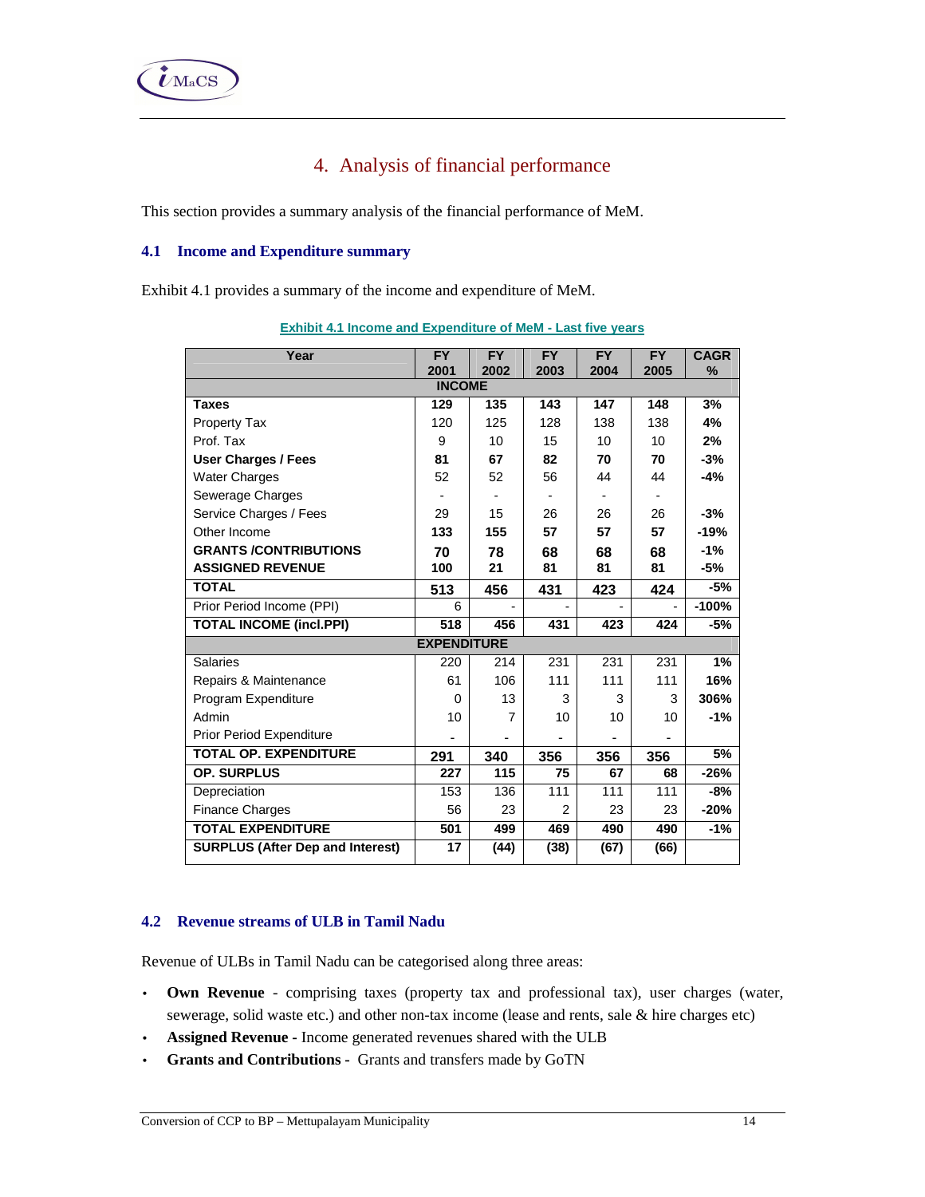# 4. Analysis of financial performance

This section provides a summary analysis of the financial performance of MeM.

## 4.1 Income and Expenditure summary

Exhibit 4.1 provides a summary of the income and expenditure of MeM.

**Exhibit 4.1 Income and Expenditure of MeM - Last five years**

| Year | FY 2001 | FY 2002 | FY 2003 | FY 2004 | FY 2005 | CAGR % |
|---|---|---|---|---|---|---|
| **INCOME** | | | | | | |
| **Taxes** | **129** | **135** | **143** | **147** | **148** | **3%** |
| Property Tax | 120 | 125 | 128 | 138 | 138 | **4%** |
| Prof. Tax | 9 | 10 | 15 | 10 | 10 | **2%** |
| **User Charges / Fees** | **81** | **67** | **82** | **70** | **70** | **-3%** |
| Water Charges | 52 | 52 | 56 | 44 | 44 | **-4%** |
| Sewerage Charges | - | - | - | - | - | |
| Service Charges / Fees | 29 | 15 | 26 | 26 | 26 | **-3%** |
| Other Income | **133** | **155** | **57** | **57** | **57** | **-19%** |
| **GRANTS /CONTRIBUTIONS** | **70** | **78** | **68** | **68** | **68** | **-1%** |
| **ASSIGNED REVENUE** | **100** | **21** | **81** | **81** | **81** | **-5%** |
| **TOTAL** | **513** | **456** | **431** | **423** | **424** | **-5%** |
| Prior Period Income (PPI) | 6 | - | - | - | - | **-100%** |
| **TOTAL INCOME (incl.PPI)** | **518** | **456** | **431** | **423** | **424** | **-5%** |
| **EXPENDITURE** | | | | | | |
| Salaries | 220 | 214 | 231 | 231 | 231 | **1%** |
| Repairs & Maintenance | 61 | 106 | 111 | 111 | 111 | **16%** |
| Program Expenditure | 0 | 13 | 3 | 3 | 3 | **306%** |
| Admin | 10 | 7 | 10 | 10 | 10 | **-1%** |
| Prior Period Expenditure | - | - | - | - | - | |
| **TOTAL OP. EXPENDITURE** | **291** | **340** | **356** | **356** | **356** | **5%** |
| **OP. SURPLUS** | **227** | **115** | **75** | **67** | **68** | **-26%** |
| Depreciation | 153 | 136 | 111 | 111 | 111 | **-8%** |
| Finance Charges | 56 | 23 | 2 | 23 | 23 | **-20%** |
| **TOTAL EXPENDITURE** | **501** | **499** | **469** | **490** | **490** | **-1%** |
| **SURPLUS (After Dep and Interest)** | **17** | **(44)** | **(38)** | **(67)** | **(66)** | |

## 4.2 Revenue streams of ULB in Tamil Nadu

Revenue of ULBs in Tamil Nadu can be categorised along three areas:

- **Own Revenue** - comprising taxes (property tax and professional tax), user charges (water, sewerage, solid waste etc.) and other non-tax income (lease and rents, sale & hire charges etc)
- **Assigned Revenue -** Income generated revenues shared with the ULB
- **Grants and Contributions -** Grants and transfers made by GoTN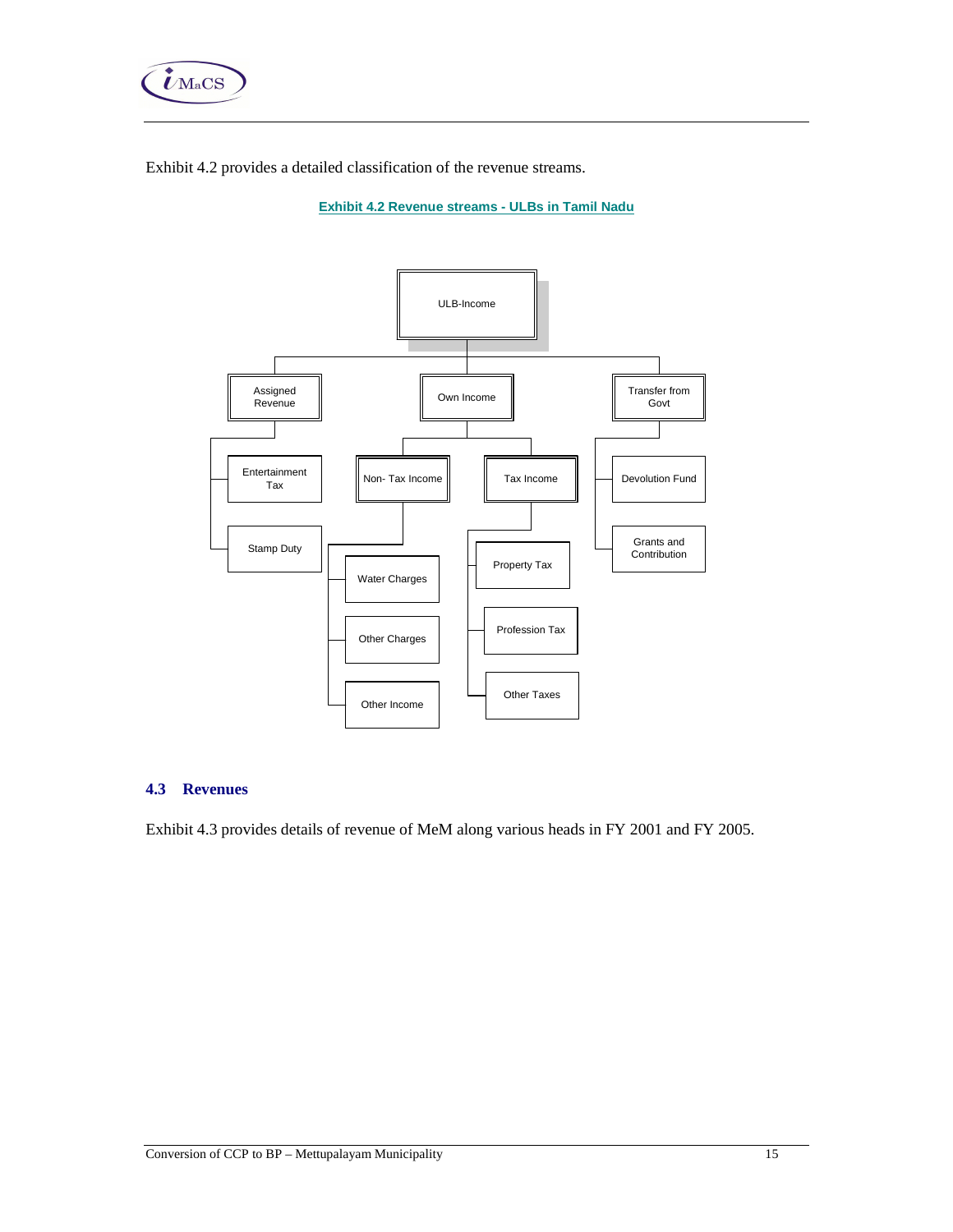Exhibit 4.2 provides a detailed classification of the revenue streams.

**Exhibit 4.2 Revenue streams - ULBs in Tamil Nadu**

- ULB-Income
  - Assigned Revenue
    - Entertainment Tax
    - Stamp Duty
  - Own Income
    - Non- Tax Income
      - Water Charges
      - Other Charges
      - Other Income
    - Tax Income
      - Property Tax
      - Profession Tax
      - Other Taxes
  - Transfer from Govt
    - Devolution Fund
    - Grants and Contribution

## 4.3 Revenues

Exhibit 4.3 provides details of revenue of MeM along various heads in FY 2001 and FY 2005.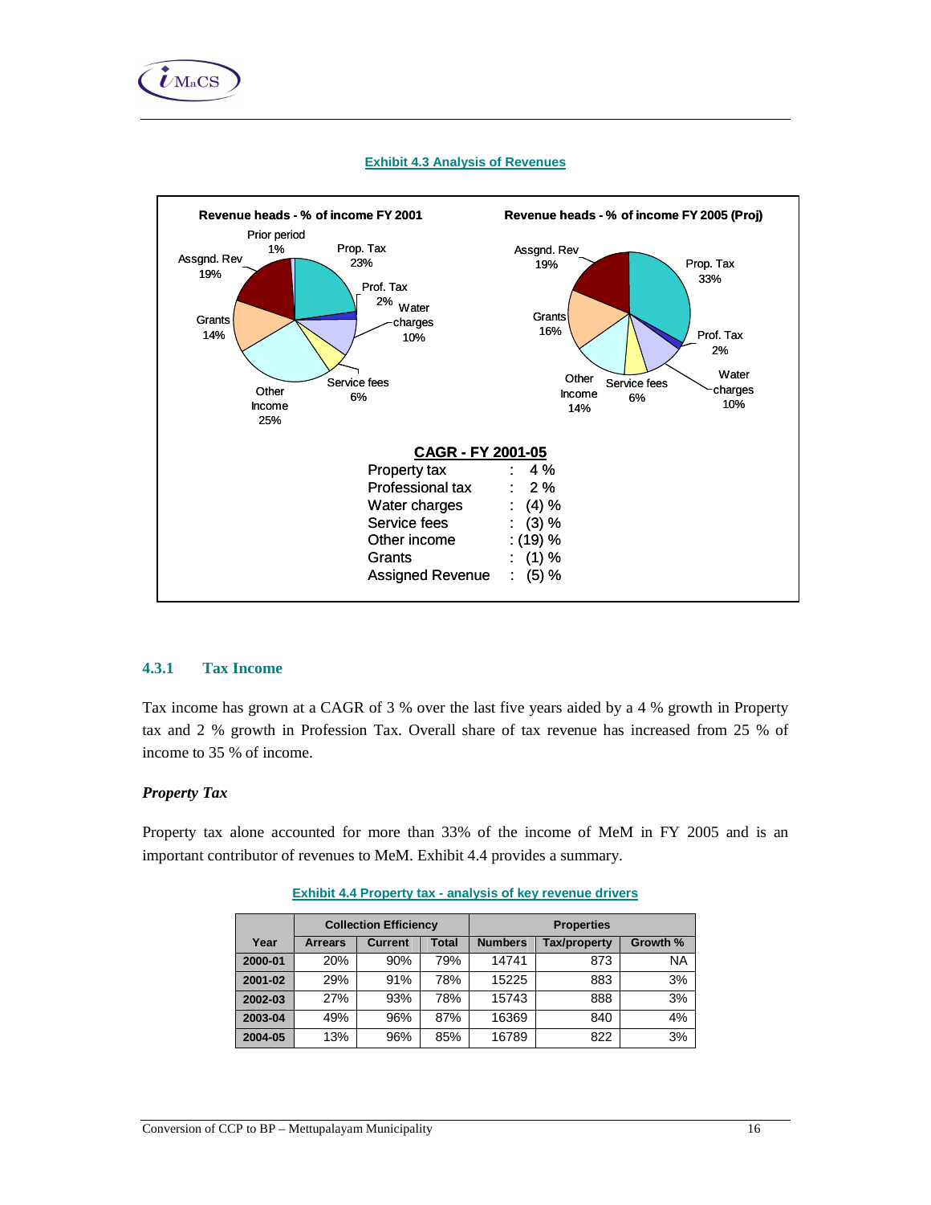**Exhibit 4.3 Analysis of Revenues**

**Revenue heads - % of income FY 2001**

Prior period 1%, Prop. Tax 23%, Prof. Tax 2%, Water charges 10%, Service fees 6%, Other Income 25%, Grants 14%, Assgnd. Rev 19%

**Revenue heads - % of income FY 2005 (Proj)**

Prop. Tax 33%, Prof. Tax 2%, Water charges 10%, Service fees 6%, Other Income 14%, Grants 16%, Assgnd. Rev 19%

**CAGR - FY 2001-05**

| | | |
|---|---|---|
| Property tax | : | 4 % |
| Professional tax | : | 2 % |
| Water charges | : | (4) % |
| Service fees | : | (3) % |
| Other income | : | (19) % |
| Grants | : | (1) % |
| Assigned Revenue | : | (5) % |

### 4.3.1 Tax Income

Tax income has grown at a CAGR of 3 % over the last five years aided by a 4 % growth in Property tax and 2 % growth in Profession Tax. Overall share of tax revenue has increased from 25 % of income to 35 % of income.

***Property Tax***

Property tax alone accounted for more than 33% of the income of MeM in FY 2005 and is an important contributor of revenues to MeM. Exhibit 4.4 provides a summary.

**Exhibit 4.4 Property tax - analysis of key revenue drivers**

| Year | Collection Efficiency | | | Properties | | |
|---|---|---|---|---|---|---|
| | Arrears | Current | Total | Numbers | Tax/property | Growth % |
| 2000-01 | 20% | 90% | 79% | 14741 | 873 | NA |
| 2001-02 | 29% | 91% | 78% | 15225 | 883 | 3% |
| 2002-03 | 27% | 93% | 78% | 15743 | 888 | 3% |
| 2003-04 | 49% | 96% | 87% | 16369 | 840 | 4% |
| 2004-05 | 13% | 96% | 85% | 16789 | 822 | 3% |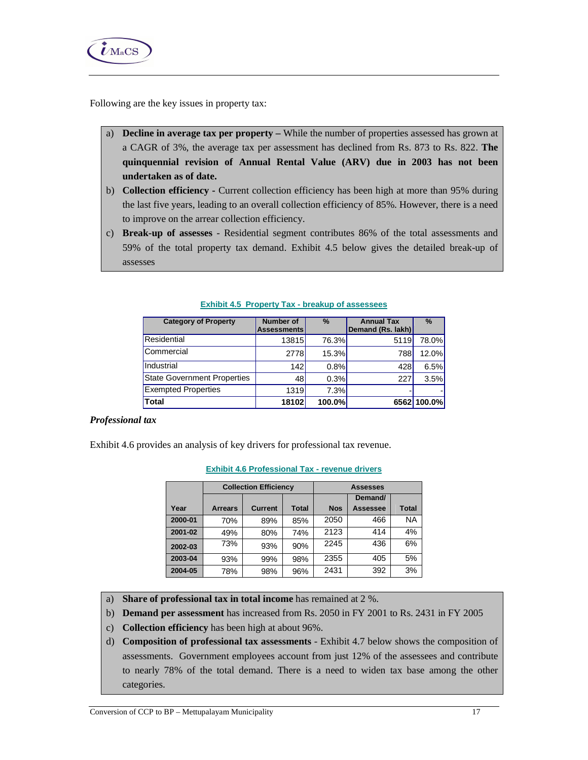Following are the key issues in property tax:

a) **Decline in average tax per property –** While the number of properties assessed has grown at a CAGR of 3%, the average tax per assessment has declined from Rs. 873 to Rs. 822. **The quinquennial revision of Annual Rental Value (ARV) due in 2003 has not been undertaken as of date.**
b) **Collection efficiency** - Current collection efficiency has been high at more than 95% during the last five years, leading to an overall collection efficiency of 85%. However, there is a need to improve on the arrear collection efficiency.
c) **Break-up of assesses** - Residential segment contributes 86% of the total assessments and 59% of the total property tax demand. Exhibit 4.5 below gives the detailed break-up of assesses

**Exhibit 4.5 Property Tax - breakup of assessees**

| Category of Property | Number of Assessments | % | Annual Tax Demand (Rs. lakh) | % |
|---|---|---|---|---|
| Residential | 13815 | 76.3% | 5119 | 78.0% |
| Commercial | 2778 | 15.3% | 788 | 12.0% |
| Industrial | 142 | 0.8% | 428 | 6.5% |
| State Government Properties | 48 | 0.3% | 227 | 3.5% |
| Exempted Properties | 1319 | 7.3% | - | - |
| **Total** | **18102** | **100.0%** | **6562** | **100.0%** |

*Professional tax*

Exhibit 4.6 provides an analysis of key drivers for professional tax revenue.

**Exhibit 4.6 Professional Tax - revenue drivers**

| | Collection Efficiency | | | Assesses | | |
|---|---|---|---|---|---|---|
| Year | Arrears | Current | Total | Nos | Demand/ Assessee | Total |
| 2000-01 | 70% | 89% | 85% | 2050 | 466 | NA |
| 2001-02 | 49% | 80% | 74% | 2123 | 414 | 4% |
| 2002-03 | 73% | 93% | 90% | 2245 | 436 | 6% |
| 2003-04 | 93% | 99% | 98% | 2355 | 405 | 5% |
| 2004-05 | 78% | 98% | 96% | 2431 | 392 | 3% |

a) **Share of professional tax in total income** has remained at 2 %.
b) **Demand per assessment** has increased from Rs. 2050 in FY 2001 to Rs. 2431 in FY 2005
c) **Collection efficiency** has been high at about 96%.
d) **Composition of professional tax assessments** - Exhibit 4.7 below shows the composition of assessments. Government employees account from just 12% of the assessees and contribute to nearly 78% of the total demand. There is a need to widen tax base among the other categories.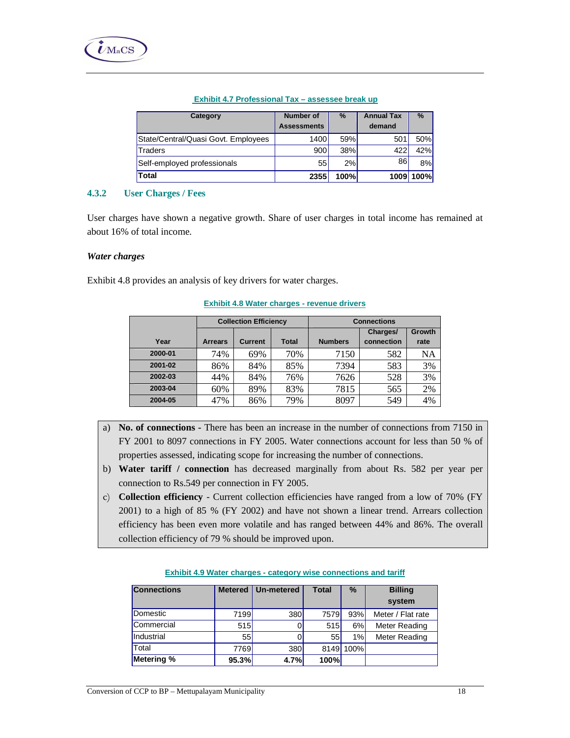**Exhibit 4.7 Professional Tax – assessee break up**

| Category | Number of Assessments | % | Annual Tax demand | % |
|---|---|---|---|---|
| State/Central/Quasi Govt. Employees | 1400 | 59% | 501 | 50% |
| Traders | 900 | 38% | 422 | 42% |
| Self-employed professionals | 55 | 2% | 86 | 8% |
| **Total** | **2355** | **100%** | **1009** | **100%** |

### 4.3.2 User Charges / Fees

User charges have shown a negative growth. Share of user charges in total income has remained at about 16% of total income.

*Water charges*

Exhibit 4.8 provides an analysis of key drivers for water charges.

**Exhibit 4.8 Water charges - revenue drivers**

| | Collection Efficiency | | | Connections | | |
|---|---|---|---|---|---|---|
| Year | Arrears | Current | Total | Numbers | Charges/ connection | Growth rate |
| 2000-01 | 74% | 69% | 70% | 7150 | 582 | NA |
| 2001-02 | 86% | 84% | 85% | 7394 | 583 | 3% |
| 2002-03 | 44% | 84% | 76% | 7626 | 528 | 3% |
| 2003-04 | 60% | 89% | 83% | 7815 | 565 | 2% |
| 2004-05 | 47% | 86% | 79% | 8097 | 549 | 4% |

a) **No. of connections -** There has been an increase in the number of connections from 7150 in FY 2001 to 8097 connections in FY 2005. Water connections account for less than 50 % of properties assessed, indicating scope for increasing the number of connections.

b) **Water tariff / connection** has decreased marginally from about Rs. 582 per year per connection to Rs.549 per connection in FY 2005.

c) **Collection efficiency** - Current collection efficiencies have ranged from a low of 70% (FY 2001) to a high of 85 % (FY 2002) and have not shown a linear trend. Arrears collection efficiency has been even more volatile and has ranged between 44% and 86%. The overall collection efficiency of 79 % should be improved upon.

**Exhibit 4.9 Water charges - category wise connections and tariff**

| Connections | Metered | Un-metered | Total | % | Billing system |
|---|---|---|---|---|---|
| Domestic | 7199 | 380 | 7579 | 93% | Meter / Flat rate |
| Commercial | 515 | 0 | 515 | 6% | Meter Reading |
| Industrial | 55 | 0 | 55 | 1% | Meter Reading |
| Total | 7769 | 380 | 8149 | 100% | |
| **Metering %** | **95.3%** | **4.7%** | **100%** | | |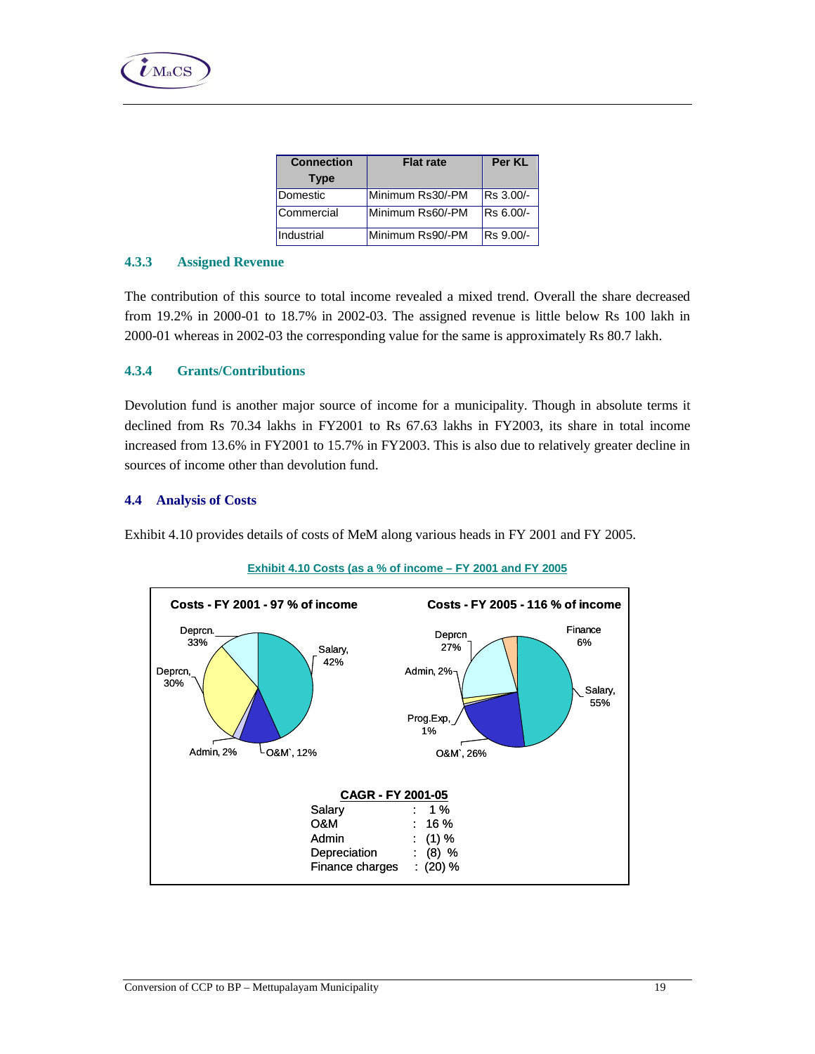| Connection Type | Flat rate | Per KL |
|---|---|---|
| Domestic | Minimum Rs30/-PM | Rs 3.00/- |
| Commercial | Minimum Rs60/-PM | Rs 6.00/- |
| Industrial | Minimum Rs90/-PM | Rs 9.00/- |

### 4.3.3 Assigned Revenue

The contribution of this source to total income revealed a mixed trend. Overall the share decreased from 19.2% in 2000-01 to 18.7% in 2002-03. The assigned revenue is little below Rs 100 lakh in 2000-01 whereas in 2002-03 the corresponding value for the same is approximately Rs 80.7 lakh.

### 4.3.4 Grants/Contributions

Devolution fund is another major source of income for a municipality. Though in absolute terms it declined from Rs 70.34 lakhs in FY2001 to Rs 67.63 lakhs in FY2003, its share in total income increased from 13.6% in FY2001 to 15.7% in FY2003. This is also due to relatively greater decline in sources of income other than devolution fund.

## 4.4 Analysis of Costs

Exhibit 4.10 provides details of costs of MeM along various heads in FY 2001 and FY 2005.

**Exhibit 4.10 Costs (as a % of income – FY 2001 and FY 2005**

**Costs - FY 2001 - 97 % of income**

Salary, 42%; O&M`, 12%; Admin, 2%; Deprcn, 30%; Deprcn. 33%

**Costs - FY 2005 - 116 % of income**

Salary, 55%; O&M`, 26%; Prog.Exp, 1%; Admin, 2%; Deprcn 27%; Finance 6%

**CAGR - FY 2001-05**

| | | |
|---|---|---|
| Salary | : | 1 % |
| O&M | : | 16 % |
| Admin | : | (1) % |
| Depreciation | : | (8) % |
| Finance charges | : | (20) % |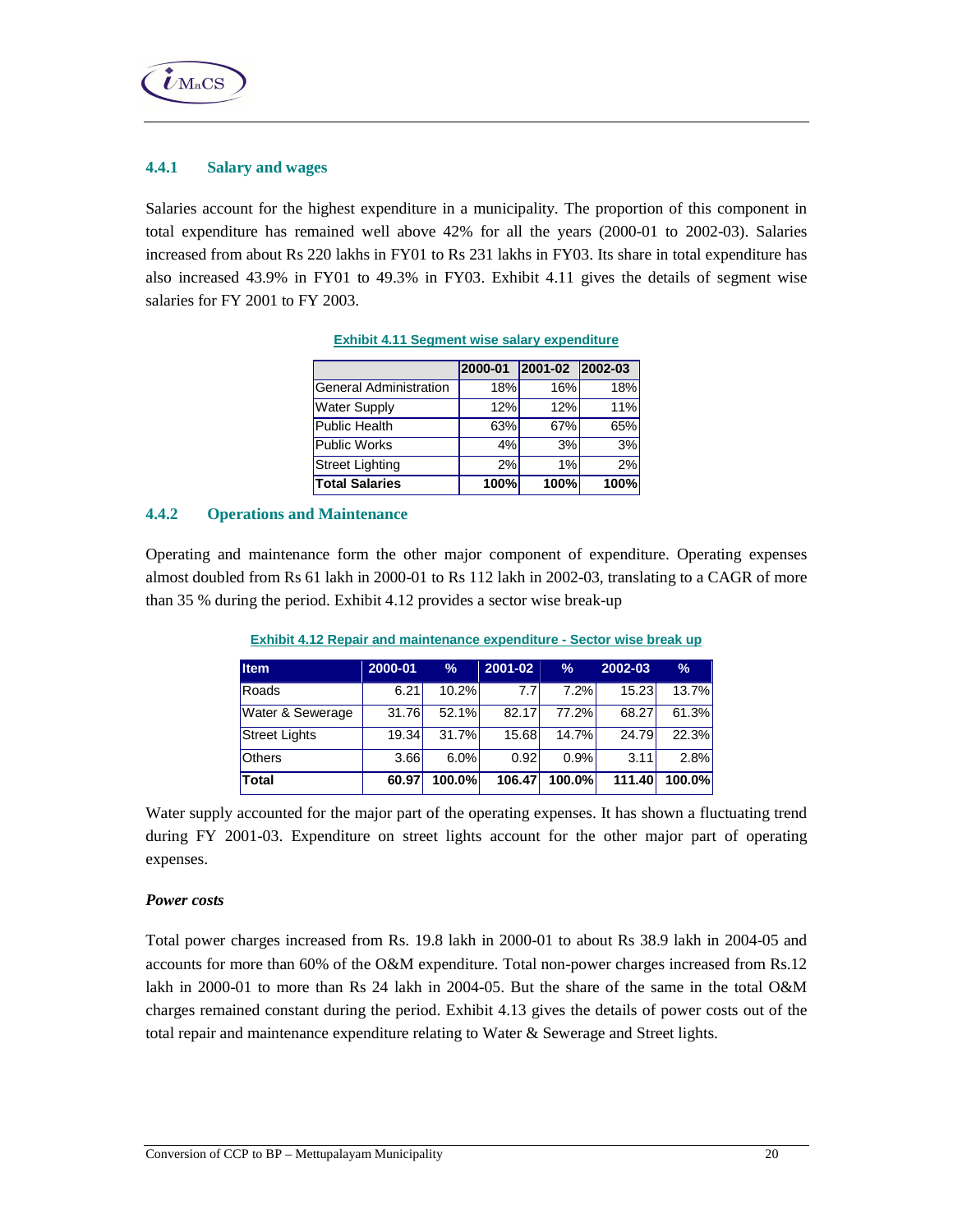### 4.4.1 Salary and wages

Salaries account for the highest expenditure in a municipality. The proportion of this component in total expenditure has remained well above 42% for all the years (2000-01 to 2002-03). Salaries increased from about Rs 220 lakhs in FY01 to Rs 231 lakhs in FY03. Its share in total expenditure has also increased 43.9% in FY01 to 49.3% in FY03. Exhibit 4.11 gives the details of segment wise salaries for FY 2001 to FY 2003.

**Exhibit 4.11 Segment wise salary expenditure**

| | 2000-01 | 2001-02 | 2002-03 |
|---|---|---|---|
| General Administration | 18% | 16% | 18% |
| Water Supply | 12% | 12% | 11% |
| Public Health | 63% | 67% | 65% |
| Public Works | 4% | 3% | 3% |
| Street Lighting | 2% | 1% | 2% |
| **Total Salaries** | **100%** | **100%** | **100%** |

### 4.4.2 Operations and Maintenance

Operating and maintenance form the other major component of expenditure. Operating expenses almost doubled from Rs 61 lakh in 2000-01 to Rs 112 lakh in 2002-03, translating to a CAGR of more than 35 % during the period. Exhibit 4.12 provides a sector wise break-up

**Exhibit 4.12 Repair and maintenance expenditure - Sector wise break up**

| Item | 2000-01 | % | 2001-02 | % | 2002-03 | % |
|---|---|---|---|---|---|---|
| Roads | 6.21 | 10.2% | 7.7 | 7.2% | 15.23 | 13.7% |
| Water & Sewerage | 31.76 | 52.1% | 82.17 | 77.2% | 68.27 | 61.3% |
| Street Lights | 19.34 | 31.7% | 15.68 | 14.7% | 24.79 | 22.3% |
| Others | 3.66 | 6.0% | 0.92 | 0.9% | 3.11 | 2.8% |
| **Total** | **60.97** | **100.0%** | **106.47** | **100.0%** | **111.40** | **100.0%** |

Water supply accounted for the major part of the operating expenses. It has shown a fluctuating trend during FY 2001-03. Expenditure on street lights account for the other major part of operating expenses.

***Power costs***

Total power charges increased from Rs. 19.8 lakh in 2000-01 to about Rs 38.9 lakh in 2004-05 and accounts for more than 60% of the O&M expenditure. Total non-power charges increased from Rs.12 lakh in 2000-01 to more than Rs 24 lakh in 2004-05. But the share of the same in the total O&M charges remained constant during the period. Exhibit 4.13 gives the details of power costs out of the total repair and maintenance expenditure relating to Water & Sewerage and Street lights.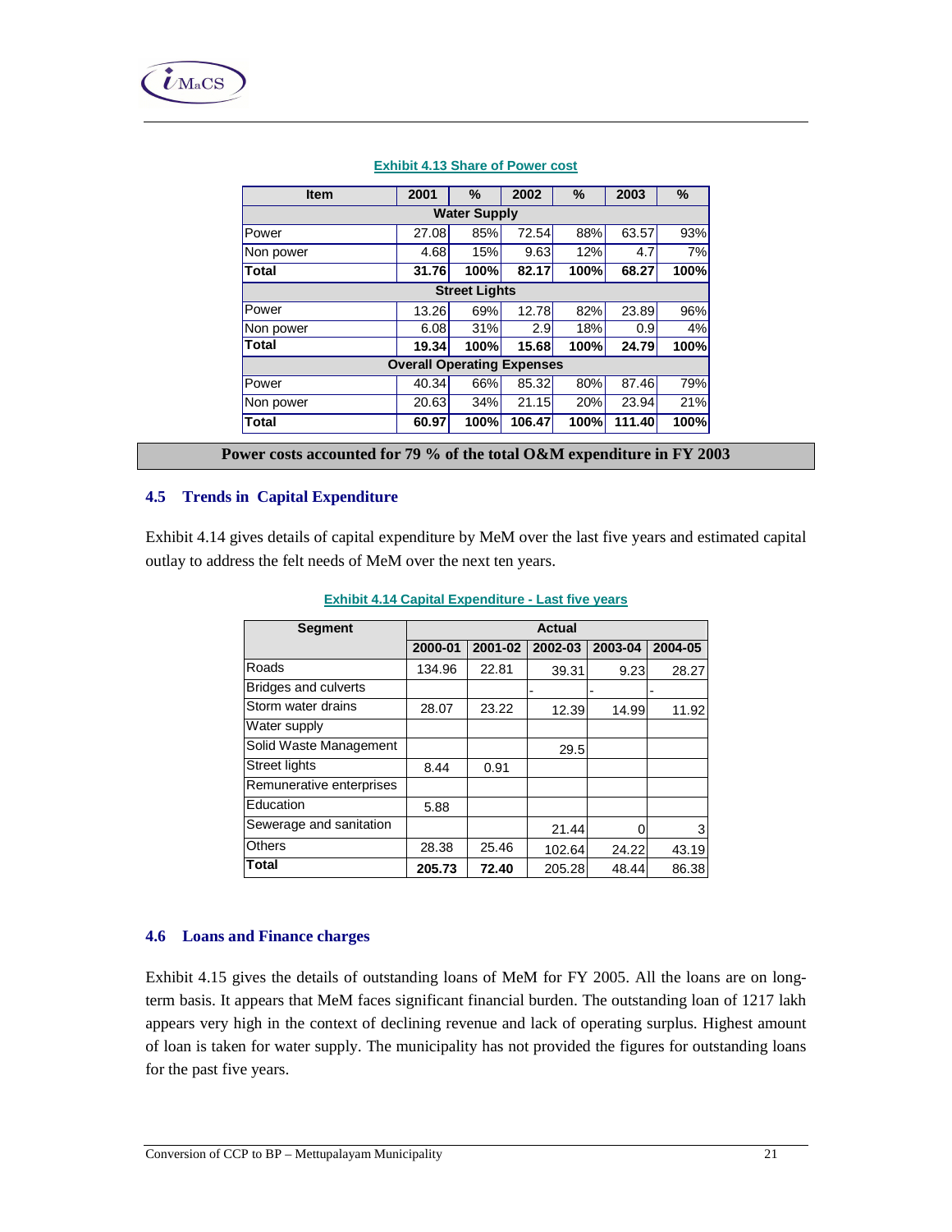**Exhibit 4.13 Share of Power cost**

| Item | 2001 | % | 2002 | % | 2003 | % |
|---|---|---|---|---|---|---|
| **Water Supply** | | | | | | |
| Power | 27.08 | 85% | 72.54 | 88% | 63.57 | 93% |
| Non power | 4.68 | 15% | 9.63 | 12% | 4.7 | 7% |
| **Total** | **31.76** | **100%** | **82.17** | **100%** | **68.27** | **100%** |
| **Street Lights** | | | | | | |
| Power | 13.26 | 69% | 12.78 | 82% | 23.89 | 96% |
| Non power | 6.08 | 31% | 2.9 | 18% | 0.9 | 4% |
| **Total** | **19.34** | **100%** | **15.68** | **100%** | **24.79** | **100%** |
| **Overall Operating Expenses** | | | | | | |
| Power | 40.34 | 66% | 85.32 | 80% | 87.46 | 79% |
| Non power | 20.63 | 34% | 21.15 | 20% | 23.94 | 21% |
| **Total** | **60.97** | **100%** | **106.47** | **100%** | **111.40** | **100%** |

**Power costs accounted for 79 % of the total O&M expenditure in FY 2003**

## 4.5 Trends in Capital Expenditure

Exhibit 4.14 gives details of capital expenditure by MeM over the last five years and estimated capital outlay to address the felt needs of MeM over the next ten years.

**Exhibit 4.14 Capital Expenditure - Last five years**

| Segment | Actual | | | | |
|---|---|---|---|---|---|
| | 2000-01 | 2001-02 | 2002-03 | 2003-04 | 2004-05 |
| Roads | 134.96 | 22.81 | 39.31 | 9.23 | 28.27 |
| Bridges and culverts | | | - | - | - |
| Storm water drains | 28.07 | 23.22 | 12.39 | 14.99 | 11.92 |
| Water supply | | | | | |
| Solid Waste Management | | | 29.5 | | |
| Street lights | 8.44 | 0.91 | | | |
| Remunerative enterprises | | | | | |
| Education | 5.88 | | | | |
| Sewerage and sanitation | | | 21.44 | 0 | 3 |
| Others | 28.38 | 25.46 | 102.64 | 24.22 | 43.19 |
| **Total** | **205.73** | **72.40** | 205.28 | 48.44 | 86.38 |

## 4.6 Loans and Finance charges

Exhibit 4.15 gives the details of outstanding loans of MeM for FY 2005. All the loans are on long-term basis. It appears that MeM faces significant financial burden. The outstanding loan of 1217 lakh appears very high in the context of declining revenue and lack of operating surplus. Highest amount of loan is taken for water supply. The municipality has not provided the figures for outstanding loans for the past five years.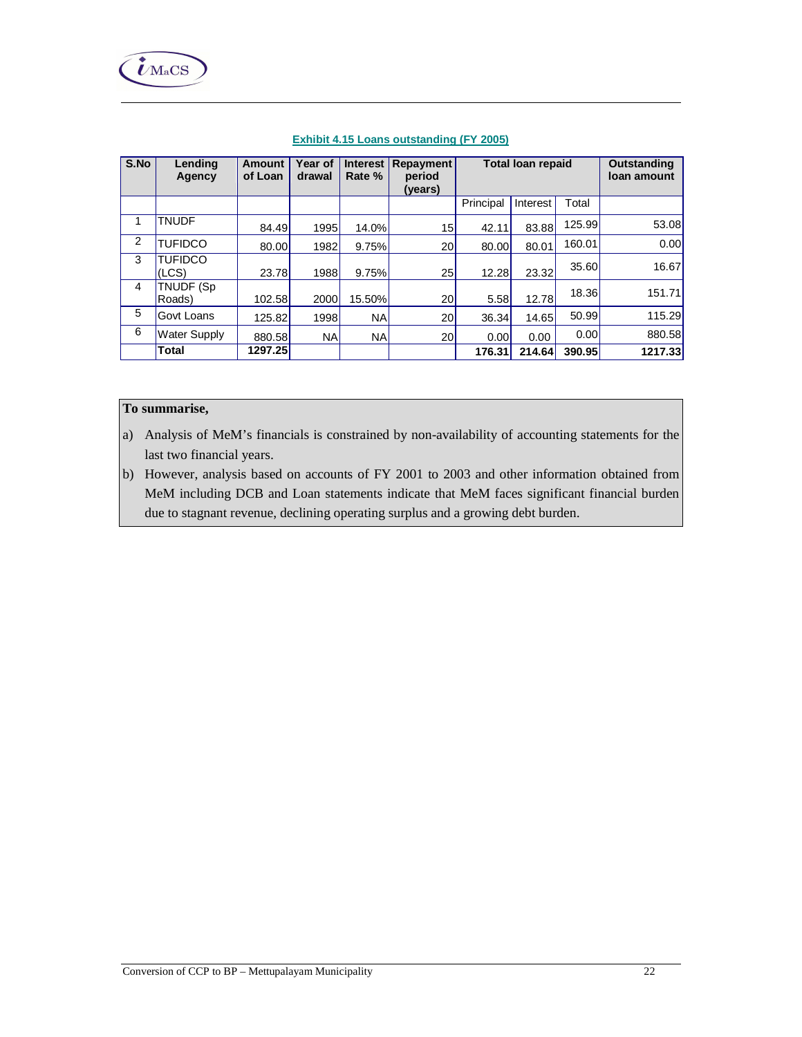**Exhibit 4.15 Loans outstanding (FY 2005)**

| S.No | Lending Agency | Amount of Loan | Year of drawal | Interest Rate % | Repayment period (years) | Total loan repaid | | | Outstanding loan amount |
|---|---|---|---|---|---|---|---|---|---|
| | | | | | | Principal | Interest | Total | |
| 1 | TNUDF | 84.49 | 1995 | 14.0% | 15 | 42.11 | 83.88 | 125.99 | 53.08 |
| 2 | TUFIDCO | 80.00 | 1982 | 9.75% | 20 | 80.00 | 80.01 | 160.01 | 0.00 |
| 3 | TUFIDCO (LCS) | 23.78 | 1988 | 9.75% | 25 | 12.28 | 23.32 | 35.60 | 16.67 |
| 4 | TNUDF (Sp Roads) | 102.58 | 2000 | 15.50% | 20 | 5.58 | 12.78 | 18.36 | 151.71 |
| 5 | Govt Loans | 125.82 | 1998 | NA | 20 | 36.34 | 14.65 | 50.99 | 115.29 |
| 6 | Water Supply | 880.58 | NA | NA | 20 | 0.00 | 0.00 | 0.00 | 880.58 |
| | **Total** | **1297.25** | | | | **176.31** | **214.64** | **390.95** | **1217.33** |

**To summarise,**

a) Analysis of MeM's financials is constrained by non-availability of accounting statements for the last two financial years.

b) However, analysis based on accounts of FY 2001 to 2003 and other information obtained from MeM including DCB and Loan statements indicate that MeM faces significant financial burden due to stagnant revenue, declining operating surplus and a growing debt burden.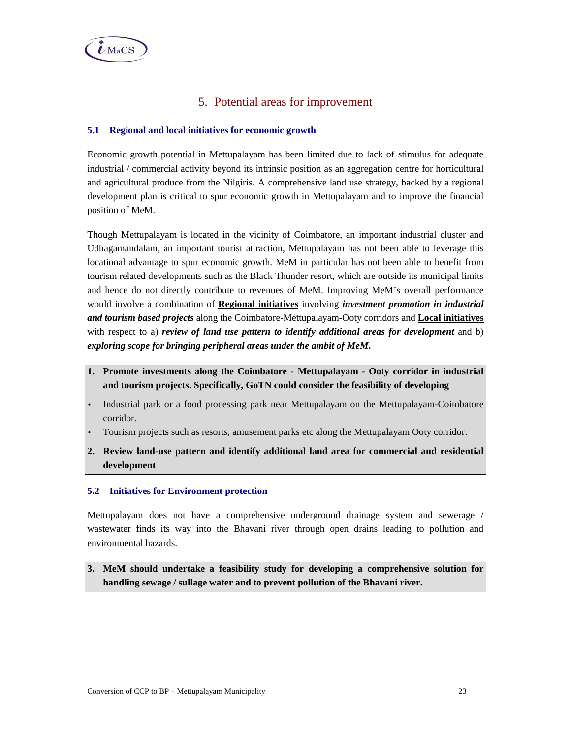# 5. Potential areas for improvement

## 5.1 Regional and local initiatives for economic growth

Economic growth potential in Mettupalayam has been limited due to lack of stimulus for adequate industrial / commercial activity beyond its intrinsic position as an aggregation centre for horticultural and agricultural produce from the Nilgiris. A comprehensive land use strategy, backed by a regional development plan is critical to spur economic growth in Mettupalayam and to improve the financial position of MeM.

Though Mettupalayam is located in the vicinity of Coimbatore, an important industrial cluster and Udhagamandalam, an important tourist attraction, Mettupalayam has not been able to leverage this locational advantage to spur economic growth. MeM in particular has not been able to benefit from tourism related developments such as the Black Thunder resort, which are outside its municipal limits and hence do not directly contribute to revenues of MeM. Improving MeM's overall performance would involve a combination of <u>**Regional initiatives**</u> involving ***investment promotion in industrial and tourism based projects*** along the Coimbatore-Mettupalayam-Ooty corridors and <u>**Local initiatives**</u> with respect to a) ***review of land use pattern to identify additional areas for development*** and b) ***exploring scope for bringing peripheral areas under the ambit of MeM.***

> **1. Promote investments along the Coimbatore - Mettupalayam - Ooty corridor in industrial and tourism projects. Specifically, GoTN could consider the feasibility of developing**
>
> - Industrial park or a food processing park near Mettupalayam on the Mettupalayam-Coimbatore corridor.
> - Tourism projects such as resorts, amusement parks etc along the Mettupalayam Ooty corridor.
>
> **2. Review land-use pattern and identify additional land area for commercial and residential development**

## 5.2 Initiatives for Environment protection

Mettupalayam does not have a comprehensive underground drainage system and sewerage / wastewater finds its way into the Bhavani river through open drains leading to pollution and environmental hazards.

> **3. MeM should undertake a feasibility study for developing a comprehensive solution for handling sewage / sullage water and to prevent pollution of the Bhavani river.**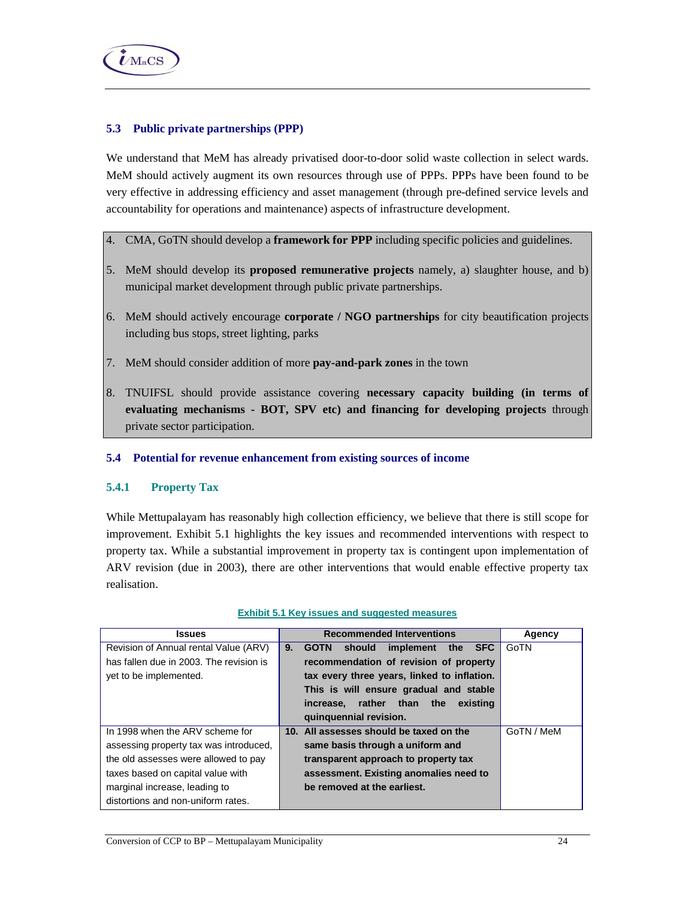### 5.3 Public private partnerships (PPP)

We understand that MeM has already privatised door-to-door solid waste collection in select wards. MeM should actively augment its own resources through use of PPPs. PPPs have been found to be very effective in addressing efficiency and asset management (through pre-defined service levels and accountability for operations and maintenance) aspects of infrastructure development.

4. CMA, GoTN should develop a **framework for PPP** including specific policies and guidelines.

5. MeM should develop its **proposed remunerative projects** namely, a) slaughter house, and b) municipal market development through public private partnerships.

6. MeM should actively encourage **corporate / NGO partnerships** for city beautification projects including bus stops, street lighting, parks

7. MeM should consider addition of more **pay-and-park zones** in the town

8. TNUIFSL should provide assistance covering **necessary capacity building (in terms of evaluating mechanisms - BOT, SPV etc) and financing for developing projects** through private sector participation.

### 5.4 Potential for revenue enhancement from existing sources of income

#### 5.4.1 Property Tax

While Mettupalayam has reasonably high collection efficiency, we believe that there is still scope for improvement. Exhibit 5.1 highlights the key issues and recommended interventions with respect to property tax. While a substantial improvement in property tax is contingent upon implementation of ARV revision (due in 2003), there are other interventions that would enable effective property tax realisation.

**Exhibit 5.1 Key issues and suggested measures**

| Issues | Recommended Interventions | Agency |
|---|---|---|
| Revision of Annual rental Value (ARV) has fallen due in 2003. The revision is yet to be implemented. | **9. GOTN should implement the SFC recommendation of revision of property tax every three years, linked to inflation. This is will ensure gradual and stable increase, rather than the existing quinquennial revision.** | GoTN |
| In 1998 when the ARV scheme for assessing property tax was introduced, the old assesses were allowed to pay taxes based on capital value with marginal increase, leading to distortions and non-uniform rates. | **10. All assesses should be taxed on the same basis through a uniform and transparent approach to property tax assessment. Existing anomalies need to be removed at the earliest.** | GoTN / MeM |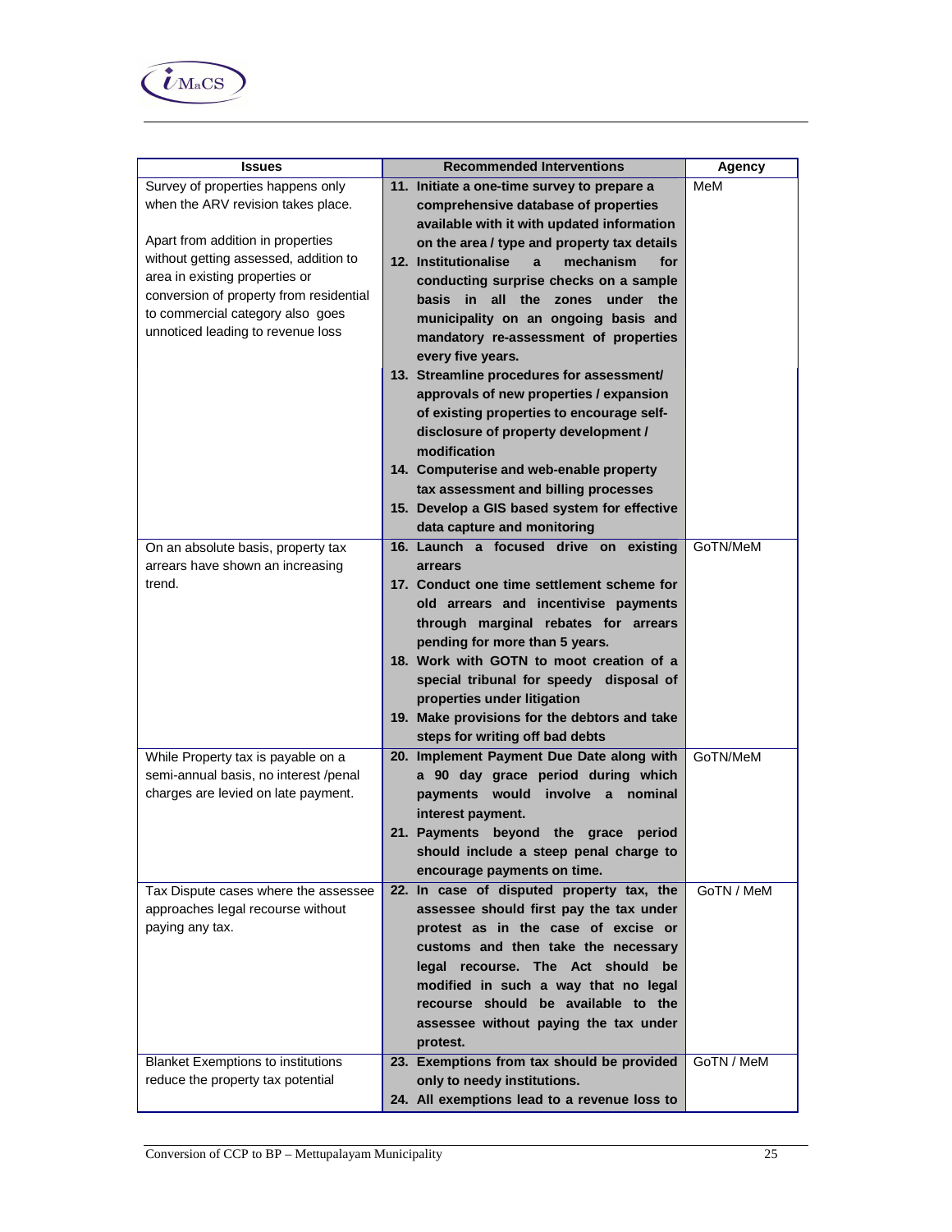| Issues | Recommended Interventions | Agency |
|---|---|---|
| Survey of properties happens only when the ARV revision takes place.<br><br>Apart from addition in properties without getting assessed, addition to area in existing properties or conversion of property from residential to commercial category also goes unnoticed leading to revenue loss | **11. Initiate a one-time survey to prepare a comprehensive database of properties available with it with updated information on the area / type and property tax details**<br>**12. Institutionalise a mechanism for conducting surprise checks on a sample basis in all the zones under the municipality on an ongoing basis and mandatory re-assessment of properties every five years.**<br>**13. Streamline procedures for assessment/ approvals of new properties / expansion of existing properties to encourage self-disclosure of property development / modification**<br>**14. Computerise and web-enable property tax assessment and billing processes**<br>**15. Develop a GIS based system for effective data capture and monitoring** | MeM |
| On an absolute basis, property tax arrears have shown an increasing trend. | **16. Launch a focused drive on existing arrears**<br>**17. Conduct one time settlement scheme for old arrears and incentivise payments through marginal rebates for arrears pending for more than 5 years.**<br>**18. Work with GOTN to moot creation of a special tribunal for speedy disposal of properties under litigation**<br>**19. Make provisions for the debtors and take steps for writing off bad debts** | GoTN/MeM |
| While Property tax is payable on a semi-annual basis, no interest /penal charges are levied on late payment. | **20. Implement Payment Due Date along with a 90 day grace period during which payments would involve a nominal interest payment.**<br>**21. Payments beyond the grace period should include a steep penal charge to encourage payments on time.** | GoTN/MeM |
| Tax Dispute cases where the assessee approaches legal recourse without paying any tax. | **22. In case of disputed property tax, the assessee should first pay the tax under protest as in the case of excise or customs and then take the necessary legal recourse. The Act should be modified in such a way that no legal recourse should be available to the assessee without paying the tax under protest.** | GoTN / MeM |
| Blanket Exemptions to institutions reduce the property tax potential | **23. Exemptions from tax should be provided only to needy institutions.**<br>**24. All exemptions lead to a revenue loss to** | GoTN / MeM |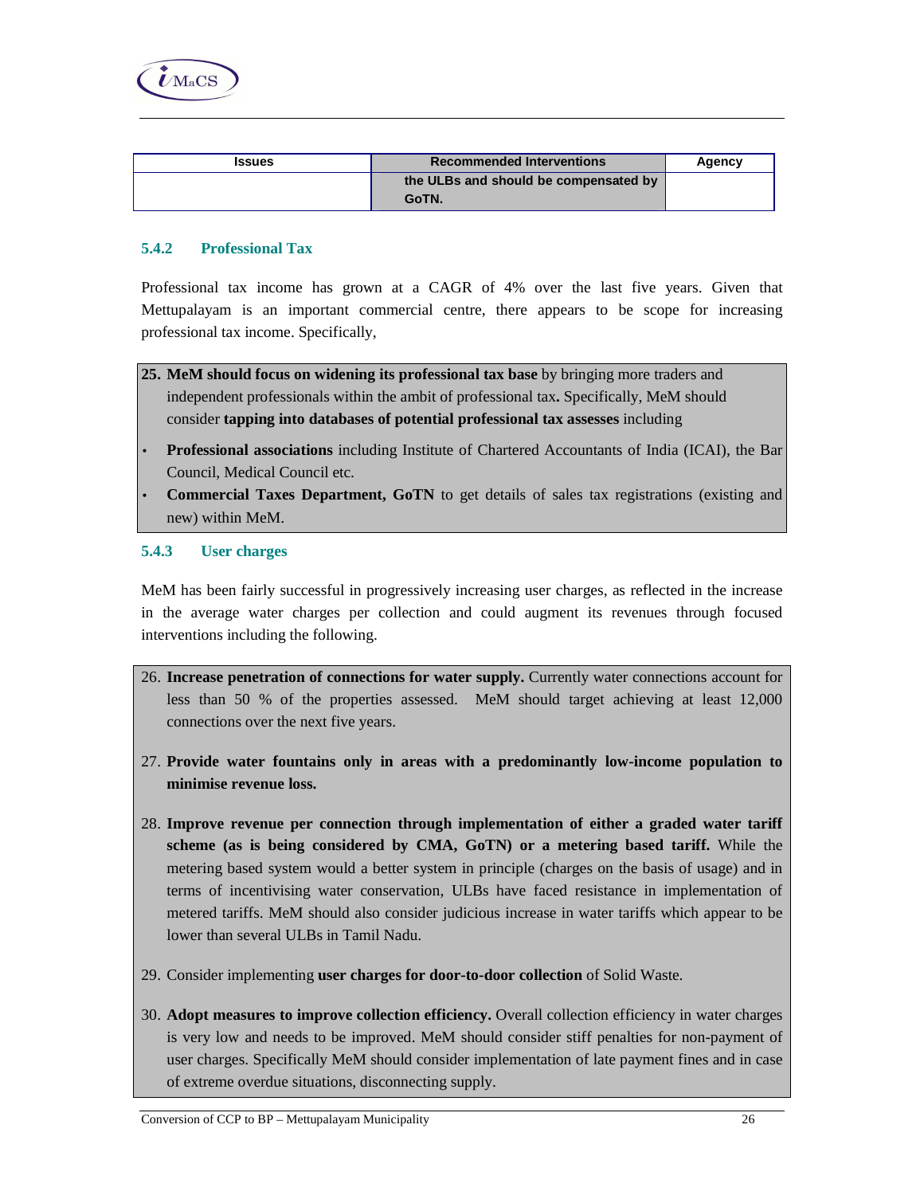| Issues | Recommended Interventions | Agency |
|---|---|---|
| | the ULBs and should be compensated by GoTN. | |

### 5.4.2 Professional Tax

Professional tax income has grown at a CAGR of 4% over the last five years. Given that Mettupalayam is an important commercial centre, there appears to be scope for increasing professional tax income. Specifically,

25. **MeM should focus on widening its professional tax base** by bringing more traders and independent professionals within the ambit of professional tax**.** Specifically, MeM should consider **tapping into databases of potential professional tax assesses** including

- **Professional associations** including Institute of Chartered Accountants of India (ICAI), the Bar Council, Medical Council etc.
- **Commercial Taxes Department, GoTN** to get details of sales tax registrations (existing and new) within MeM.

### 5.4.3 User charges

MeM has been fairly successful in progressively increasing user charges, as reflected in the increase in the average water charges per collection and could augment its revenues through focused interventions including the following.

26. **Increase penetration of connections for water supply.** Currently water connections account for less than 50 % of the properties assessed. MeM should target achieving at least 12,000 connections over the next five years.

27. **Provide water fountains only in areas with a predominantly low-income population to minimise revenue loss.**

28. **Improve revenue per connection through implementation of either a graded water tariff scheme (as is being considered by CMA, GoTN) or a metering based tariff.** While the metering based system would a better system in principle (charges on the basis of usage) and in terms of incentivising water conservation, ULBs have faced resistance in implementation of metered tariffs. MeM should also consider judicious increase in water tariffs which appear to be lower than several ULBs in Tamil Nadu.

29. Consider implementing **user charges for door-to-door collection** of Solid Waste.

30. **Adopt measures to improve collection efficiency.** Overall collection efficiency in water charges is very low and needs to be improved. MeM should consider stiff penalties for non-payment of user charges. Specifically MeM should consider implementation of late payment fines and in case of extreme overdue situations, disconnecting supply.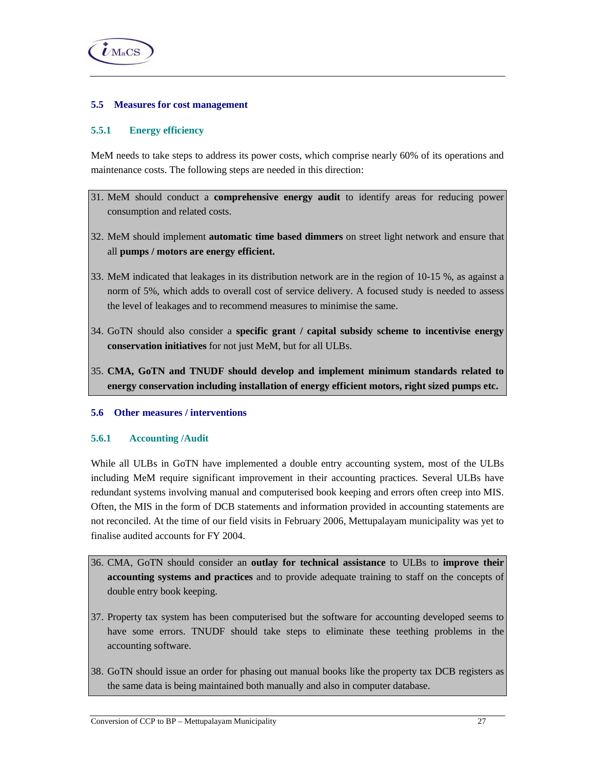## 5.5 Measures for cost management

### 5.5.1 Energy efficiency

MeM needs to take steps to address its power costs, which comprise nearly 60% of its operations and maintenance costs. The following steps are needed in this direction:

31. MeM should conduct a **comprehensive energy audit** to identify areas for reducing power consumption and related costs.

32. MeM should implement **automatic time based dimmers** on street light network and ensure that all **pumps / motors are energy efficient.**

33. MeM indicated that leakages in its distribution network are in the region of 10-15 %, as against a norm of 5%, which adds to overall cost of service delivery. A focused study is needed to assess the level of leakages and to recommend measures to minimise the same.

34. GoTN should also consider a **specific grant / capital subsidy scheme to incentivise energy conservation initiatives** for not just MeM, but for all ULBs.

35. **CMA, GoTN and TNUDF should develop and implement minimum standards related to energy conservation including installation of energy efficient motors, right sized pumps etc.**

## 5.6 Other measures / interventions

### 5.6.1 Accounting /Audit

While all ULBs in GoTN have implemented a double entry accounting system, most of the ULBs including MeM require significant improvement in their accounting practices. Several ULBs have redundant systems involving manual and computerised book keeping and errors often creep into MIS. Often, the MIS in the form of DCB statements and information provided in accounting statements are not reconciled. At the time of our field visits in February 2006, Mettupalayam municipality was yet to finalise audited accounts for FY 2004.

36. CMA, GoTN should consider an **outlay for technical assistance** to ULBs to **improve their accounting systems and practices** and to provide adequate training to staff on the concepts of double entry book keeping.

37. Property tax system has been computerised but the software for accounting developed seems to have some errors. TNUDF should take steps to eliminate these teething problems in the accounting software.

38. GoTN should issue an order for phasing out manual books like the property tax DCB registers as the same data is being maintained both manually and also in computer database.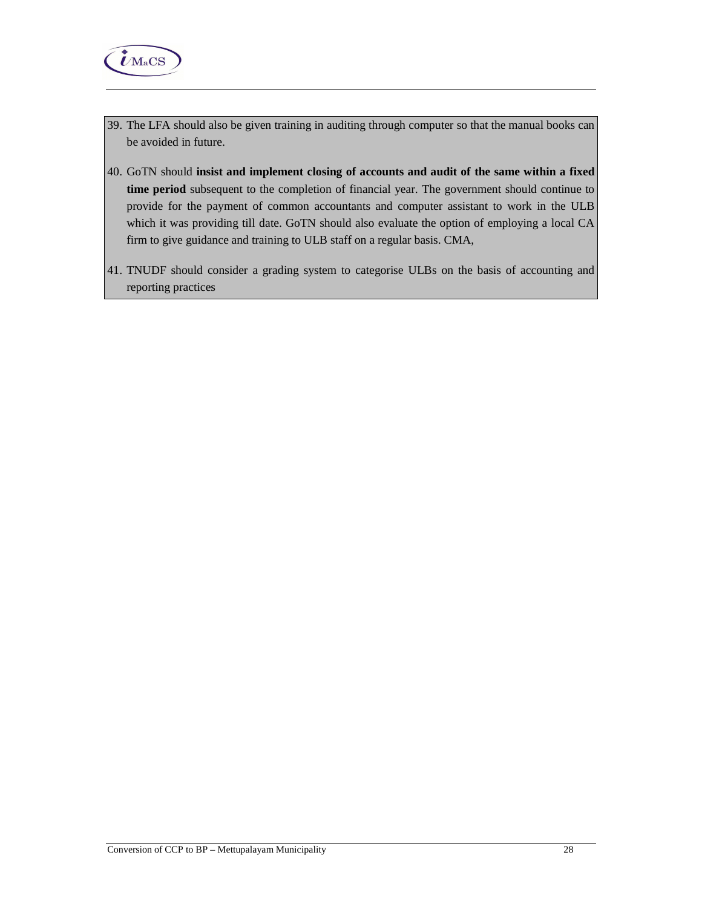39. The LFA should also be given training in auditing through computer so that the manual books can be avoided in future.

40. GoTN should **insist and implement closing of accounts and audit of the same within a fixed time period** subsequent to the completion of financial year. The government should continue to provide for the payment of common accountants and computer assistant to work in the ULB which it was providing till date. GoTN should also evaluate the option of employing a local CA firm to give guidance and training to ULB staff on a regular basis. CMA,

41. TNUDF should consider a grading system to categorise ULBs on the basis of accounting and reporting practices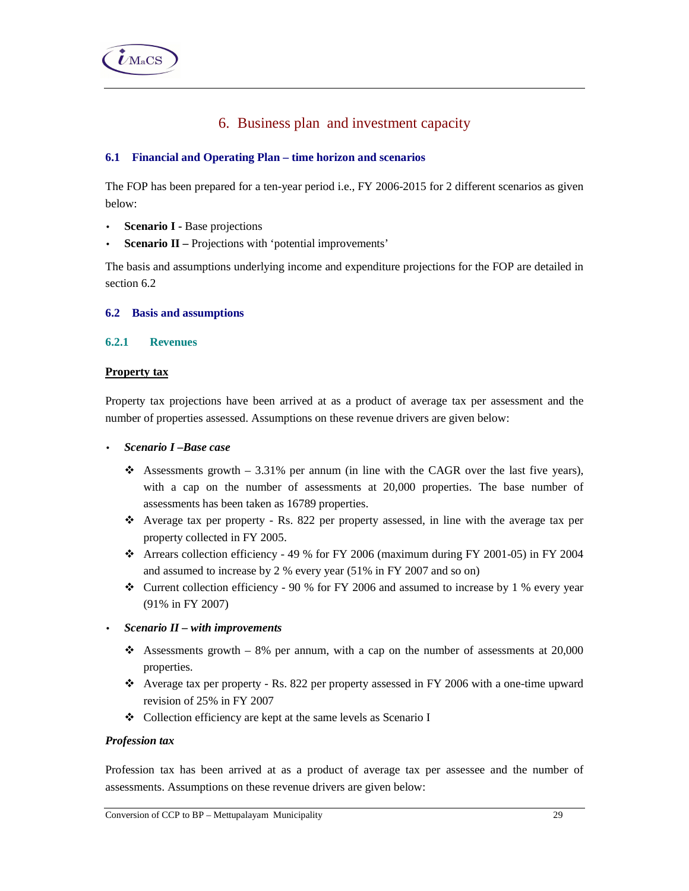# 6. Business plan and investment capacity

## 6.1 Financial and Operating Plan – time horizon and scenarios

The FOP has been prepared for a ten-year period i.e., FY 2006-2015 for 2 different scenarios as given below:

- **Scenario I -** Base projections
- **Scenario II –** Projections with 'potential improvements'

The basis and assumptions underlying income and expenditure projections for the FOP are detailed in section 6.2

## 6.2 Basis and assumptions

### 6.2.1 Revenues

**Property tax**

Property tax projections have been arrived at as a product of average tax per assessment and the number of properties assessed. Assumptions on these revenue drivers are given below:

- ***Scenario I –Base case***
  - Assessments growth – 3.31% per annum (in line with the CAGR over the last five years), with a cap on the number of assessments at 20,000 properties. The base number of assessments has been taken as 16789 properties.
  - Average tax per property - Rs. 822 per property assessed, in line with the average tax per property collected in FY 2005.
  - Arrears collection efficiency - 49 % for FY 2006 (maximum during FY 2001-05) in FY 2004 and assumed to increase by 2 % every year (51% in FY 2007 and so on)
  - Current collection efficiency - 90 % for FY 2006 and assumed to increase by 1 % every year (91% in FY 2007)
- ***Scenario II – with improvements***
  - Assessments growth – 8% per annum, with a cap on the number of assessments at 20,000 properties.
  - Average tax per property - Rs. 822 per property assessed in FY 2006 with a one-time upward revision of 25% in FY 2007
  - Collection efficiency are kept at the same levels as Scenario I

***Profession tax***

Profession tax has been arrived at as a product of average tax per assessee and the number of assessments. Assumptions on these revenue drivers are given below: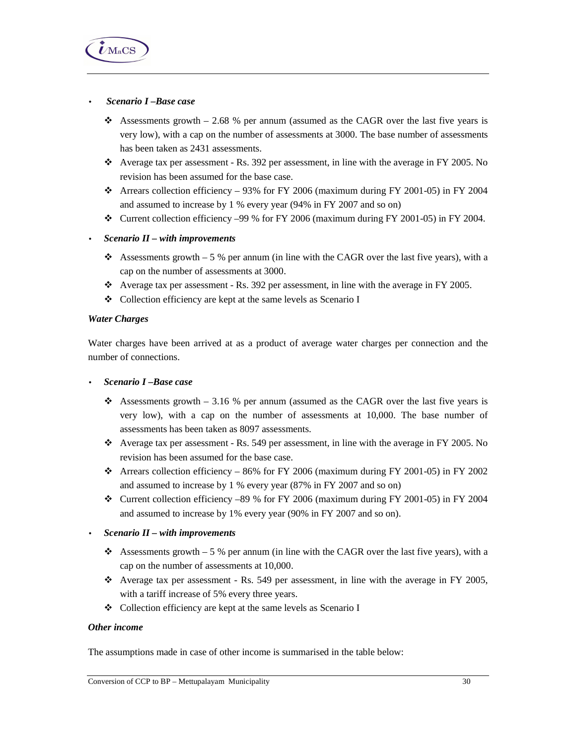- ***Scenario I –Base case***
  - Assessments growth – 2.68 % per annum (assumed as the CAGR over the last five years is very low), with a cap on the number of assessments at 3000. The base number of assessments has been taken as 2431 assessments.
  - Average tax per assessment - Rs. 392 per assessment, in line with the average in FY 2005. No revision has been assumed for the base case.
  - Arrears collection efficiency – 93% for FY 2006 (maximum during FY 2001-05) in FY 2004 and assumed to increase by 1 % every year (94% in FY 2007 and so on)
  - Current collection efficiency –99 % for FY 2006 (maximum during FY 2001-05) in FY 2004.
- ***Scenario II – with improvements***
  - Assessments growth – 5 % per annum (in line with the CAGR over the last five years), with a cap on the number of assessments at 3000.
  - Average tax per assessment - Rs. 392 per assessment, in line with the average in FY 2005.
  - Collection efficiency are kept at the same levels as Scenario I

***Water Charges***

Water charges have been arrived at as a product of average water charges per connection and the number of connections.

- ***Scenario I –Base case***
  - Assessments growth – 3.16 % per annum (assumed as the CAGR over the last five years is very low), with a cap on the number of assessments at 10,000. The base number of assessments has been taken as 8097 assessments.
  - Average tax per assessment - Rs. 549 per assessment, in line with the average in FY 2005. No revision has been assumed for the base case.
  - Arrears collection efficiency – 86% for FY 2006 (maximum during FY 2001-05) in FY 2002 and assumed to increase by 1 % every year (87% in FY 2007 and so on)
  - Current collection efficiency –89 % for FY 2006 (maximum during FY 2001-05) in FY 2004 and assumed to increase by 1% every year (90% in FY 2007 and so on).
- ***Scenario II – with improvements***
  - Assessments growth – 5 % per annum (in line with the CAGR over the last five years), with a cap on the number of assessments at 10,000.
  - Average tax per assessment - Rs. 549 per assessment, in line with the average in FY 2005, with a tariff increase of 5% every three years.
  - Collection efficiency are kept at the same levels as Scenario I

***Other income***

The assumptions made in case of other income is summarised in the table below: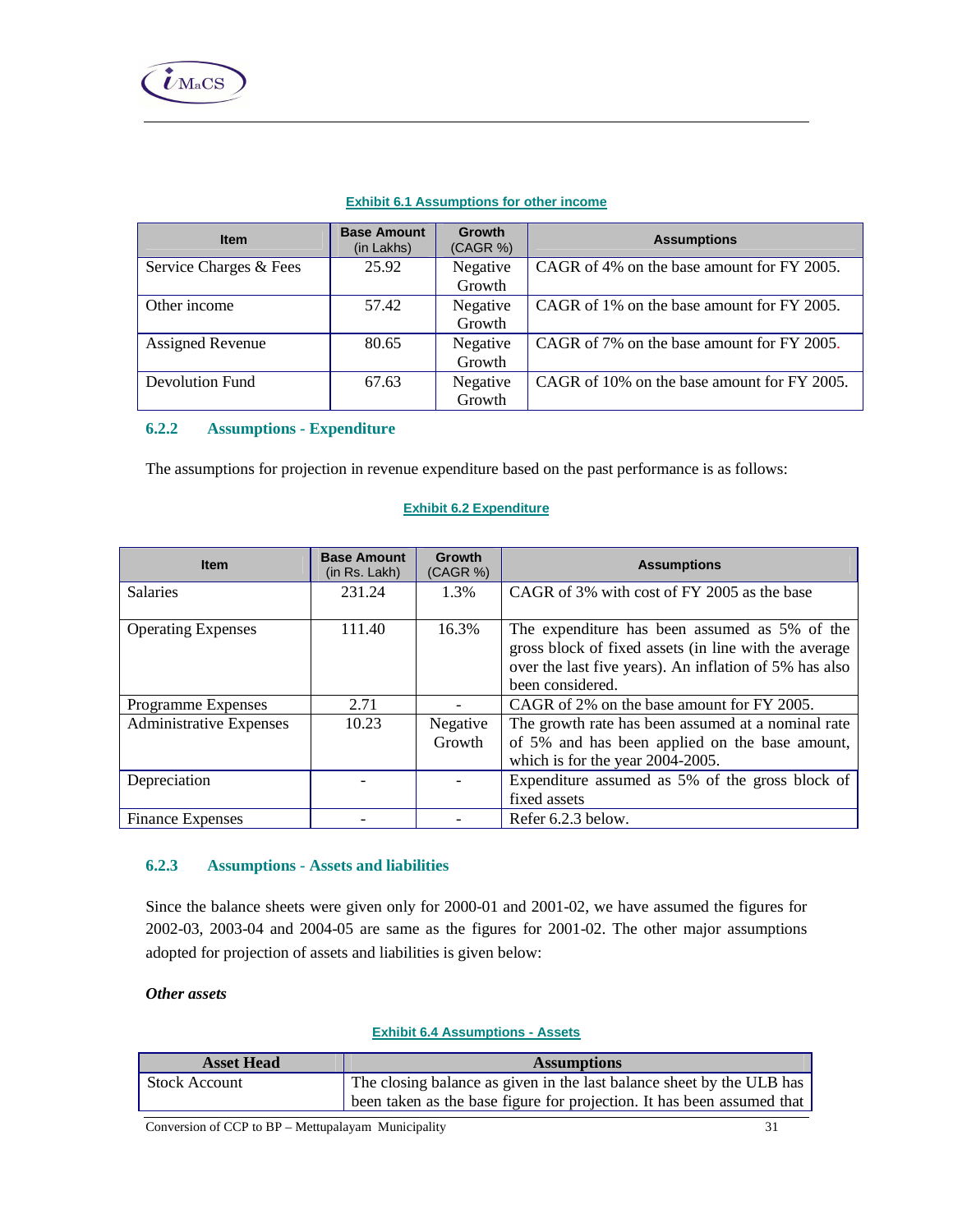**Exhibit 6.1 Assumptions for other income**

| Item | Base Amount (in Lakhs) | Growth (CAGR %) | Assumptions |
|---|---|---|---|
| Service Charges & Fees | 25.92 | Negative Growth | CAGR of 4% on the base amount for FY 2005. |
| Other income | 57.42 | Negative Growth | CAGR of 1% on the base amount for FY 2005. |
| Assigned Revenue | 80.65 | Negative Growth | CAGR of 7% on the base amount for FY 2005. |
| Devolution Fund | 67.63 | Negative Growth | CAGR of 10% on the base amount for FY 2005. |

### 6.2.2 Assumptions - Expenditure

The assumptions for projection in revenue expenditure based on the past performance is as follows:

**Exhibit 6.2 Expenditure**

| Item | Base Amount (in Rs. Lakh) | Growth (CAGR %) | Assumptions |
|---|---|---|---|
| Salaries | 231.24 | 1.3% | CAGR of 3% with cost of FY 2005 as the base |
| Operating Expenses | 111.40 | 16.3% | The expenditure has assumed as 5% of the gross block of fixed assets (in line with the average over the last five years). An inflation of 5% has also been considered. |
| Programme Expenses | 2.71 | - | CAGR of 2% on the base amount for FY 2005. |
| Administrative Expenses | 10.23 | Negative Growth | The growth rate has been assumed at a nominal rate of 5% and has been applied on the base amount, which is for the year 2004-2005. |
| Depreciation | - | - | Expenditure assumed as 5% of the gross block of fixed assets |
| Finance Expenses | - | - | Refer 6.2.3 below. |

### 6.2.3 Assumptions - Assets and liabilities

Since the balance sheets were given only for 2000-01 and 2001-02, we have assumed the figures for 2002-03, 2003-04 and 2004-05 are same as the figures for 2001-02. The other major assumptions adopted for projection of assets and liabilities is given below:

***Other assets***

**Exhibit 6.4 Assumptions - Assets**

| Asset Head | Assumptions |
|---|---|
| Stock Account | The closing balance as given in the last balance sheet by the ULB has been taken as the base figure for projection. It has been assumed that |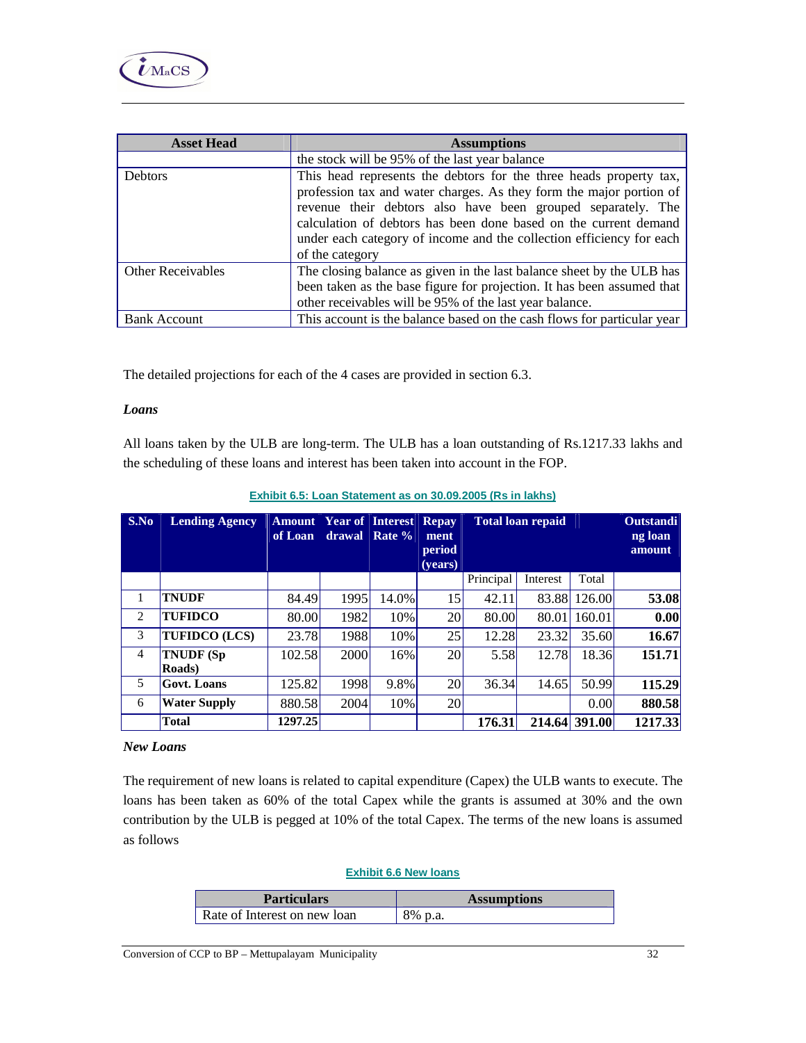| Asset Head | Assumptions |
|---|---|
| | the stock will be 95% of the last year balance |
| Debtors | This head represents the debtors for the three heads property tax, profession tax and water charges. As they form the major portion of revenue their debtors also have been grouped separately. The calculation of debtors has been done based on the current demand under each category of income and the collection efficiency for each of the category |
| Other Receivables | The closing balance as given in the last balance sheet by the ULB has been taken as the base figure for projection. It has been assumed that other receivables will be 95% of the last year balance. |
| Bank Account | This account is the balance based on the cash flows for particular year |

The detailed projections for each of the 4 cases are provided in section 6.3.

***Loans***

All loans taken by the ULB are long-term. The ULB has a loan outstanding of Rs.1217.33 lakhs and the scheduling of these loans and interest has been taken into account in the FOP.

**Exhibit 6.5: Loan Statement as on 30.09.2005 (Rs in lakhs)**

| S.No | Lending Agency | Amount of Loan | Year of drawal | Interest Rate % | Repayment period (years) | Total loan repaid | | | Outstanding loan amount |
|---|---|---|---|---|---|---|---|---|---|
| | | | | | | Principal | Interest | Total | |
| 1 | **TNUDF** | 84.49 | 1995 | 14.0% | 15 | 42.11 | 83.88 | 126.00 | **53.08** |
| 2 | **TUFIDCO** | 80.00 | 1982 | 10% | 20 | 80.00 | 80.01 | 160.01 | **0.00** |
| 3 | **TUFIDCO (LCS)** | 23.78 | 1988 | 10% | 25 | 12.28 | 23.32 | 35.60 | **16.67** |
| 4 | **TNUDF (Sp Roads)** | 102.58 | 2000 | 16% | 20 | 5.58 | 12.78 | 18.36 | **151.71** |
| 5 | **Govt. Loans** | 125.82 | 1998 | 9.8% | 20 | 36.34 | 14.65 | 50.99 | **115.29** |
| 6 | **Water Supply** | 880.58 | 2004 | 10% | 20 | | | 0.00 | **880.58** |
| | **Total** | **1297.25** | | | | **176.31** | **214.64** | **391.00** | **1217.33** |

***New Loans***

The requirement of new loans is related to capital expenditure (Capex) the ULB wants to execute. The loans has been taken as 60% of the total Capex while the grants is assumed at 30% and the own contribution by the ULB is pegged at 10% of the total Capex. The terms of the new loans is assumed as follows

**Exhibit 6.6 New loans**

| Particulars | Assumptions |
|---|---|
| Rate of Interest on new loan | 8% p.a. |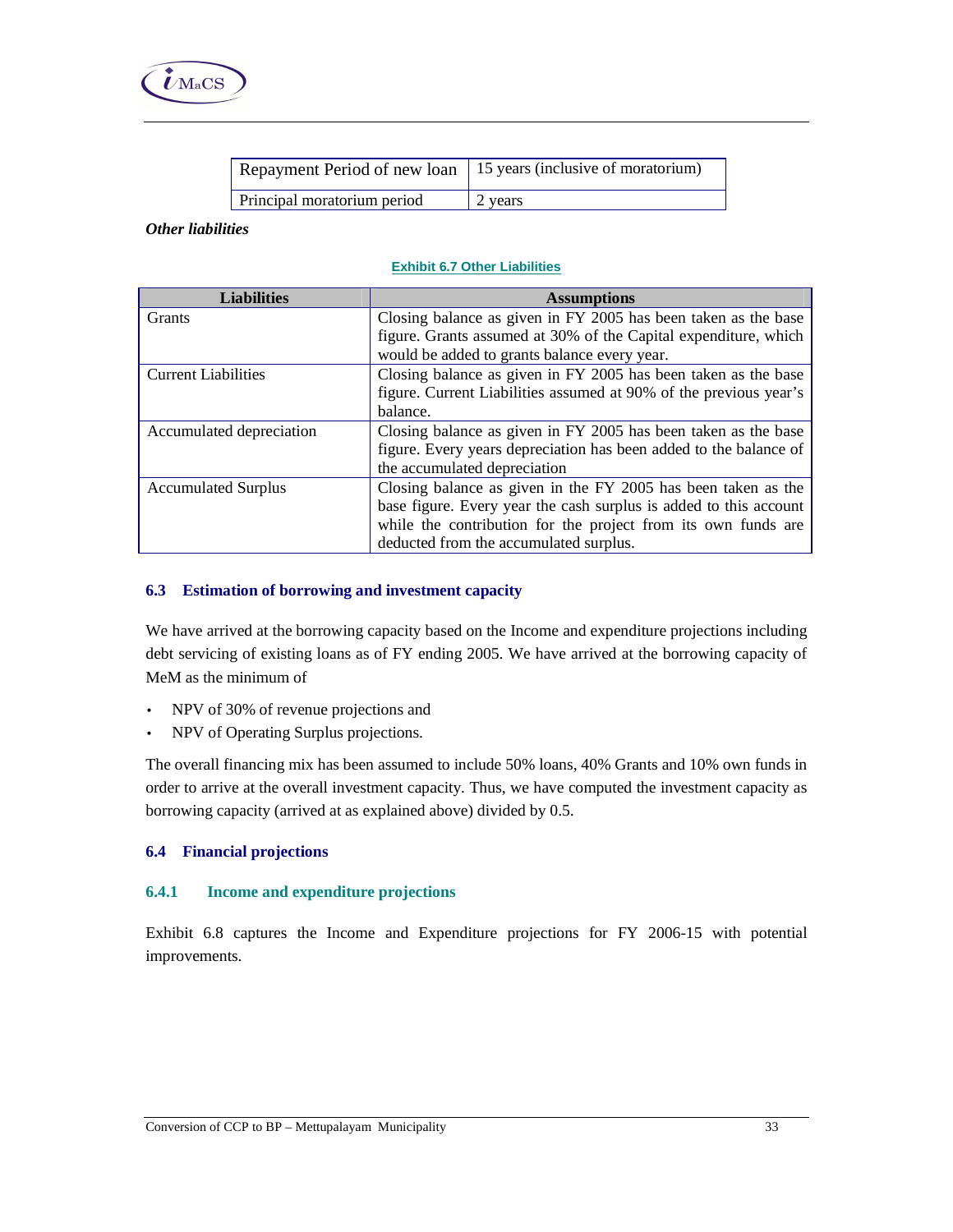| Repayment Period of new loan | 15 years (inclusive of moratorium) |
|---|---|
| Principal moratorium period | 2 years |

***Other liabilities***

**Exhibit 6.7 Other Liabilities**

| Liabilities | Assumptions |
|---|---|
| Grants | Closing balance as given in FY 2005 has been taken as the base figure. Grants assumed at 30% of the Capital expenditure, which would be added to grants balance every year. |
| Current Liabilities | Closing balance as given in FY 2005 has been taken as the base figure. Current Liabilities assumed at 90% of the previous year's balance. |
| Accumulated depreciation | Closing balance as given in FY 2005 has been taken as the base figure. Every years depreciation has been added to the balance of the accumulated depreciation |
| Accumulated Surplus | Closing balance as given in the FY 2005 has been taken as the base figure. Every year the cash surplus is added to this account while the contribution for the project from its own funds are deducted from the accumulated surplus. |

## 6.3 Estimation of borrowing and investment capacity

We have arrived at the borrowing capacity based on the Income and expenditure projections including debt servicing of existing loans as of FY ending 2005. We have arrived at the borrowing capacity of MeM as the minimum of

- NPV of 30% of revenue projections and
- NPV of Operating Surplus projections.

The overall financing mix has been assumed to include 50% loans, 40% Grants and 10% own funds in order to arrive at the overall investment capacity. Thus, we have computed the investment capacity as borrowing capacity (arrived at as explained above) divided by 0.5.

## 6.4 Financial projections

### 6.4.1 Income and expenditure projections

Exhibit 6.8 captures the Income and Expenditure projections for FY 2006-15 with potential improvements.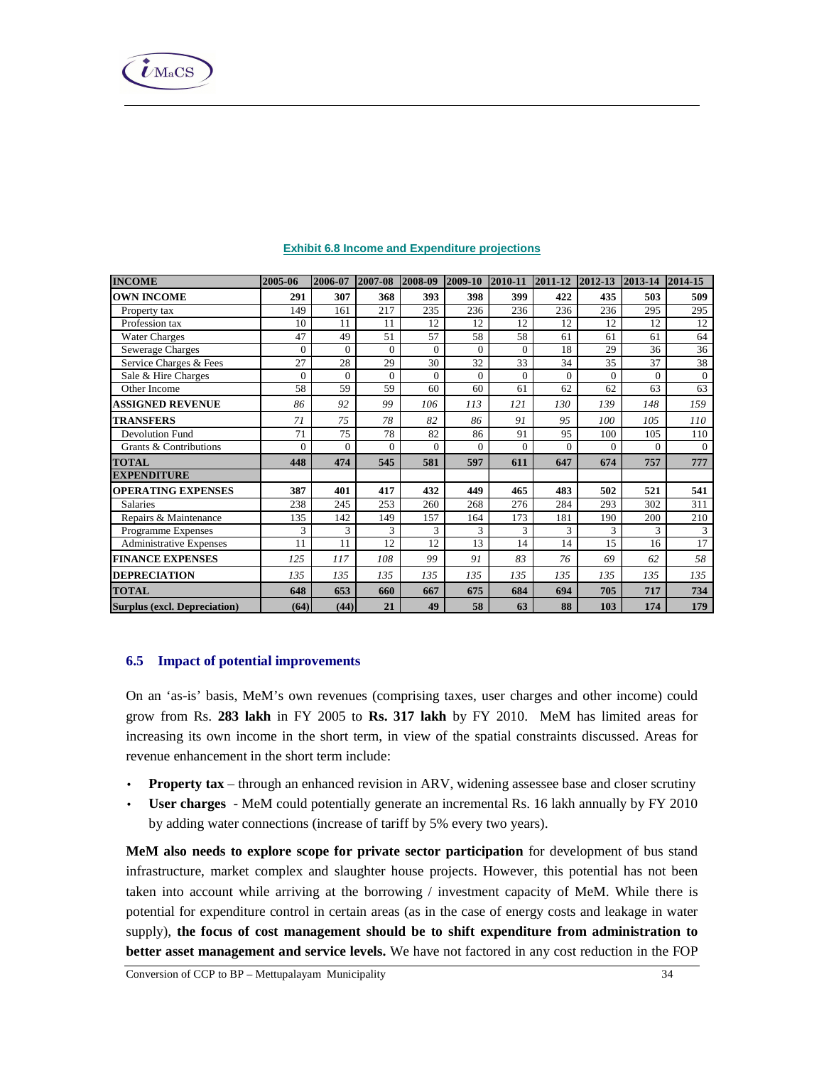**Exhibit 6.8 Income and Expenditure projections**

| INCOME | 2005-06 | 2006-07 | 2007-08 | 2008-09 | 2009-10 | 2010-11 | 2011-12 | 2012-13 | 2013-14 | 2014-15 |
|---|---|---|---|---|---|---|---|---|---|---|
| **OWN INCOME** | **291** | **307** | **368** | **393** | **398** | **399** | **422** | **435** | **503** | **509** |
| Property tax | 149 | 161 | 217 | 235 | 236 | 236 | 236 | 236 | 295 | 295 |
| Profession tax | 10 | 11 | 11 | 12 | 12 | 12 | 12 | 12 | 12 | 12 |
| Water Charges | 47 | 49 | 51 | 57 | 58 | 58 | 61 | 61 | 61 | 64 |
| Sewerage Charges | 0 | 0 | 0 | 0 | 0 | 0 | 18 | 29 | 36 | 36 |
| Service Charges & Fees | 27 | 28 | 29 | 30 | 32 | 33 | 34 | 35 | 37 | 38 |
| Sale & Hire Charges | 0 | 0 | 0 | 0 | 0 | 0 | 0 | 0 | 0 | 0 |
| Other Income | 58 | 59 | 59 | 60 | 60 | 61 | 62 | 62 | 63 | 63 |
| **ASSIGNED REVENUE** | *86* | *92* | *99* | *106* | *113* | *121* | *130* | *139* | *148* | *159* |
| **TRANSFERS** | *71* | *75* | *78* | *82* | *86* | *91* | *95* | *100* | *105* | *110* |
| Devolution Fund | 71 | 75 | 78 | 82 | 86 | 91 | 95 | 100 | 105 | 110 |
| Grants & Contributions | 0 | 0 | 0 | 0 | 0 | 0 | 0 | 0 | 0 | 0 |
| **TOTAL** | **448** | **474** | **545** | **581** | **597** | **611** | **647** | **674** | **757** | **777** |
| **EXPENDITURE** | | | | | | | | | | |
| **OPERATING EXPENSES** | **387** | **401** | **417** | **432** | **449** | **465** | **483** | **502** | **521** | **541** |
| Salaries | 238 | 245 | 253 | 260 | 268 | 276 | 284 | 293 | 302 | 311 |
| Repairs & Maintenance | 135 | 142 | 149 | 157 | 164 | 173 | 181 | 190 | 200 | 210 |
| Programme Expenses | 3 | 3 | 3 | 3 | 3 | 3 | 3 | 3 | 3 | 3 |
| Administrative Expenses | 11 | 11 | 12 | 12 | 13 | 14 | 14 | 15 | 16 | 17 |
| **FINANCE EXPENSES** | *125* | *117* | *108* | *99* | *91* | *83* | *76* | *69* | *62* | *58* |
| **DEPRECIATION** | *135* | *135* | *135* | *135* | *135* | *135* | *135* | *135* | *135* | *135* |
| **TOTAL** | **648** | **653** | **660** | **667** | **675** | **684** | **694** | **705** | **717** | **734** |
| **Surplus (excl. Depreciation)** | **(64)** | **(44)** | **21** | **49** | **58** | **63** | **88** | **103** | **174** | **179** |

## 6.5 Impact of potential improvements

On an 'as-is' basis, MeM's own revenues (comprising taxes, user charges and other income) could grow from Rs. **283 lakh** in FY 2005 to **Rs. 317 lakh** by FY 2010. MeM has limited areas for increasing its own income in the short term, in view of the spatial constraints discussed. Areas for revenue enhancement in the short term include:

- **Property tax** – through an enhanced revision in ARV, widening assessee base and closer scrutiny
- **User charges** - MeM could potentially generate an incremental Rs. 16 lakh annually by FY 2010 by adding water connections (increase of tariff by 5% every two years).

**MeM also needs to explore scope for private sector participation** for development of bus stand infrastructure, market complex and slaughter house projects. However, this potential has not been taken into account while arriving at the borrowing / investment capacity of MeM. While there is potential for expenditure control in certain areas (as in the case of energy costs and leakage in water supply), **the focus of cost management should be to shift expenditure from administration to better asset management and service levels.** We have not factored in any cost reduction in the FOP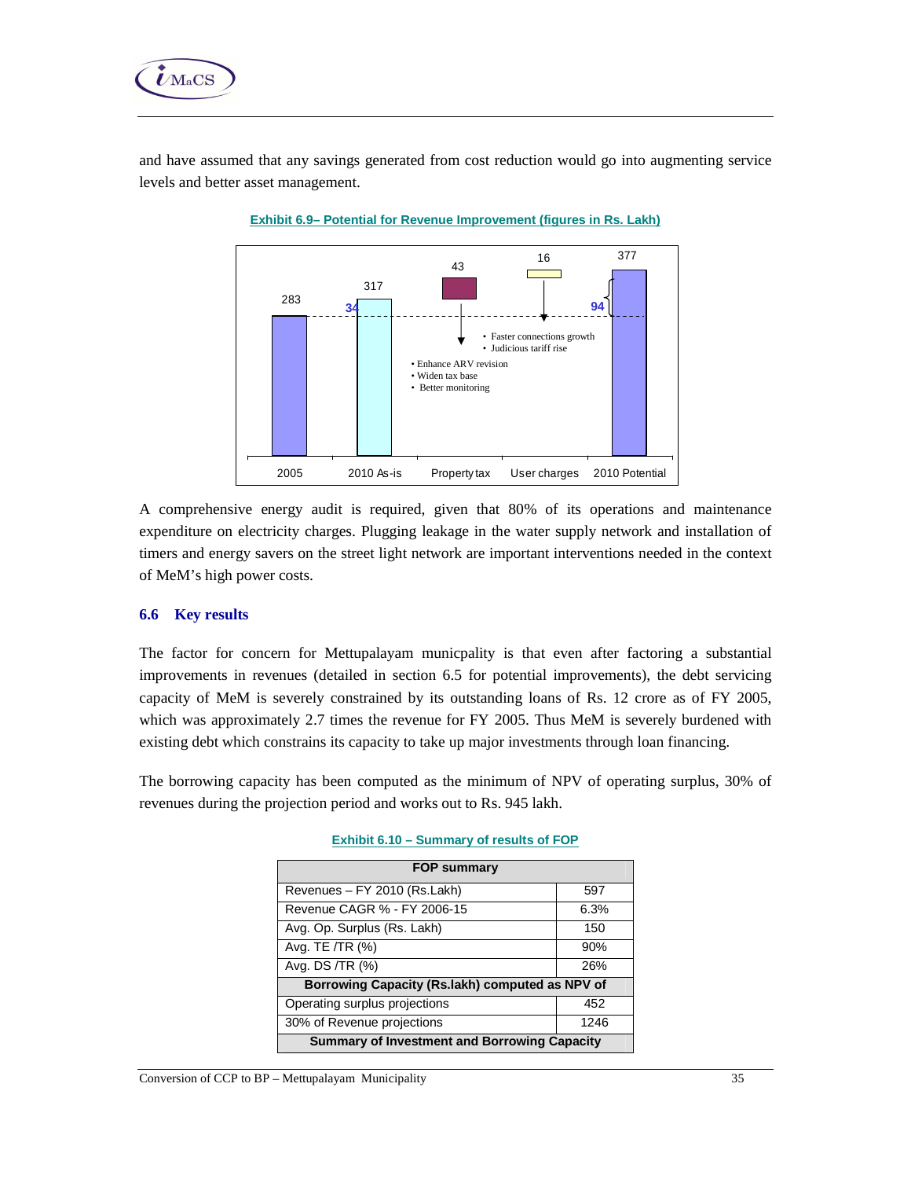and have assumed that any savings generated from cost reduction would go into augmenting service levels and better asset management.

**Exhibit 6.9– Potential for Revenue Improvement (figures in Rs. Lakh)**

| | 2005 | 2010 As-is | Property tax | User charges | 2010 Potential |
|---|---|---|---|---|---|
| Value | 283 | 317 | 43 | 16 | 377 |

- 34 (increase from 2005 to 2010 As-is)
- 94 (increase from 2005 to 2010 Potential)
- Property tax: • Enhance ARV revision • Widen tax base • Better monitoring
- User charges: • Faster connections growth • Judicious tariff rise

A comprehensive energy audit is required, given that 80% of its operations and maintenance expenditure on electricity charges. Plugging leakage in the water supply network and installation of timers and energy savers on the street light network are important interventions needed in the context of MeM's high power costs.

## 6.6 Key results

The factor for concern for Mettupalayam municpality is that even after factoring a substantial improvements in revenues (detailed in section 6.5 for potential improvements), the debt servicing capacity of MeM is severely constrained by its outstanding loans of Rs. 12 crore as of FY 2005, which was approximately 2.7 times the revenue for FY 2005. Thus MeM is severely burdened with existing debt which constrains its capacity to take up major investments through loan financing.

The borrowing capacity has been computed as the minimum of NPV of operating surplus, 30% of revenues during the projection period and works out to Rs. 945 lakh.

**Exhibit 6.10 – Summary of results of FOP**

| FOP summary | |
|---|---|
| Revenues – FY 2010 (Rs.Lakh) | 597 |
| Revenue CAGR % - FY 2006-15 | 6.3% |
| Avg. Op. Surplus (Rs. Lakh) | 150 |
| Avg. TE /TR (%) | 90% |
| Avg. DS /TR (%) | 26% |
| **Borrowing Capacity (Rs.lakh) computed as NPV of** | |
| Operating surplus projections | 452 |
| 30% of Revenue projections | 1246 |
| **Summary of Investment and Borrowing Capacity** | |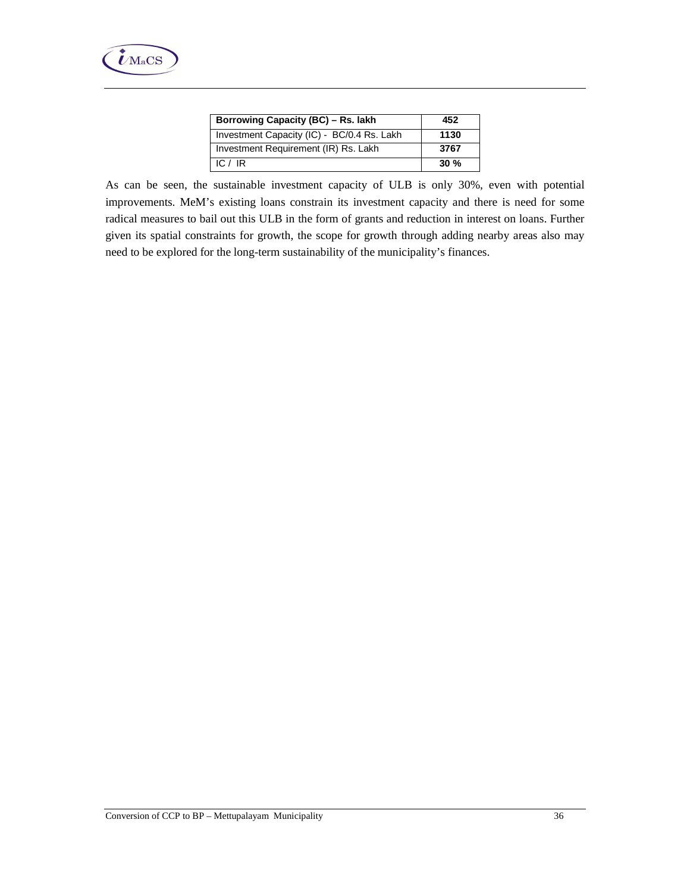| Borrowing Capacity (BC) – Rs. lakh | 452 |
| --- | --- |
| Investment Capacity (IC) - BC/0.4 Rs. Lakh | 1130 |
| Investment Requirement (IR) Rs. Lakh | 3767 |
| IC / IR | 30 % |

As can be seen, the sustainable investment capacity of ULB is only 30%, even with potential improvements. MeM's existing loans constrain its investment capacity and there is need for some radical measures to bail out this ULB in the form of grants and reduction in interest on loans. Further given its spatial constraints for growth, the scope for growth through adding nearby areas also may need to be explored for the long-term sustainability of the municipality's finances.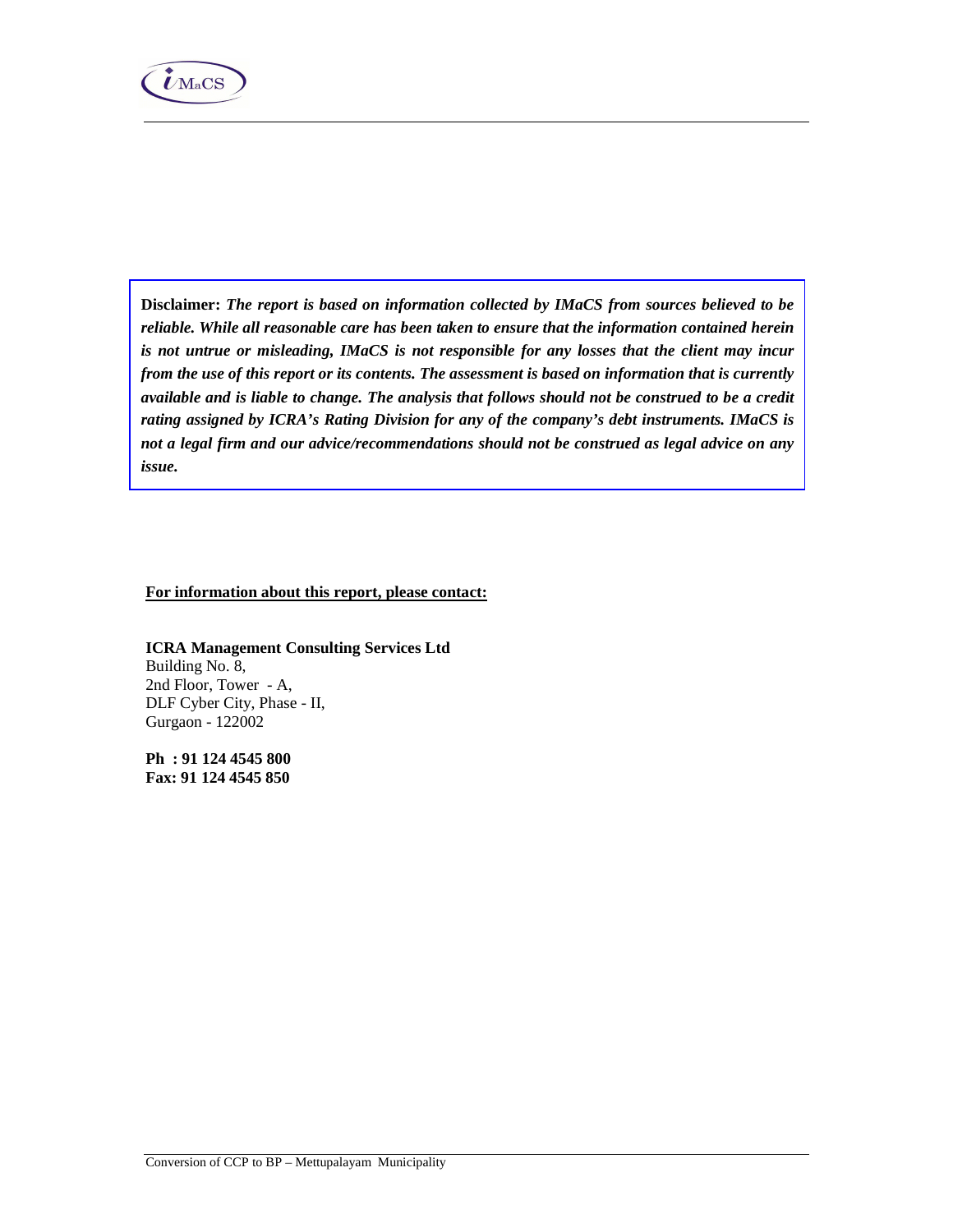**Disclaimer:** ***The report is based on information collected by IMaCS from sources believed to be reliable. While all reasonable care has been taken to ensure that the information contained herein is not untrue or misleading, IMaCS is not responsible for any losses that the client may incur from the use of this report or its contents. The assessment is based on information that is currently available and is liable to change. The analysis that follows should not be construed to be a credit rating assigned by ICRA's Rating Division for any of the company's debt instruments. IMaCS is not a legal firm and our advice/recommendations should not be construed as legal advice on any issue.***

**For information about this report, please contact:**

**ICRA Management Consulting Services Ltd**
Building No. 8,
2nd Floor, Tower - A,
DLF Cyber City, Phase - II,
Gurgaon - 122002

**Ph : 91 124 4545 800**
**Fax: 91 124 4545 850**